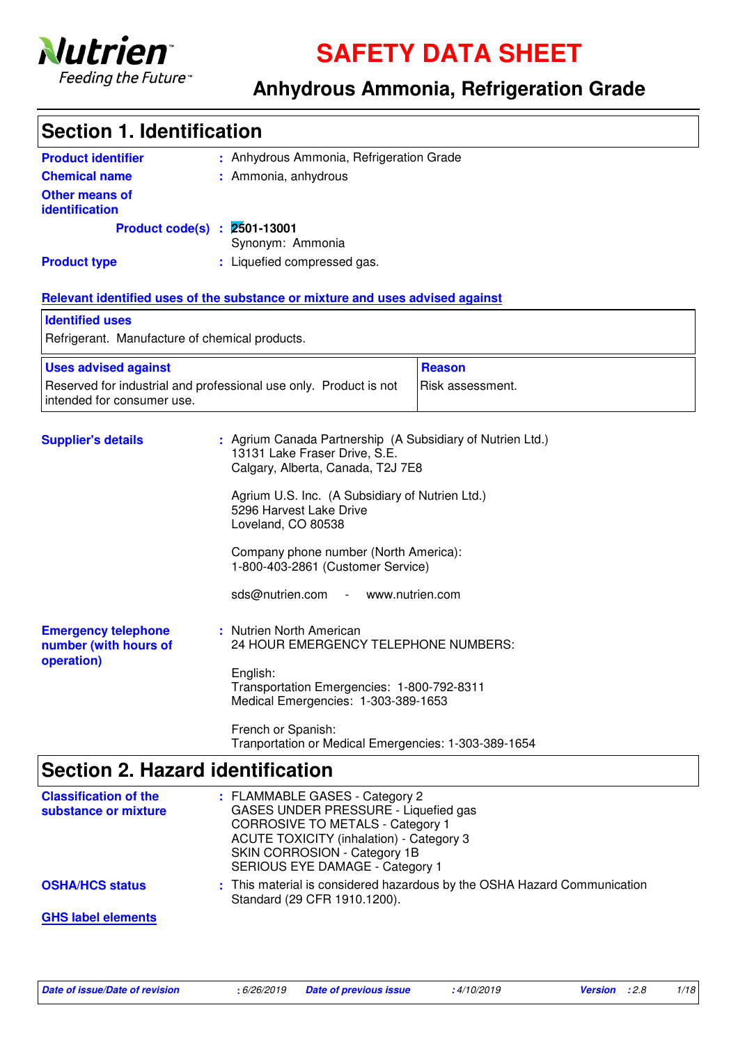Nutrien
Feeding the Future™

# SAFETY DATA SHEET

## Anhydrous Ammonia, Refrigeration Grade

## Section 1. Identification

**Product identifier** : Anhydrous Ammonia, Refrigeration Grade

**Chemical name** : Ammonia, anhydrous

**Other means of identification**

**Product code(s)** : **2501-13001**
Synonym: Ammonia

**Product type** : Liquefied compressed gas.

**Relevant identified uses of the substance or mixture and uses advised against**

| Identified uses | |
|---|---|
| Refrigerant. Manufacture of chemical products. | |

| Uses advised against | Reason |
|---|---|
| Reserved for industrial and professional use only. Product is not intended for consumer use. | Risk assessment. |

**Supplier's details** : Agrium Canada Partnership (A Subsidiary of Nutrien Ltd.)
13131 Lake Fraser Drive, S.E.
Calgary, Alberta, Canada, T2J 7E8

Agrium U.S. Inc. (A Subsidiary of Nutrien Ltd.)
5296 Harvest Lake Drive
Loveland, CO 80538

Company phone number (North America):
1-800-403-2861 (Customer Service)

sds@nutrien.com - www.nutrien.com

**Emergency telephone number (with hours of operation)** : Nutrien North American
24 HOUR EMERGENCY TELEPHONE NUMBERS:

English:
Transportation Emergencies: 1-800-792-8311
Medical Emergencies: 1-303-389-1653

French or Spanish:
Tranportation or Medical Emergencies: 1-303-389-1654

## Section 2. Hazard identification

**Classification of the substance or mixture** : FLAMMABLE GASES - Category 2
GASES UNDER PRESSURE - Liquefied gas
CORROSIVE TO METALS - Category 1
ACUTE TOXICITY (inhalation) - Category 3
SKIN CORROSION - Category 1B
SERIOUS EYE DAMAGE - Category 1

**OSHA/HCS status** : This material is considered hazardous by the OSHA Hazard Communication Standard (29 CFR 1910.1200).

**GHS label elements**

*Date of issue/Date of revision* : 6/26/2019 *Date of previous issue* : 4/10/2019 *Version* : 2.8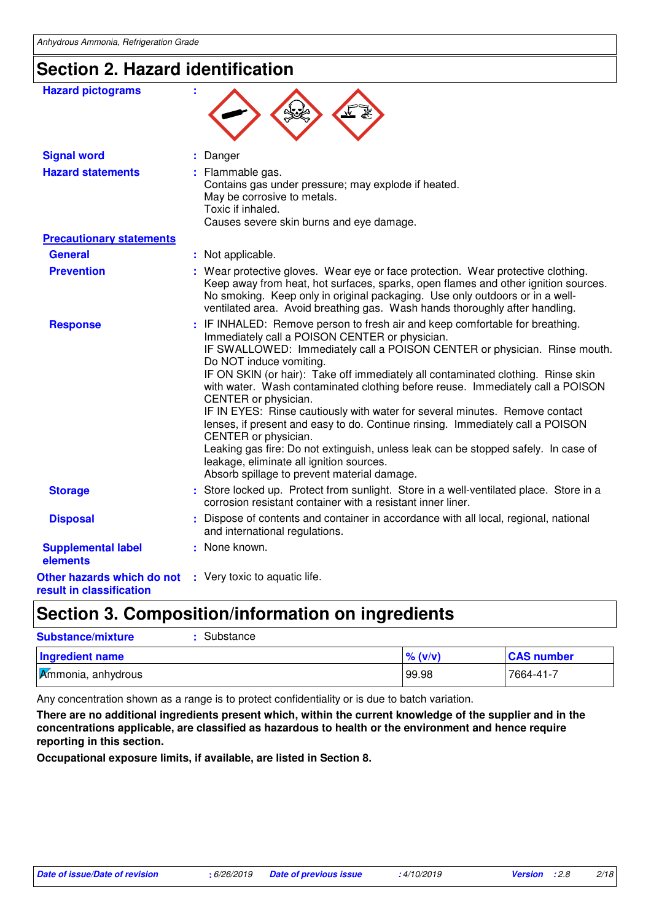## Section 2. Hazard identification

**Hazard pictograms** :

**Signal word** : Danger

**Hazard statements** : Flammable gas.
Contains gas under pressure; may explode if heated.
May be corrosive to metals.
Toxic if inhaled.
Causes severe skin burns and eye damage.

**Precautionary statements**

**General** : Not applicable.

**Prevention** : Wear protective gloves. Wear eye or face protection. Wear protective clothing. Keep away from heat, hot surfaces, sparks, open flames and other ignition sources. No smoking. Keep only in original packaging. Use only outdoors or in a well-ventilated area. Avoid breathing gas. Wash hands thoroughly after handling.

**Response** : IF INHALED: Remove person to fresh air and keep comfortable for breathing. Immediately call a POISON CENTER or physician.
IF SWALLOWED: Immediately call a POISON CENTER or physician. Rinse mouth. Do NOT induce vomiting.
IF ON SKIN (or hair): Take off immediately all contaminated clothing. Rinse skin with water. Wash contaminated clothing before reuse. Immediately call a POISON CENTER or physician.
IF IN EYES: Rinse cautiously with water for several minutes. Remove contact lenses, if present and easy to do. Continue rinsing. Immediately call a POISON CENTER or physician.
Leaking gas fire: Do not extinguish, unless leak can be stopped safely. In case of leakage, eliminate all ignition sources.
Absorb spillage to prevent material damage.

**Storage** : Store locked up. Protect from sunlight. Store in a well-ventilated place. Store in a corrosion resistant container with a resistant inner liner.

**Disposal** : Dispose of contents and container in accordance with all local, regional, national and international regulations.

**Supplemental label elements** : None known.

**Other hazards which do not result in classification** : Very toxic to aquatic life.

## Section 3. Composition/information on ingredients

**Substance/mixture** : Substance

| Ingredient name | % (v/v) | CAS number |
|---|---|---|
| Ammonia, anhydrous | 99.98 | 7664-41-7 |

Any concentration shown as a range is to protect confidentiality or is due to batch variation.

**There are no additional ingredients present which, within the current knowledge of the supplier and in the concentrations applicable, are classified as hazardous to health or the environment and hence require reporting in this section.**

**Occupational exposure limits, if available, are listed in Section 8.**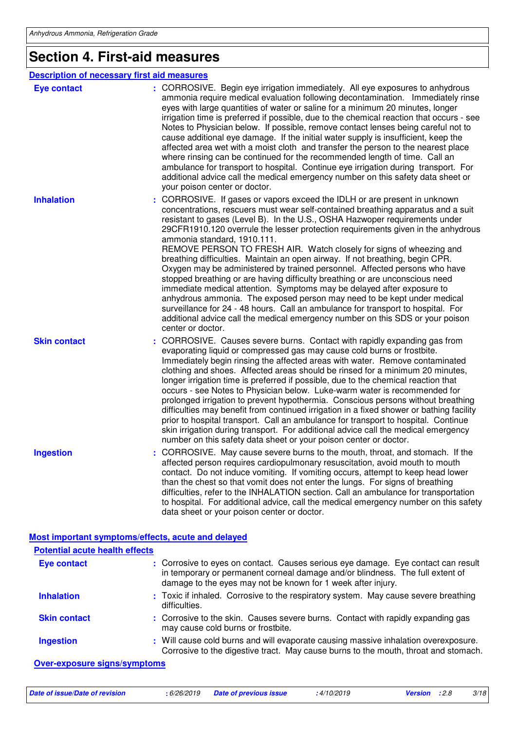# Section 4. First-aid measures

## Description of necessary first aid measures

**Eye contact** : CORROSIVE. Begin eye irrigation immediately. All eye exposures to anhydrous ammonia require medical evaluation following decontamination. Immediately rinse eyes with large quantities of water or saline for a minimum 20 minutes, longer irrigation time is preferred if possible, due to the chemical reaction that occurs - see Notes to Physician below. If possible, remove contact lenses being careful not to cause additional eye damage. If the initial water supply is insufficient, keep the affected area wet with a moist cloth and transfer the person to the nearest place where rinsing can be continued for the recommended length of time. Call an ambulance for transport to hospital. Continue eye irrigation during transport. For additional advice call the medical emergency number on this safety data sheet or your poison center or doctor.

**Inhalation** : CORROSIVE. If gases or vapors exceed the IDLH or are present in unknown concentrations, rescuers must wear self-contained breathing apparatus and a suit resistant to gases (Level B). In the U.S., OSHA Hazwoper requirements under 29CFR1910.120 overrule the lesser protection requirements given in the anhydrous ammonia standard, 1910.111.
REMOVE PERSON TO FRESH AIR. Watch closely for signs of wheezing and breathing difficulties. Maintain an open airway. If not breathing, begin CPR. Oxygen may be administered by trained personnel. Affected persons who have stopped breathing or are having difficulty breathing or are unconscious need immediate medical attention. Symptoms may be delayed after exposure to anhydrous ammonia. The exposed person may need to be kept under medical surveillance for 24 - 48 hours. Call an ambulance for transport to hospital. For additional advice call the medical emergency number on this SDS or your poison center or doctor.

**Skin contact** : CORROSIVE. Causes severe burns. Contact with rapidly expanding gas from evaporating liquid or compressed gas may cause cold burns or frostbite. Immediately begin rinsing the affected areas with water. Remove contaminated clothing and shoes. Affected areas should be rinsed for a minimum 20 minutes, longer irrigation time is preferred if possible, due to the chemical reaction that occurs - see Notes to Physician below. Luke-warm water is recommended for prolonged irrigation to prevent hypothermia. Conscious persons without breathing difficulties may benefit from continued irrigation in a fixed shower or bathing facility prior to hospital transport. Call an ambulance for transport to hospital. Continue skin irrigation during transport. For additional advice call the medical emergency number on this safety data sheet or your poison center or doctor.

**Ingestion** : CORROSIVE. May cause severe burns to the mouth, throat, and stomach. If the affected person requires cardiopulmonary resuscitation, avoid mouth to mouth contact. Do not induce vomiting. If vomiting occurs, attempt to keep head lower than the chest so that vomit does not enter the lungs. For signs of breathing difficulties, refer to the INHALATION section. Call an ambulance for transportation to hospital. For additional advice, call the medical emergency number on this safety data sheet or your poison center or doctor.

## Most important symptoms/effects, acute and delayed

### Potential acute health effects

**Eye contact** : Corrosive to eyes on contact. Causes serious eye damage. Eye contact can result in temporary or permanent corneal damage and/or blindness. The full extent of damage to the eyes may not be known for 1 week after injury.

**Inhalation** : Toxic if inhaled. Corrosive to the respiratory system. May cause severe breathing difficulties.

**Skin contact** : Corrosive to the skin. Causes severe burns. Contact with rapidly expanding gas may cause cold burns or frostbite.

**Ingestion** : Will cause cold burns and will evaporate causing massive inhalation overexposure. Corrosive to the digestive tract. May cause burns to the mouth, throat and stomach.

### Over-exposure signs/symptoms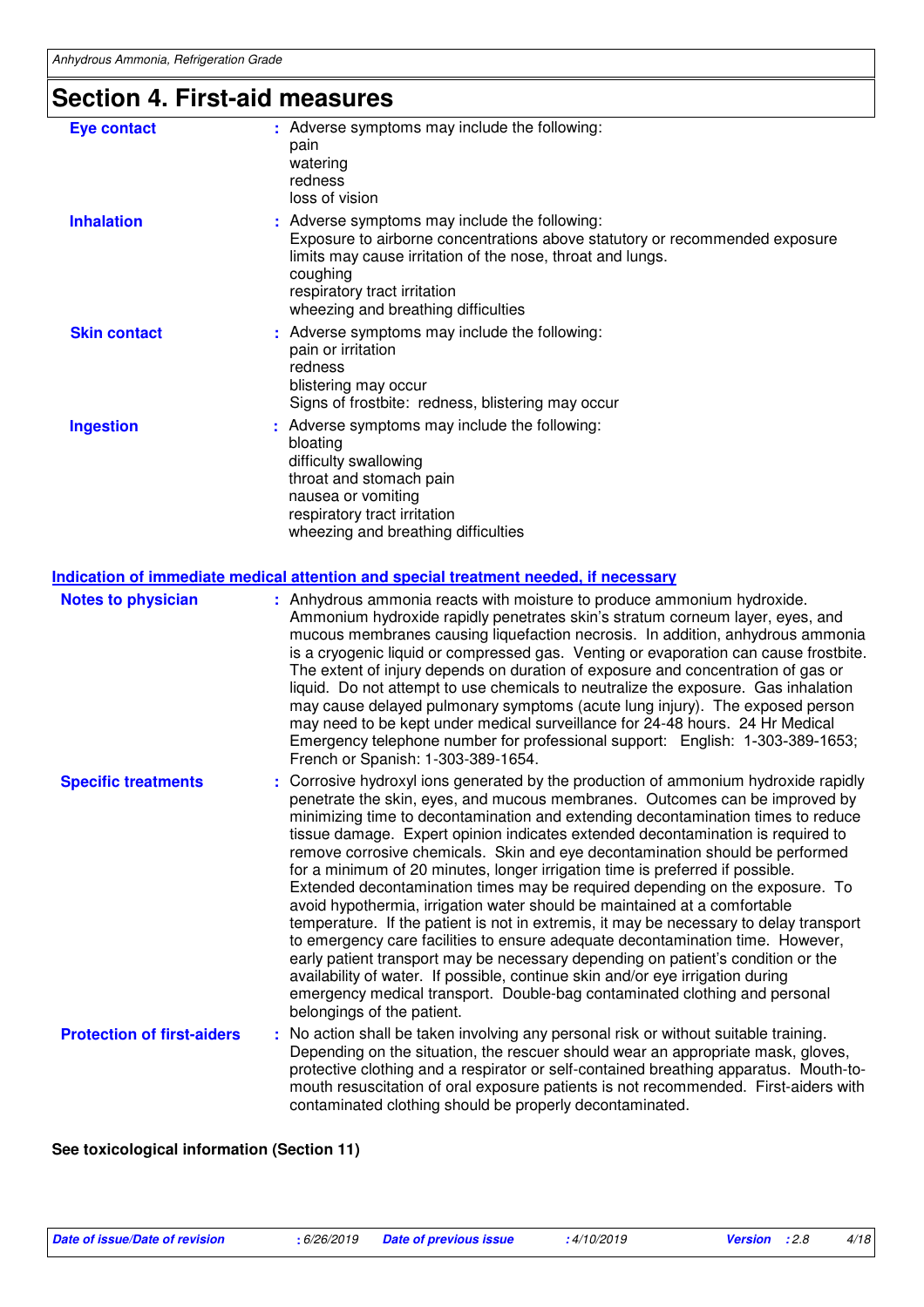# Section 4. First-aid measures

**Eye contact** : Adverse symptoms may include the following:
pain
watering
redness
loss of vision

**Inhalation** : Adverse symptoms may include the following:
Exposure to airborne concentrations above statutory or recommended exposure limits may cause irritation of the nose, throat and lungs.
coughing
respiratory tract irritation
wheezing and breathing difficulties

**Skin contact** : Adverse symptoms may include the following:
pain or irritation
redness
blistering may occur
Signs of frostbite: redness, blistering may occur

**Ingestion** : Adverse symptoms may include the following:
bloating
difficulty swallowing
throat and stomach pain
nausea or vomiting
respiratory tract irritation
wheezing and breathing difficulties

## Indication of immediate medical attention and special treatment needed, if necessary

**Notes to physician** : Anhydrous ammonia reacts with moisture to produce ammonium hydroxide. Ammonium hydroxide rapidly penetrates skin's stratum corneum layer, eyes, and mucous membranes causing liquefaction necrosis. In addition, anhydrous ammonia is a cryogenic liquid or compressed gas. Venting or evaporation can cause frostbite. The extent of injury depends on duration of exposure and concentration of gas or liquid. Do not attempt to use chemicals to neutralize the exposure. Gas inhalation may cause delayed pulmonary symptoms (acute lung injury). The exposed person may need to be kept under medical surveillance for 24-48 hours. 24 Hr Medical Emergency telephone number for professional support: English: 1-303-389-1653; French or Spanish: 1-303-389-1654.

**Specific treatments** : Corrosive hydroxyl ions generated by the production of ammonium hydroxide rapidly penetrate the skin, eyes, and mucous membranes. Outcomes can be improved by minimizing time to decontamination and extending decontamination times to reduce tissue damage. Expert opinion indicates extended decontamination is required to remove corrosive chemicals. Skin and eye decontamination should be performed for a minimum of 20 minutes, longer irrigation time is preferred if possible. Extended decontamination times may be required depending on the exposure. To avoid hypothermia, irrigation water should be maintained at a comfortable temperature. If the patient is not in extremis, it may be necessary to delay transport to emergency care facilities to ensure adequate decontamination time. However, early patient transport may be necessary depending on patient's condition or the availability of water. If possible, continue skin and/or eye irrigation during emergency medical transport. Double-bag contaminated clothing and personal belongings of the patient.

**Protection of first-aiders** : No action shall be taken involving any personal risk or without suitable training. Depending on the situation, the rescuer should wear an appropriate mask, gloves, protective clothing and a respirator or self-contained breathing apparatus. Mouth-to-mouth resuscitation of oral exposure patients is not recommended. First-aiders with contaminated clothing should be properly decontaminated.

**See toxicological information (Section 11)**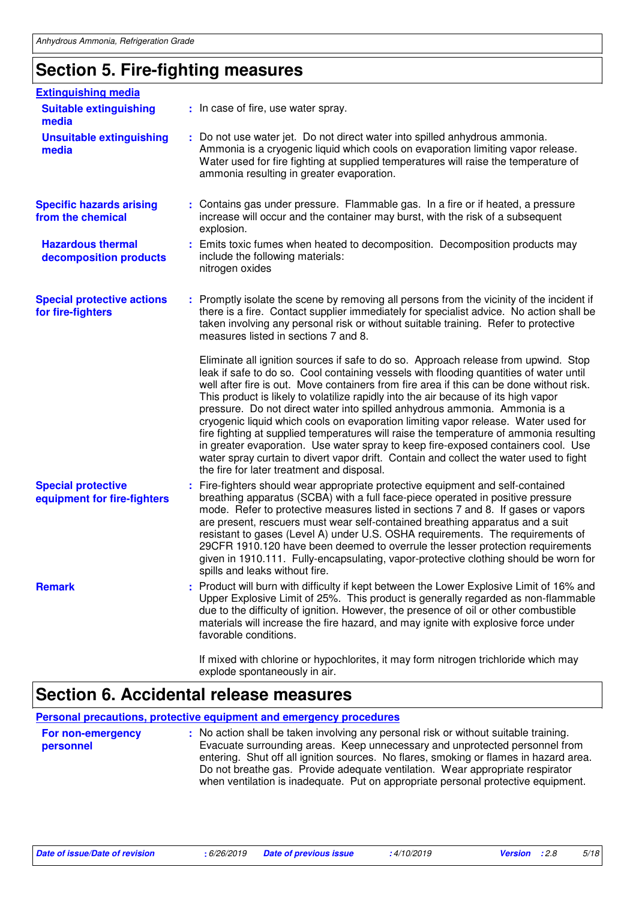## Section 5. Fire-fighting measures

### Extinguishing media

**Suitable extinguishing media** : In case of fire, use water spray.

**Unsuitable extinguishing media** : Do not use water jet. Do not direct water into spilled anhydrous ammonia. Ammonia is a cryogenic liquid which cools on evaporation limiting vapor release. Water used for fire fighting at supplied temperatures will raise the temperature of ammonia resulting in greater evaporation.

**Specific hazards arising from the chemical** : Contains gas under pressure. Flammable gas. In a fire or if heated, a pressure increase will occur and the container may burst, with the risk of a subsequent explosion.

**Hazardous thermal decomposition products** : Emits toxic fumes when heated to decomposition. Decomposition products may include the following materials:
nitrogen oxides

**Special protective actions for fire-fighters** : Promptly isolate the scene by removing all persons from the vicinity of the incident if there is a fire. Contact supplier immediately for specialist advice. No action shall be taken involving any personal risk or without suitable training. Refer to protective measures listed in sections 7 and 8.

Eliminate all ignition sources if safe to do so. Approach release from upwind. Stop leak if safe to do so. Cool containing vessels with flooding quantities of water until well after fire is out. Move containers from fire area if this can be done without risk. This product is likely to volatilize rapidly into the air because of its high vapor pressure. Do not direct water into spilled anhydrous ammonia. Ammonia is a cryogenic liquid which cools on evaporation limiting vapor release. Water used for fire fighting at supplied temperatures will raise the temperature of ammonia resulting in greater evaporation. Use water spray to keep fire-exposed containers cool. Use water spray curtain to divert vapor drift. Contain and collect the water used to fight the fire for later treatment and disposal.

**Special protective equipment for fire-fighters** : Fire-fighters should wear appropriate protective equipment and self-contained breathing apparatus (SCBA) with a full face-piece operated in positive pressure mode. Refer to protective measures listed in sections 7 and 8. If gases or vapors are present, rescuers must wear self-contained breathing apparatus and a suit resistant to gases (Level A) under U.S. OSHA requirements. The requirements of 29CFR 1910.120 have been deemed to overrule the lesser protection requirements given in 1910.111. Fully-encapsulating, vapor-protective clothing should be worn for spills and leaks without fire.

**Remark** : Product will burn with difficulty if kept between the Lower Explosive Limit of 16% and Upper Explosive Limit of 25%. This product is generally regarded as non-flammable due to the difficulty of ignition. However, the presence of oil or other combustible materials will increase the fire hazard, and may ignite with explosive force under favorable conditions.

If mixed with chlorine or hypochlorites, it may form nitrogen trichloride which may explode spontaneously in air.

## Section 6. Accidental release measures

### Personal precautions, protective equipment and emergency procedures

**For non-emergency personnel** : No action shall be taken involving any personal risk or without suitable training. Evacuate surrounding areas. Keep unnecessary and unprotected personnel from entering. Shut off all ignition sources. No flares, smoking or flames in hazard area. Do not breathe gas. Provide adequate ventilation. Wear appropriate respirator when ventilation is inadequate. Put on appropriate personal protective equipment.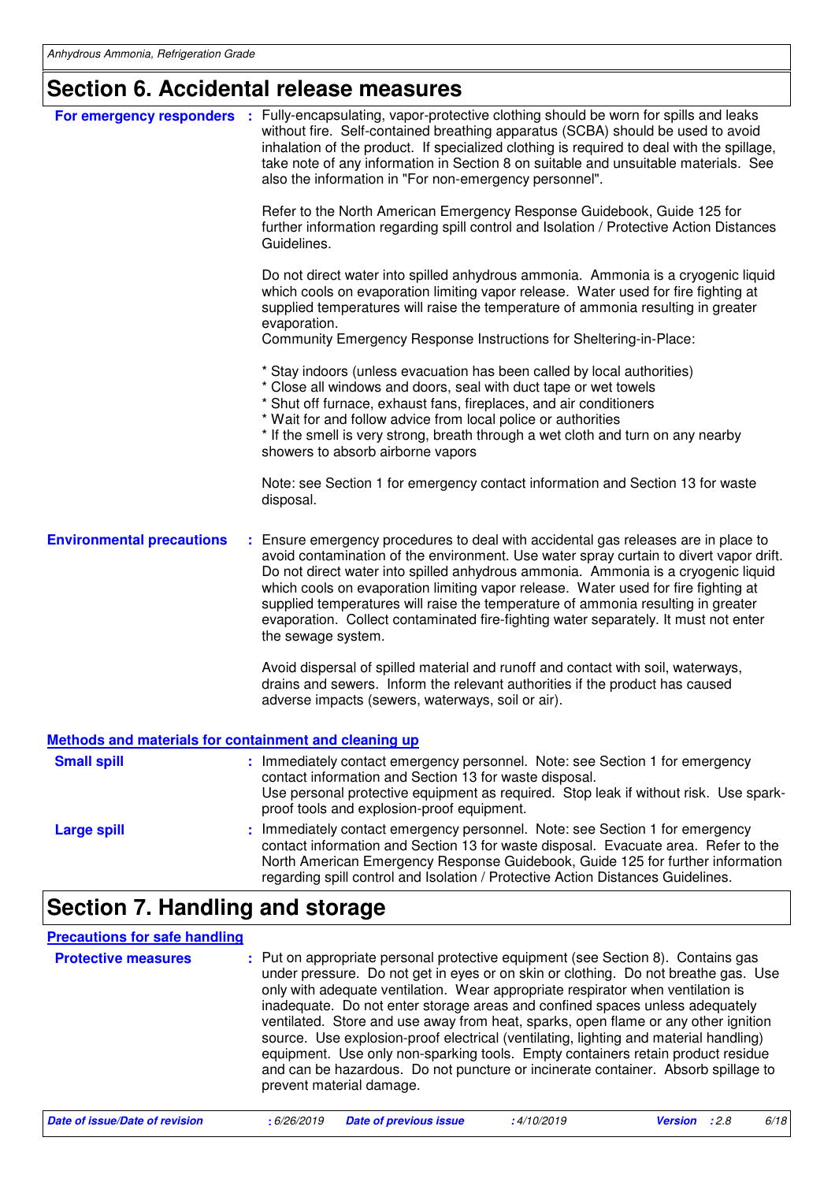# Section 6. Accidental release measures

**For emergency responders** : Fully-encapsulating, vapor-protective clothing should be worn for spills and leaks without fire. Self-contained breathing apparatus (SCBA) should be used to avoid inhalation of the product. If specialized clothing is required to deal with the spillage, take note of any information in Section 8 on suitable and unsuitable materials. See also the information in "For non-emergency personnel".

Refer to the North American Emergency Response Guidebook, Guide 125 for further information regarding spill control and Isolation / Protective Action Distances Guidelines.

Do not direct water into spilled anhydrous ammonia. Ammonia is a cryogenic liquid which cools on evaporation limiting vapor release. Water used for fire fighting at supplied temperatures will raise the temperature of ammonia resulting in greater evaporation.
Community Emergency Response Instructions for Sheltering-in-Place:

* Stay indoors (unless evacuation has been called by local authorities)
* Close all windows and doors, seal with duct tape or wet towels
* Shut off furnace, exhaust fans, fireplaces, and air conditioners
* Wait for and follow advice from local police or authorities
* If the smell is very strong, breath through a wet cloth and turn on any nearby showers to absorb airborne vapors

Note: see Section 1 for emergency contact information and Section 13 for waste disposal.

**Environmental precautions** : Ensure emergency procedures to deal with accidental gas releases are in place to avoid contamination of the environment. Use water spray curtain to divert vapor drift. Do not direct water into spilled anhydrous ammonia. Ammonia is a cryogenic liquid which cools on evaporation limiting vapor release. Water used for fire fighting at supplied temperatures will raise the temperature of ammonia resulting in greater evaporation. Collect contaminated fire-fighting water separately. It must not enter the sewage system.

Avoid dispersal of spilled material and runoff and contact with soil, waterways, drains and sewers. Inform the relevant authorities if the product has caused adverse impacts (sewers, waterways, soil or air).

## Methods and materials for containment and cleaning up

**Small spill** : Immediately contact emergency personnel. Note: see Section 1 for emergency contact information and Section 13 for waste disposal.
Use personal protective equipment as required. Stop leak if without risk. Use spark-proof tools and explosion-proof equipment.

**Large spill** : Immediately contact emergency personnel. Note: see Section 1 for emergency contact information and Section 13 for waste disposal. Evacuate area. Refer to the North American Emergency Response Guidebook, Guide 125 for further information regarding spill control and Isolation / Protective Action Distances Guidelines.

# Section 7. Handling and storage

## Precautions for safe handling

**Protective measures** : Put on appropriate personal protective equipment (see Section 8). Contains gas under pressure. Do not get in eyes or on skin or clothing. Do not breathe gas. Use only with adequate ventilation. Wear appropriate respirator when ventilation is inadequate. Do not enter storage areas and confined spaces unless adequately ventilated. Store and use away from heat, sparks, open flame or any other ignition source. Use explosion-proof electrical (ventilating, lighting and material handling) equipment. Use only non-sparking tools. Empty containers retain product residue and can be hazardous. Do not puncture or incinerate container. Absorb spillage to prevent material damage.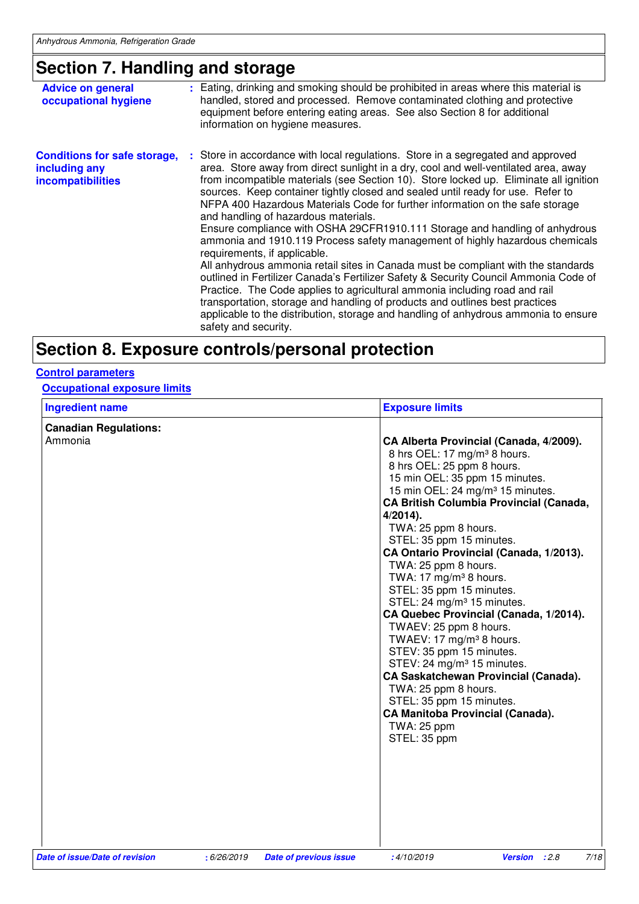## Section 7. Handling and storage

**Advice on general occupational hygiene** : Eating, drinking and smoking should be prohibited in areas where this material is handled, stored and processed. Remove contaminated clothing and protective equipment before entering eating areas. See also Section 8 for additional information on hygiene measures.

**Conditions for safe storage, including any incompatibilities** : Store in accordance with local regulations. Store in a segregated and approved area. Store away from direct sunlight in a dry, cool and well-ventilated area, away from incompatible materials (see Section 10). Store locked up. Eliminate all ignition sources. Keep container tightly closed and sealed until ready for use. Refer to NFPA 400 Hazardous Materials Code for further information on the safe storage and handling of hazardous materials.
Ensure compliance with OSHA 29CFR1910.111 Storage and handling of anhydrous ammonia and 1910.119 Process safety management of highly hazardous chemicals requirements, if applicable.
All anhydrous ammonia retail sites in Canada must be compliant with the standards outlined in Fertilizer Canada's Fertilizer Safety & Security Council Ammonia Code of Practice. The Code applies to agricultural ammonia including road and rail transportation, storage and handling of products and outlines best practices applicable to the distribution, storage and handling of anhydrous ammonia to ensure safety and security.

## Section 8. Exposure controls/personal protection

### Control parameters

#### Occupational exposure limits

| Ingredient name | Exposure limits |
|---|---|
| **Canadian Regulations:**<br>Ammonia | **CA Alberta Provincial (Canada, 4/2009).**<br>8 hrs OEL: 17 mg/m³ 8 hours.<br>8 hrs OEL: 25 ppm 8 hours.<br>15 min OEL: 35 ppm 15 minutes.<br>15 min OEL: 24 mg/m³ 15 minutes.<br>**CA British Columbia Provincial (Canada, 4/2014).**<br>TWA: 25 ppm 8 hours.<br>STEL: 35 ppm 15 minutes.<br>**CA Ontario Provincial (Canada, 1/2013).**<br>TWA: 25 ppm 8 hours.<br>TWA: 17 mg/m³ 8 hours.<br>STEL: 35 ppm 15 minutes.<br>STEL: 24 mg/m³ 15 minutes.<br>**CA Quebec Provincial (Canada, 1/2014).**<br>TWAEV: 25 ppm 8 hours.<br>TWAEV: 17 mg/m³ 8 hours.<br>STEV: 35 ppm 15 minutes.<br>STEV: 24 mg/m³ 15 minutes.<br>**CA Saskatchewan Provincial (Canada).**<br>TWA: 25 ppm 8 hours.<br>STEL: 35 ppm 15 minutes.<br>**CA Manitoba Provincial (Canada).**<br>TWA: 25 ppm<br>STEL: 35 ppm |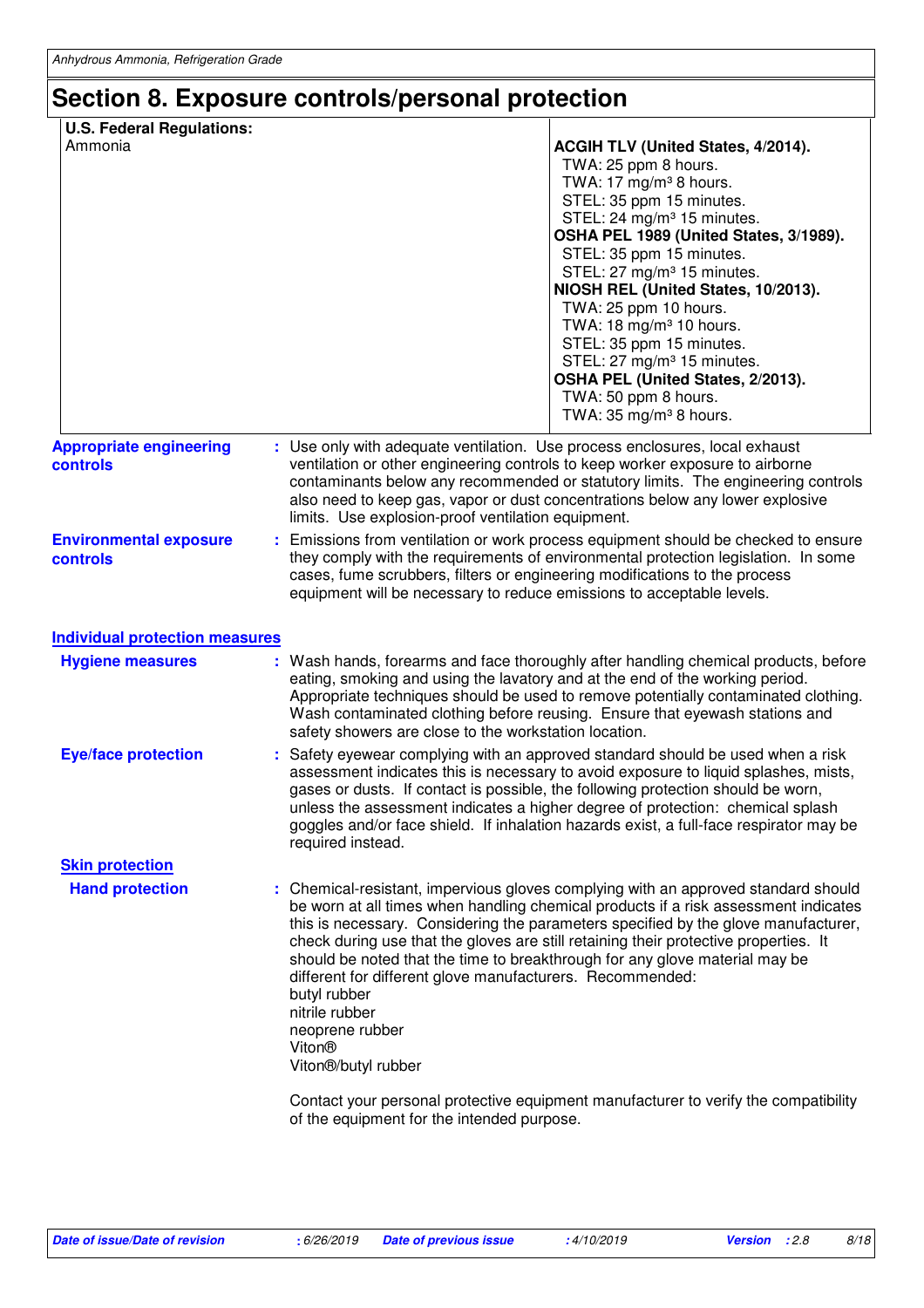# Section 8. Exposure controls/personal protection

| U.S. Federal Regulations: | |
|---|---|
| Ammonia | **ACGIH TLV (United States, 4/2014).**<br>TWA: 25 ppm 8 hours.<br>TWA: 17 mg/m³ 8 hours.<br>STEL: 35 ppm 15 minutes.<br>STEL: 24 mg/m³ 15 minutes.<br>**OSHA PEL 1989 (United States, 3/1989).**<br>STEL: 35 ppm 15 minutes.<br>STEL: 27 mg/m³ 15 minutes.<br>**NIOSH REL (United States, 10/2013).**<br>TWA: 25 ppm 10 hours.<br>TWA: 18 mg/m³ 10 hours.<br>STEL: 35 ppm 15 minutes.<br>STEL: 27 mg/m³ 15 minutes.<br>**OSHA PEL (United States, 2/2013).**<br>TWA: 50 ppm 8 hours.<br>TWA: 35 mg/m³ 8 hours. |

**Appropriate engineering controls** : Use only with adequate ventilation. Use process enclosures, local exhaust ventilation or other engineering controls to keep worker exposure to airborne contaminants below any recommended or statutory limits. The engineering controls also need to keep gas, vapor or dust concentrations below any lower explosive limits. Use explosion-proof ventilation equipment.

**Environmental exposure controls** : Emissions from ventilation or work process equipment should be checked to ensure they comply with the requirements of environmental protection legislation. In some cases, fume scrubbers, filters or engineering modifications to the process equipment will be necessary to reduce emissions to acceptable levels.

## Individual protection measures

**Hygiene measures** : Wash hands, forearms and face thoroughly after handling chemical products, before eating, smoking and using the lavatory and at the end of the working period. Appropriate techniques should be used to remove potentially contaminated clothing. Wash contaminated clothing before reusing. Ensure that eyewash stations and safety showers are close to the workstation location.

**Eye/face protection** : Safety eyewear complying with an approved standard should be used when a risk assessment indicates this is necessary to avoid exposure to liquid splashes, mists, gases or dusts. If contact is possible, the following protection should be worn, unless the assessment indicates a higher degree of protection: chemical splash goggles and/or face shield. If inhalation hazards exist, a full-face respirator may be required instead.

### Skin protection

**Hand protection** : Chemical-resistant, impervious gloves complying with an approved standard should be worn at all times when handling chemical products if a risk assessment indicates this is necessary. Considering the parameters specified by the glove manufacturer, check during use that the gloves are still retaining their protective properties. It should be noted that the time to breakthrough for any glove material may be different for different glove manufacturers. Recommended:
butyl rubber
nitrile rubber
neoprene rubber
Viton®
Viton®/butyl rubber

Contact your personal protective equipment manufacturer to verify the compatibility of the equipment for the intended purpose.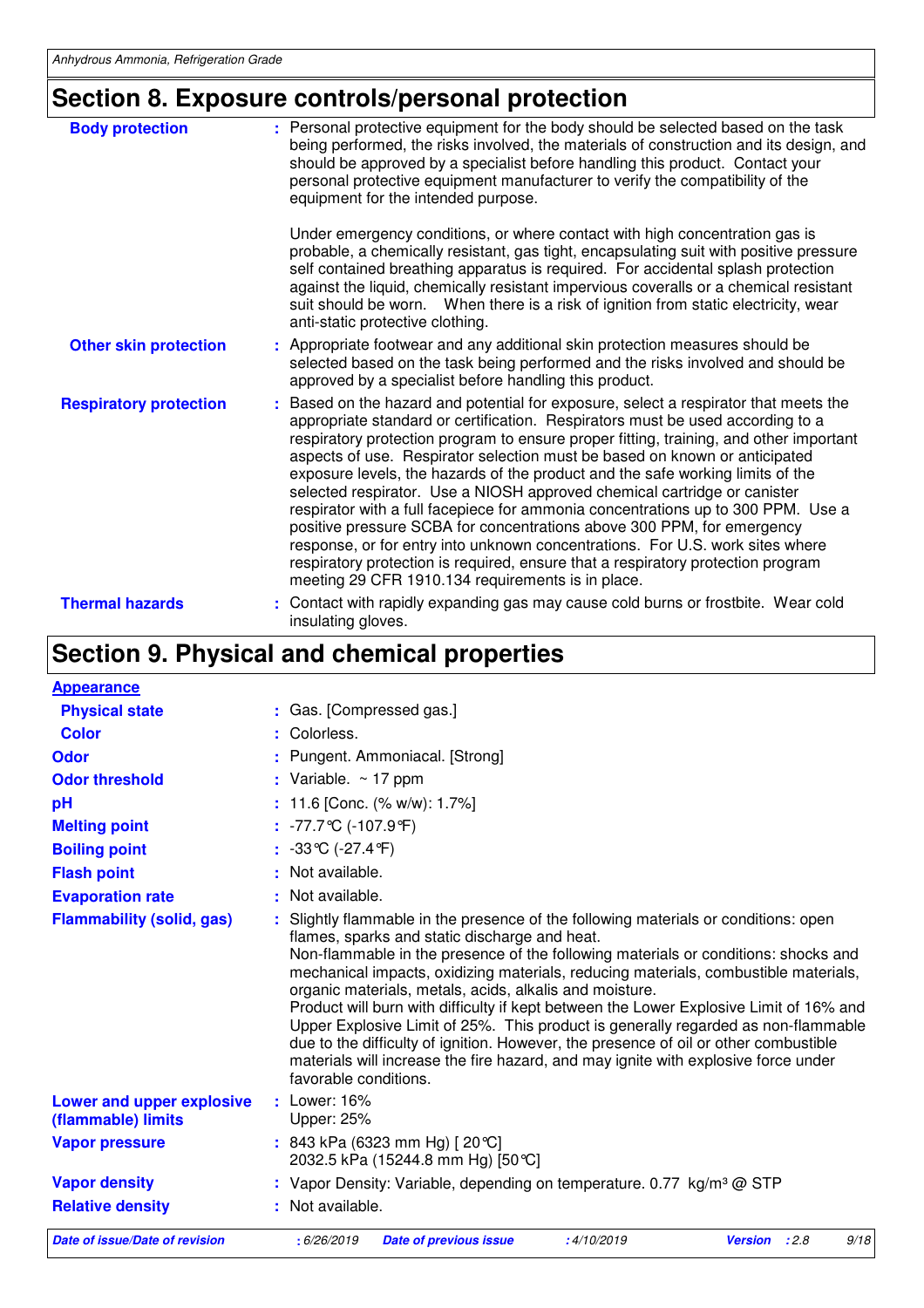## Section 8. Exposure controls/personal protection

| | |
|---|---|
| **Body protection** | : Personal protective equipment for the body should be selected based on the task being performed, the risks involved, the materials of construction and its design, and should be approved by a specialist before handling this product. Contact your personal protective equipment manufacturer to verify the compatibility of the equipment for the intended purpose.<br><br>Under emergency conditions, or where contact with high concentration gas is probable, a chemically resistant, gas tight, encapsulating suit with positive pressure self contained breathing apparatus is required. For accidental splash protection against the liquid, chemically resistant impervious coveralls or a chemical resistant suit should be worn. When there is a risk of ignition from static electricity, wear anti-static protective clothing. |
| **Other skin protection** | : Appropriate footwear and any additional skin protection measures should be selected based on the task being performed and the risks involved and should be approved by a specialist before handling this product. |
| **Respiratory protection** | : Based on the hazard and potential for exposure, select a respirator that meets the appropriate standard or certification. Respirators must be used according to a respiratory protection program to ensure proper fitting, training, and other important aspects of use. Respirator selection must be based on known or anticipated exposure levels, the hazards of the product and the safe working limits of the selected respirator. Use a NIOSH approved chemical cartridge or canister respirator with a full facepiece for ammonia concentrations up to 300 PPM. Use a positive pressure SCBA for concentrations above 300 PPM, for emergency response, or for entry into unknown concentrations. For U.S. work sites where respiratory protection is required, ensure that a respiratory protection program meeting 29 CFR 1910.134 requirements is in place. |
| **Thermal hazards** | : Contact with rapidly expanding gas may cause cold burns or frostbite. Wear cold insulating gloves. |

## Section 9. Physical and chemical properties

**Appearance**

| | |
|---|---|
| **Physical state** | : Gas. [Compressed gas.] |
| **Color** | : Colorless. |
| **Odor** | : Pungent. Ammoniacal. [Strong] |
| **Odor threshold** | : Variable. ~ 17 ppm |
| **pH** | : 11.6 [Conc. (% w/w): 1.7%] |
| **Melting point** | : -77.7°C (-107.9°F) |
| **Boiling point** | : -33°C (-27.4°F) |
| **Flash point** | : Not available. |
| **Evaporation rate** | : Not available. |
| **Flammability (solid, gas)** | : Slightly flammable in the presence of the following materials or conditions: open flames, sparks and static discharge and heat.<br>Non-flammable in the presence of the following materials or conditions: shocks and mechanical impacts, oxidizing materials, reducing materials, combustible materials, organic materials, metals, acids, alkalis and moisture.<br>Product will burn with difficulty if kept between the Lower Explosive Limit of 16% and Upper Explosive Limit of 25%. This product is generally regarded as non-flammable due to the difficulty of ignition. However, the presence of oil or other combustible materials will increase the fire hazard, and may ignite with explosive force under favorable conditions. |
| **Lower and upper explosive (flammable) limits** | : Lower: 16%<br>Upper: 25% |
| **Vapor pressure** | : 843 kPa (6323 mm Hg) [ 20°C]<br>2032.5 kPa (15244.8 mm Hg) [50°C] |
| **Vapor density** | : Vapor Density: Variable, depending on temperature. 0.77 kg/m³ @ STP |
| **Relative density** | : Not available. |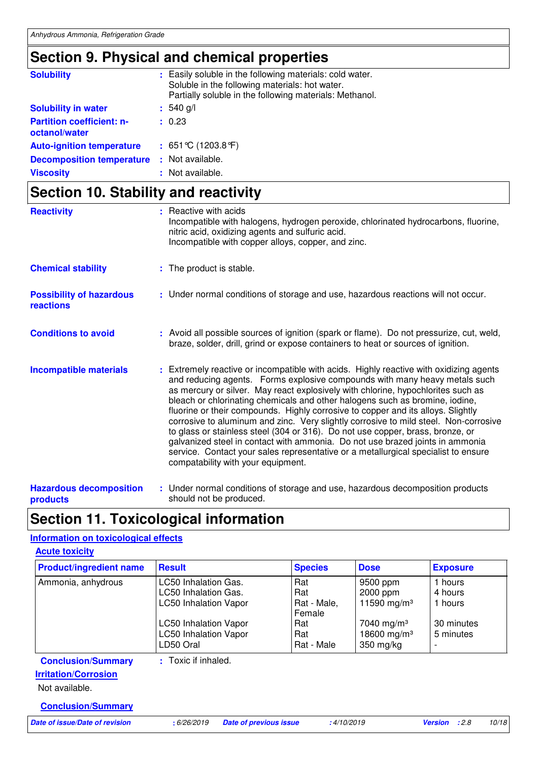## Section 9. Physical and chemical properties

| | | |
|---|---|---|
| **Solubility** | : | Easily soluble in the following materials: cold water.<br>Soluble in the following materials: hot water.<br>Partially soluble in the following materials: Methanol. |
| **Solubility in water** | : | 540 g/l |
| **Partition coefficient: n-octanol/water** | : | 0.23 |
| **Auto-ignition temperature** | : | 651°C (1203.8°F) |
| **Decomposition temperature** | : | Not available. |
| **Viscosity** | : | Not available. |

## Section 10. Stability and reactivity

**Reactivity** : Reactive with acids
Incompatible with halogens, hydrogen peroxide, chlorinated hydrocarbons, fluorine, nitric acid, oxidizing agents and sulfuric acid.
Incompatible with copper alloys, copper, and zinc.

**Chemical stability** : The product is stable.

**Possibility of hazardous reactions** : Under normal conditions of storage and use, hazardous reactions will not occur.

**Conditions to avoid** : Avoid all possible sources of ignition (spark or flame). Do not pressurize, cut, weld, braze, solder, drill, grind or expose containers to heat or sources of ignition.

**Incompatible materials** : Extremely reactive or incompatible with acids. Highly reactive with oxidizing agents and reducing agents. Forms explosive compounds with many heavy metals such as mercury or silver. May react explosively with chlorine, hypochlorites such as bleach or chlorinating chemicals and other halogens such as bromine, iodine, fluorine or their compounds. Highly corrosive to copper and its alloys. Slightly corrosive to aluminum and zinc. Very slightly corrosive to mild steel. Non-corrosive to glass or stainless steel (304 or 316). Do not use copper, brass, bronze, or galvanized steel in contact with ammonia. Do not use brazed joints in ammonia service. Contact your sales representative or a metallurgical specialist to ensure compatability with your equipment.

**Hazardous decomposition products** : Under normal conditions of storage and use, hazardous decomposition products should not be produced.

## Section 11. Toxicological information

### Information on toxicological effects

#### Acute toxicity

| Product/ingredient name | Result | Species | Dose | Exposure |
|---|---|---|---|---|
| Ammonia, anhydrous | LC50 Inhalation Gas. | Rat | 9500 ppm | 1 hours |
| | LC50 Inhalation Gas. | Rat | 2000 ppm | 4 hours |
| | LC50 Inhalation Vapor | Rat - Male, Female | 11590 mg/m³ | 1 hours |
| | LC50 Inhalation Vapor | Rat | 7040 mg/m³ | 30 minutes |
| | LC50 Inhalation Vapor | Rat | 18600 mg/m³ | 5 minutes |
| | LD50 Oral | Rat - Male | 350 mg/kg | - |

**Conclusion/Summary** : Toxic if inhaled.

#### Irritation/Corrosion

Not available.

**Conclusion/Summary**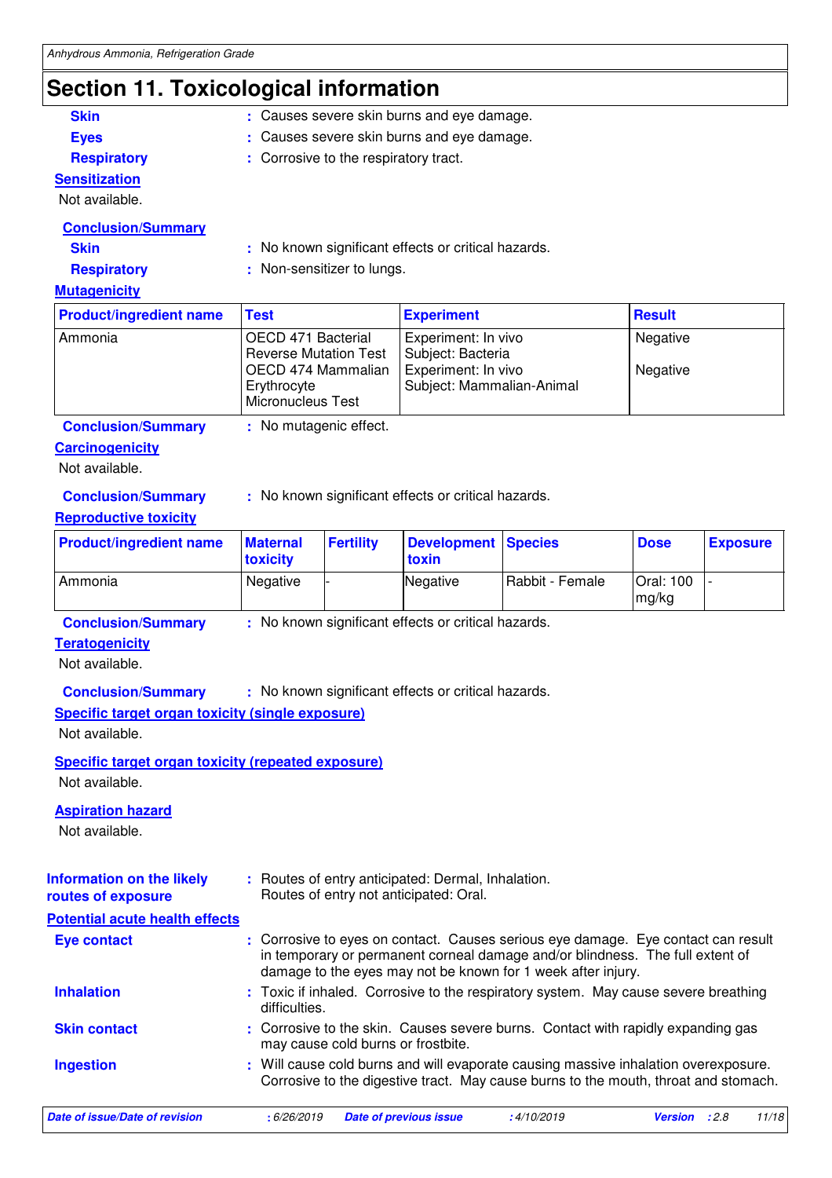# Section 11. Toxicological information

**Skin** : Causes severe skin burns and eye damage.

**Eyes** : Causes severe skin burns and eye damage.

**Respiratory** : Corrosive to the respiratory tract.

**Sensitization**

Not available.

**Conclusion/Summary**

**Skin** : No known significant effects or critical hazards.

**Respiratory** : Non-sensitizer to lungs.

**Mutagenicity**

| Product/ingredient name | Test | Experiment | Result |
|---|---|---|---|
| Ammonia | OECD 471 Bacterial Reverse Mutation Test | Experiment: In vivo<br>Subject: Bacteria | Negative |
| | OECD 474 Mammalian Erythrocyte Micronucleus Test | Experiment: In vivo<br>Subject: Mammalian-Animal | Negative |

**Conclusion/Summary** : No mutagenic effect.

**Carcinogenicity**

Not available.

**Conclusion/Summary** : No known significant effects or critical hazards.

**Reproductive toxicity**

| Product/ingredient name | Maternal toxicity | Fertility | Development toxin | Species | Dose | Exposure |
|---|---|---|---|---|---|---|
| Ammonia | Negative | - | Negative | Rabbit - Female | Oral: 100 mg/kg | - |

**Conclusion/Summary** : No known significant effects or critical hazards.

**Teratogenicity**

Not available.

**Conclusion/Summary** : No known significant effects or critical hazards.

**Specific target organ toxicity (single exposure)**

Not available.

**Specific target organ toxicity (repeated exposure)**

Not available.

**Aspiration hazard**

Not available.

**Information on the likely routes of exposure** : Routes of entry anticipated: Dermal, Inhalation.
Routes of entry not anticipated: Oral.

**Potential acute health effects**

**Eye contact** : Corrosive to eyes on contact. Causes serious eye damage. Eye contact can result in temporary or permanent corneal damage and/or blindness. The full extent of damage to the eyes may not be known for 1 week after injury.

**Inhalation** : Toxic if inhaled. Corrosive to the respiratory system. May cause severe breathing difficulties.

**Skin contact** : Corrosive to the skin. Causes severe burns. Contact with rapidly expanding gas may cause cold burns or frostbite.

**Ingestion** : Will cause cold burns and will evaporate causing massive inhalation overexposure. Corrosive to the digestive tract. May cause burns to the mouth, throat and stomach.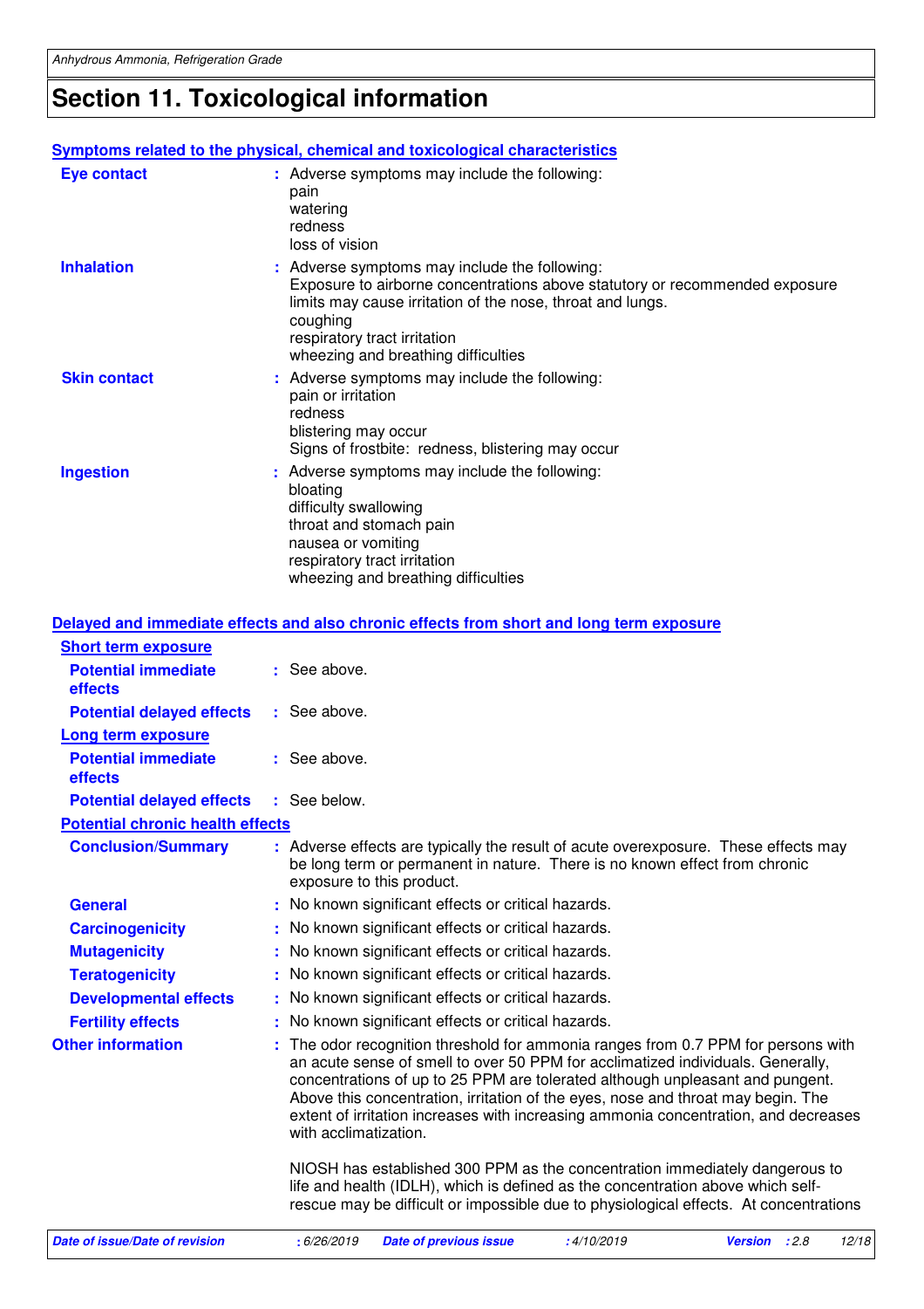# Section 11. Toxicological information

### Symptoms related to the physical, chemical and toxicological characteristics

**Eye contact** : Adverse symptoms may include the following:
pain
watering
redness
loss of vision

**Inhalation** : Adverse symptoms may include the following:
Exposure to airborne concentrations above statutory or recommended exposure limits may cause irritation of the nose, throat and lungs.
coughing
respiratory tract irritation
wheezing and breathing difficulties

**Skin contact** : Adverse symptoms may include the following:
pain or irritation
redness
blistering may occur
Signs of frostbite: redness, blistering may occur

**Ingestion** : Adverse symptoms may include the following:
bloating
difficulty swallowing
throat and stomach pain
nausea or vomiting
respiratory tract irritation
wheezing and breathing difficulties

### Delayed and immediate effects and also chronic effects from short and long term exposure

**Short term exposure**

**Potential immediate effects** : See above.

**Potential delayed effects** : See above.

**Long term exposure**

**Potential immediate effects** : See above.

**Potential delayed effects** : See below.

**Potential chronic health effects**

**Conclusion/Summary** : Adverse effects are typically the result of acute overexposure. These effects may be long term or permanent in nature. There is no known effect from chronic exposure to this product.

**General** : No known significant effects or critical hazards.

**Carcinogenicity** : No known significant effects or critical hazards.

**Mutagenicity** : No known significant effects or critical hazards.

**Teratogenicity** : No known significant effects or critical hazards.

**Developmental effects** : No known significant effects or critical hazards.

**Fertility effects** : No known significant effects or critical hazards.

**Other information** : The odor recognition threshold for ammonia ranges from 0.7 PPM for persons with an acute sense of smell to over 50 PPM for acclimatized individuals. Generally, concentrations of up to 25 PPM are tolerated although unpleasant and pungent. Above this concentration, irritation of the eyes, nose and throat may begin. The extent of irritation increases with increasing ammonia concentration, and decreases with acclimatization.

NIOSH has established 300 PPM as the concentration immediately dangerous to life and health (IDLH), which is defined as the concentration above which self-rescue may be difficult or impossible due to physiological effects. At concentrations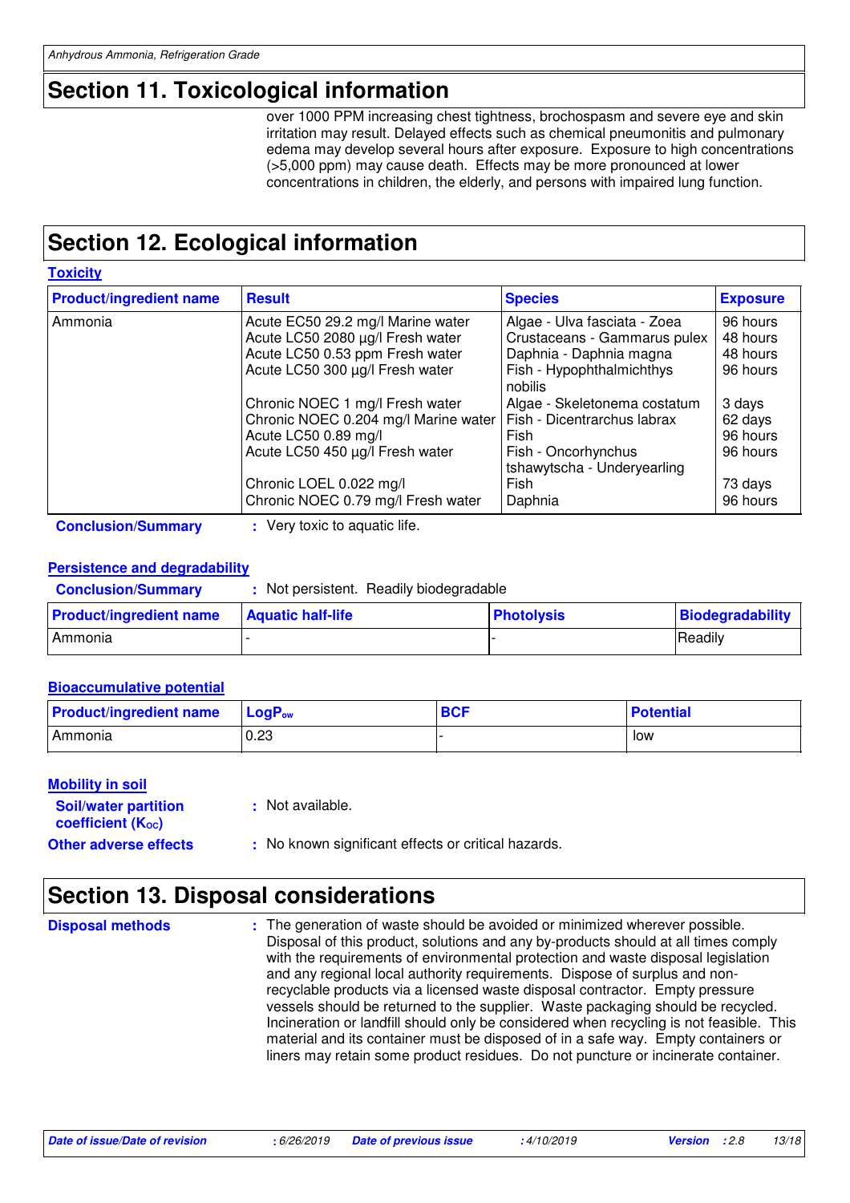## Section 11. Toxicological information

over 1000 PPM increasing chest tightness, brochospasm and severe eye and skin irritation may result. Delayed effects such as chemical pneumonitis and pulmonary edema may develop several hours after exposure. Exposure to high concentrations (>5,000 ppm) may cause death. Effects may be more pronounced at lower concentrations in children, the elderly, and persons with impaired lung function.

## Section 12. Ecological information

### Toxicity

| Product/ingredient name | Result | Species | Exposure |
|---|---|---|---|
| Ammonia | Acute EC50 29.2 mg/l Marine water | Algae - Ulva fasciata - Zoea | 96 hours |
| | Acute LC50 2080 µg/l Fresh water | Crustaceans - Gammarus pulex | 48 hours |
| | Acute LC50 0.53 ppm Fresh water | Daphnia - Daphnia magna | 48 hours |
| | Acute LC50 300 µg/l Fresh water | Fish - Hypophthalmichthys nobilis | 96 hours |
| | Chronic NOEC 1 mg/l Fresh water | Algae - Skeletonema costatum | 3 days |
| | Chronic NOEC 0.204 mg/l Marine water | Fish - Dicentrarchus labrax | 62 days |
| | Acute LC50 0.89 mg/l | Fish | 96 hours |
| | Acute LC50 450 µg/l Fresh water | Fish - Oncorhynchus tshawytscha - Underyearling | 96 hours |
| | Chronic LOEL 0.022 mg/l | Fish | 73 days |
| | Chronic NOEC 0.79 mg/l Fresh water | Daphnia | 96 hours |

**Conclusion/Summary** : Very toxic to aquatic life.

### Persistence and degradability

**Conclusion/Summary** : Not persistent. Readily biodegradable

| Product/ingredient name | Aquatic half-life | Photolysis | Biodegradability |
|---|---|---|---|
| Ammonia | - | - | Readily |

### Bioaccumulative potential

| Product/ingredient name | $LogP_{ow}$ | BCF | Potential |
|---|---|---|---|
| Ammonia | 0.23 | - | low |

### Mobility in soil

**Soil/water partition coefficient ($K_{OC}$)** : Not available.

**Other adverse effects** : No known significant effects or critical hazards.

## Section 13. Disposal considerations

**Disposal methods** : The generation of waste should be avoided or minimized wherever possible. Disposal of this product, solutions and any by-products should at all times comply with the requirements of environmental protection and waste disposal legislation and any regional local authority requirements. Dispose of surplus and non-recyclable products via a licensed waste disposal contractor. Empty pressure vessels should be returned to the supplier. Waste packaging should be recycled. Incineration or landfill should only be considered when recycling is not feasible. This material and its container must be disposed of in a safe way. Empty containers or liners may retain some product residues. Do not puncture or incinerate container.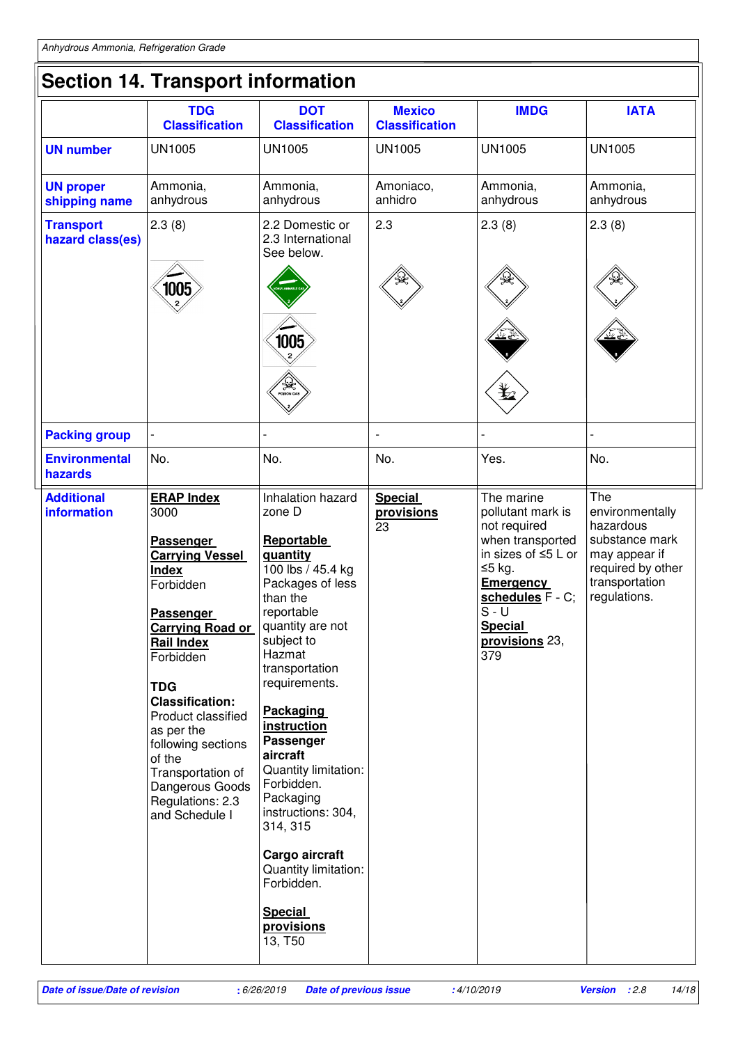## Section 14. Transport information

| | TDG Classification | DOT Classification | Mexico Classification | IMDG | IATA |
|---|---|---|---|---|---|
| **UN number** | UN1005 | UN1005 | UN1005 | UN1005 | UN1005 |
| **UN proper shipping name** | Ammonia, anhydrous | Ammonia, anhydrous | Amoniaco, anhidro | Ammonia, anhydrous | Ammonia, anhydrous |
| **Transport hazard class(es)** | 2.3 (8) | 2.2 Domestic or 2.3 International See below. | 2.3 | 2.3 (8) | 2.3 (8) |
| **Packing group** | - | - | - | - | - |
| **Environmental hazards** | No. | No. | No. | Yes. | No. |
| **Additional information** | **ERAP Index** 3000<br><br>**Passenger Carrying Vessel Index** Forbidden<br><br>**Passenger Carrying Road or Rail Index** Forbidden<br><br>**TDG Classification:** Product classified as per the following sections of the Transportation of Dangerous Goods Regulations: 2.3 and Schedule I | Inhalation hazard zone D<br><br>**Reportable quantity** 100 lbs / 45.4 kg Packages of less than the reportable quantity are not subject to Hazmat transportation requirements.<br><br>**Packaging instruction Passenger aircraft** Quantity limitation: Forbidden. Packaging instructions: 304, 314, 315<br><br>**Cargo aircraft** Quantity limitation: Forbidden.<br><br>**Special provisions** 13, T50 | **Special provisions** 23 | The marine pollutant mark is not required when transported in sizes of ≤5 L or ≤5 kg.<br>**Emergency schedules** F - C; S - U<br>**Special provisions** 23, 379 | The environmentally hazardous substance mark may appear if required by other transportation regulations. |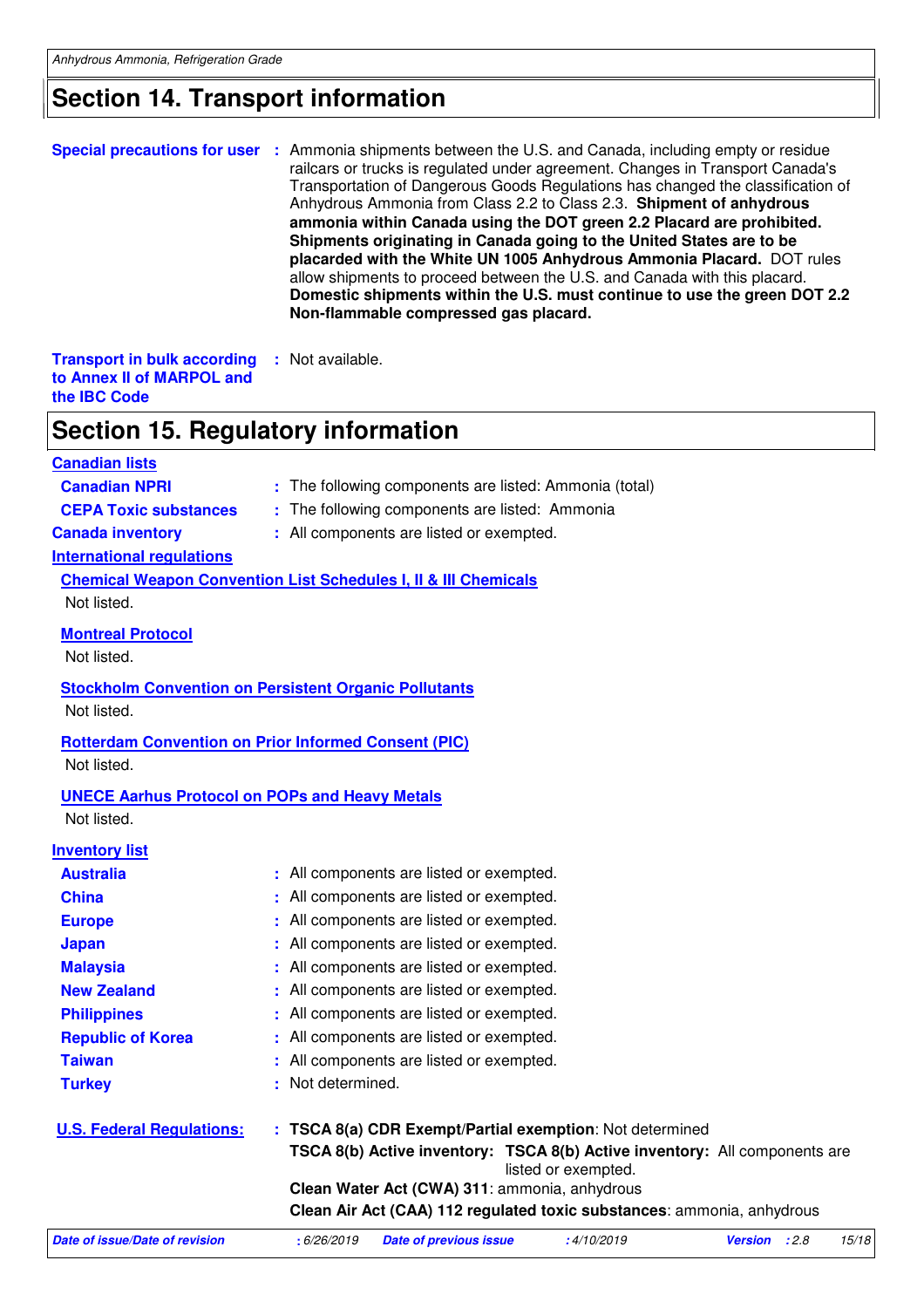## Section 14. Transport information

**Special precautions for user** : Ammonia shipments between the U.S. and Canada, including empty or residue railcars or trucks is regulated under agreement. Changes in Transport Canada's Transportation of Dangerous Goods Regulations has changed the classification of Anhydrous Ammonia from Class 2.2 to Class 2.3. **Shipment of anhydrous ammonia within Canada using the DOT green 2.2 Placard are prohibited. Shipments originating in Canada going to the United States are to be placarded with the White UN 1005 Anhydrous Ammonia Placard.** DOT rules allow shipments to proceed between the U.S. and Canada with this placard. **Domestic shipments within the U.S. must continue to use the green DOT 2.2 Non-flammable compressed gas placard.**

**Transport in bulk according to Annex II of MARPOL and the IBC Code** : Not available.

## Section 15. Regulatory information

**Canadian lists**

**Canadian NPRI** : The following components are listed: Ammonia (total)

**CEPA Toxic substances** : The following components are listed: Ammonia

**Canada inventory** : All components are listed or exempted.

**International regulations**

**Chemical Weapon Convention List Schedules I, II & III Chemicals**

Not listed.

**Montreal Protocol**

Not listed.

**Stockholm Convention on Persistent Organic Pollutants**

Not listed.

**Rotterdam Convention on Prior Informed Consent (PIC)**

Not listed.

**UNECE Aarhus Protocol on POPs and Heavy Metals**

Not listed.

**Inventory list**

**Australia** : All components are listed or exempted.

**China** : All components are listed or exempted.

**Europe** : All components are listed or exempted.

**Japan** : All components are listed or exempted.

**Malaysia** : All components are listed or exempted.

**New Zealand** : All components are listed or exempted.

**Philippines** : All components are listed or exempted.

**Republic of Korea** : All components are listed or exempted.

**Taiwan** : All components are listed or exempted.

**Turkey** : Not determined.

**U.S. Federal Regulations:** : **TSCA 8(a) CDR Exempt/Partial exemption**: Not determined

**TSCA 8(b) Active inventory: TSCA 8(b) Active inventory:** All components are listed or exempted.

**Clean Water Act (CWA) 311**: ammonia, anhydrous

**Clean Air Act (CAA) 112 regulated toxic substances**: ammonia, anhydrous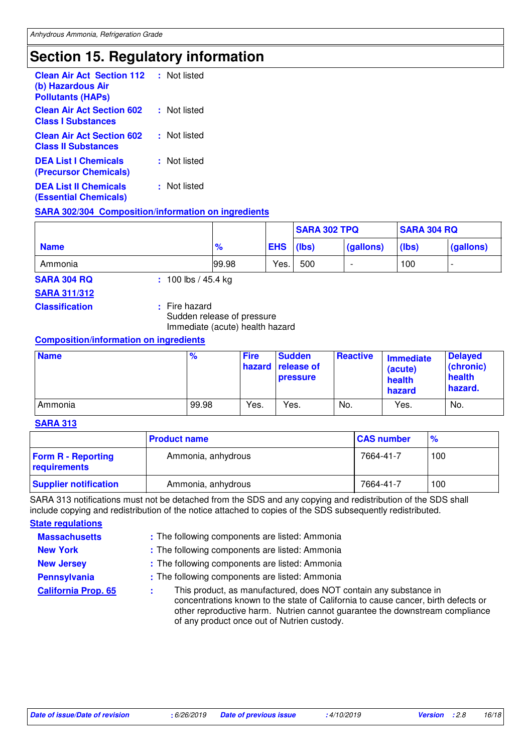# Section 15. Regulatory information

**Clean Air Act Section 112 (b) Hazardous Air Pollutants (HAPs)** : Not listed

**Clean Air Act Section 602 Class I Substances** : Not listed

**Clean Air Act Section 602 Class II Substances** : Not listed

**DEA List I Chemicals (Precursor Chemicals)** : Not listed

**DEA List II Chemicals (Essential Chemicals)** : Not listed

**SARA 302/304 Composition/information on ingredients**

| | | | SARA 302 TPQ | | SARA 304 RQ | |
|---|---|---|---|---|---|---|
| **Name** | **%** | **EHS** | **(lbs)** | **(gallons)** | **(lbs)** | **(gallons)** |
| Ammonia | 99.98 | Yes. | 500 | - | 100 | - |

**SARA 304 RQ** : 100 lbs / 45.4 kg

**SARA 311/312**

**Classification** : Fire hazard
Sudden release of pressure
Immediate (acute) health hazard

**Composition/information on ingredients**

| Name | % | Fire hazard | Sudden release of pressure | Reactive | Immediate (acute) health hazard | Delayed (chronic) health hazard. |
|---|---|---|---|---|---|---|
| Ammonia | 99.98 | Yes. | Yes. | No. | Yes. | No. |

**SARA 313**

| | Product name | CAS number | % |
|---|---|---|---|
| **Form R - Reporting requirements** | Ammonia, anhydrous | 7664-41-7 | 100 |
| **Supplier notification** | Ammonia, anhydrous | 7664-41-7 | 100 |

SARA 313 notifications must not be detached from the SDS and any copying and redistribution of the SDS shall include copying and redistribution of the notice attached to copies of the SDS subsequently redistributed.

**State regulations**

**Massachusetts** : The following components are listed: Ammonia

**New York** : The following components are listed: Ammonia

**New Jersey** : The following components are listed: Ammonia

**Pennsylvania** : The following components are listed: Ammonia

**California Prop. 65** : This product, as manufactured, does NOT contain any substance in concentrations known to the state of California to cause cancer, birth defects or other reproductive harm. Nutrien cannot guarantee the downstream compliance of any product once out of Nutrien custody.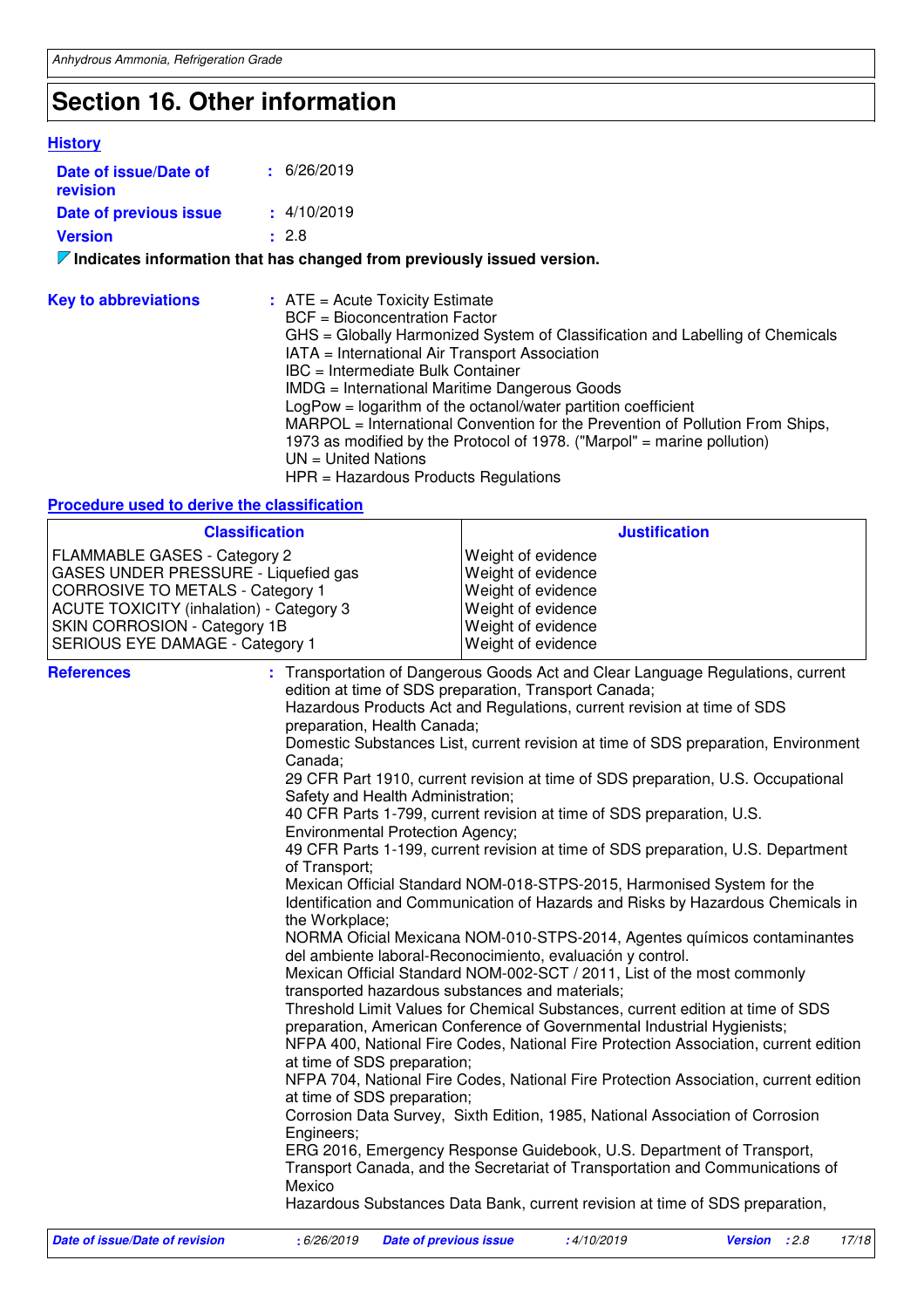# Section 16. Other information

## History

**Date of issue/Date of revision** : 6/26/2019

**Date of previous issue** : 4/10/2019

**Version** : 2.8

**Indicates information that has changed from previously issued version.**

**Key to abbreviations** :

ATE = Acute Toxicity Estimate
BCF = Bioconcentration Factor
GHS = Globally Harmonized System of Classification and Labelling of Chemicals
IATA = International Air Transport Association
IBC = Intermediate Bulk Container
IMDG = International Maritime Dangerous Goods
LogPow = logarithm of the octanol/water partition coefficient
MARPOL = International Convention for the Prevention of Pollution From Ships, 1973 as modified by the Protocol of 1978. ("Marpol" = marine pollution)
UN = United Nations
HPR = Hazardous Products Regulations

## Procedure used to derive the classification

| Classification | Justification |
|---|---|
| FLAMMABLE GASES - Category 2 | Weight of evidence |
| GASES UNDER PRESSURE - Liquefied gas | Weight of evidence |
| CORROSIVE TO METALS - Category 1 | Weight of evidence |
| ACUTE TOXICITY (inhalation) - Category 3 | Weight of evidence |
| SKIN CORROSION - Category 1B | Weight of evidence |
| SERIOUS EYE DAMAGE - Category 1 | Weight of evidence |

**References** :

Transportation of Dangerous Goods Act and Clear Language Regulations, current edition at time of SDS preparation, Transport Canada;
Hazardous Products Act and Regulations, current revision at time of SDS preparation, Health Canada;
Domestic Substances List, current revision at time of SDS preparation, Environment Canada;
29 CFR Part 1910, current revision at time of SDS preparation, U.S. Occupational Safety and Health Administration;
40 CFR Parts 1-799, current revision at time of SDS preparation, U.S. Environmental Protection Agency;
49 CFR Parts 1-199, current revision at time of SDS preparation, U.S. Department of Transport;
Mexican Official Standard NOM-018-STPS-2015, Harmonised System for the Identification and Communication of Hazards and Risks by Hazardous Chemicals in the Workplace;
NORMA Oficial Mexicana NOM-010-STPS-2014, Agentes químicos contaminantes del ambiente laboral-Reconocimiento, evaluación y control.
Mexican Official Standard NOM-002-SCT / 2011, List of the most commonly transported hazardous substances and materials;
Threshold Limit Values for Chemical Substances, current edition at time of SDS preparation, American Conference of Governmental Industrial Hygienists;
NFPA 400, National Fire Codes, National Fire Protection Association, current edition at time of SDS preparation;
NFPA 704, National Fire Codes, National Fire Protection Association, current edition at time of SDS preparation;
Corrosion Data Survey, Sixth Edition, 1985, National Association of Corrosion Engineers;
ERG 2016, Emergency Response Guidebook, U.S. Department of Transport, Transport Canada, and the Secretariat of Transportation and Communications of Mexico
Hazardous Substances Data Bank, current revision at time of SDS preparation,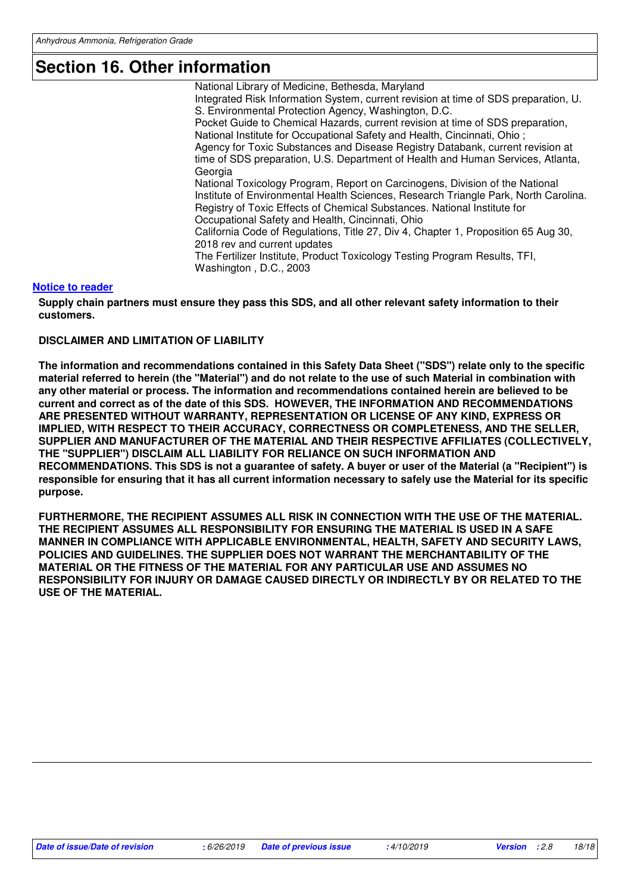## Section 16. Other information

National Library of Medicine, Bethesda, Maryland
Integrated Risk Information System, current revision at time of SDS preparation, U. S. Environmental Protection Agency, Washington, D.C.
Pocket Guide to Chemical Hazards, current revision at time of SDS preparation, National Institute for Occupational Safety and Health, Cincinnati, Ohio ;
Agency for Toxic Substances and Disease Registry Databank, current revision at time of SDS preparation, U.S. Department of Health and Human Services, Atlanta, Georgia
National Toxicology Program, Report on Carcinogens, Division of the National Institute of Environmental Health Sciences, Research Triangle Park, North Carolina.
Registry of Toxic Effects of Chemical Substances. National Institute for Occupational Safety and Health, Cincinnati, Ohio
California Code of Regulations, Title 27, Div 4, Chapter 1, Proposition 65 Aug 30, 2018 rev and current updates
The Fertilizer Institute, Product Toxicology Testing Program Results, TFI, Washington , D.C., 2003

**Notice to reader**

**Supply chain partners must ensure they pass this SDS, and all other relevant safety information to their customers.**

**DISCLAIMER AND LIMITATION OF LIABILITY**

**The information and recommendations contained in this Safety Data Sheet ("SDS") relate only to the specific material referred to herein (the "Material") and do not relate to the use of such Material in combination with any other material or process. The information and recommendations contained herein are believed to be current and correct as of the date of this SDS. HOWEVER, THE INFORMATION AND RECOMMENDATIONS ARE PRESENTED WITHOUT WARRANTY, REPRESENTATION OR LICENSE OF ANY KIND, EXPRESS OR IMPLIED, WITH RESPECT TO THEIR ACCURACY, CORRECTNESS OR COMPLETENESS, AND THE SELLER, SUPPLIER AND MANUFACTURER OF THE MATERIAL AND THEIR RESPECTIVE AFFILIATES (COLLECTIVELY, THE "SUPPLIER") DISCLAIM ALL LIABILITY FOR RELIANCE ON SUCH INFORMATION AND RECOMMENDATIONS. This SDS is not a guarantee of safety. A buyer or user of the Material (a "Recipient") is responsible for ensuring that it has all current information necessary to safely use the Material for its specific purpose.**

**FURTHERMORE, THE RECIPIENT ASSUMES ALL RISK IN CONNECTION WITH THE USE OF THE MATERIAL. THE RECIPIENT ASSUMES ALL RESPONSIBILITY FOR ENSURING THE MATERIAL IS USED IN A SAFE MANNER IN COMPLIANCE WITH APPLICABLE ENVIRONMENTAL, HEALTH, SAFETY AND SECURITY LAWS, POLICIES AND GUIDELINES. THE SUPPLIER DOES NOT WARRANT THE MERCHANTABILITY OF THE MATERIAL OR THE FITNESS OF THE MATERIAL FOR ANY PARTICULAR USE AND ASSUMES NO RESPONSIBILITY FOR INJURY OR DAMAGE CAUSED DIRECTLY OR INDIRECTLY BY OR RELATED TO THE USE OF THE MATERIAL.**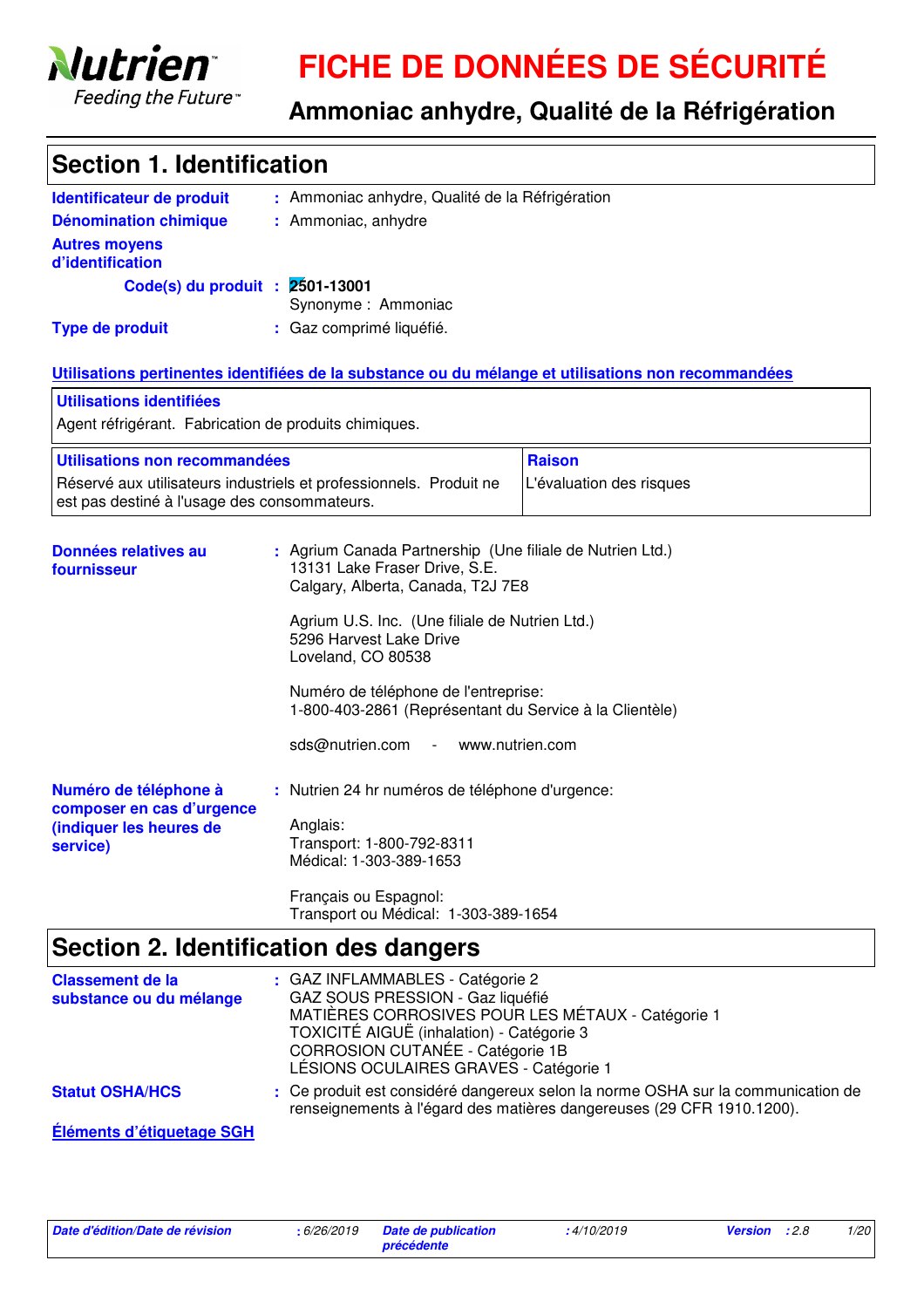Nutrien
Feeding the Future™

# FICHE DE DONNÉES DE SÉCURITÉ

## Ammoniac anhydre, Qualité de la Réfrigération

## Section 1. Identification

**Identificateur de produit** : Ammoniac anhydre, Qualité de la Réfrigération

**Dénomination chimique** : Ammoniac, anhydre

**Autres moyens d'identification**

**Code(s) du produit** : **2501-13001**
Synonyme : Ammoniac

**Type de produit** : Gaz comprimé liquéfié.

**Utilisations pertinentes identifiées de la substance ou du mélange et utilisations non recommandées**

| Utilisations identifiées |
|---|
| Agent réfrigérant. Fabrication de produits chimiques. |

| Utilisations non recommandées | Raison |
|---|---|
| Réservé aux utilisateurs industriels et professionnels. Produit ne est pas destiné à l'usage des consommateurs. | L'évaluation des risques |

**Données relatives au fournisseur** : Agrium Canada Partnership (Une filiale de Nutrien Ltd.)
13131 Lake Fraser Drive, S.E.
Calgary, Alberta, Canada, T2J 7E8

Agrium U.S. Inc. (Une filiale de Nutrien Ltd.)
5296 Harvest Lake Drive
Loveland, CO 80538

Numéro de téléphone de l'entreprise:
1-800-403-2861 (Représentant du Service à la Clientèle)

sds@nutrien.com - www.nutrien.com

**Numéro de téléphone à composer en cas d'urgence (indiquer les heures de service)** : Nutrien 24 hr numéros de téléphone d'urgence:

Anglais:
Transport: 1-800-792-8311
Médical: 1-303-389-1653

Français ou Espagnol:
Transport ou Médical: 1-303-389-1654

## Section 2. Identification des dangers

**Classement de la substance ou du mélange** : GAZ INFLAMMABLES - Catégorie 2
GAZ SOUS PRESSION - Gaz liquéfié
MATIÈRES CORROSIVES POUR LES MÉTAUX - Catégorie 1
TOXICITÉ AIGUË (inhalation) - Catégorie 3
CORROSION CUTANÉE - Catégorie 1B
LÉSIONS OCULAIRES GRAVES - Catégorie 1

**Statut OSHA/HCS** : Ce produit est considéré dangereux selon la norme OSHA sur la communication de renseignements à l'égard des matières dangereuses (29 CFR 1910.1200).

**Éléments d'étiquetage SGH**

| *Date d'édition/Date de révision* | : 6/26/2019 | *Date de publication précédente* | : 4/10/2019 | *Version* | : 2.8 |
|---|---|---|---|---|---|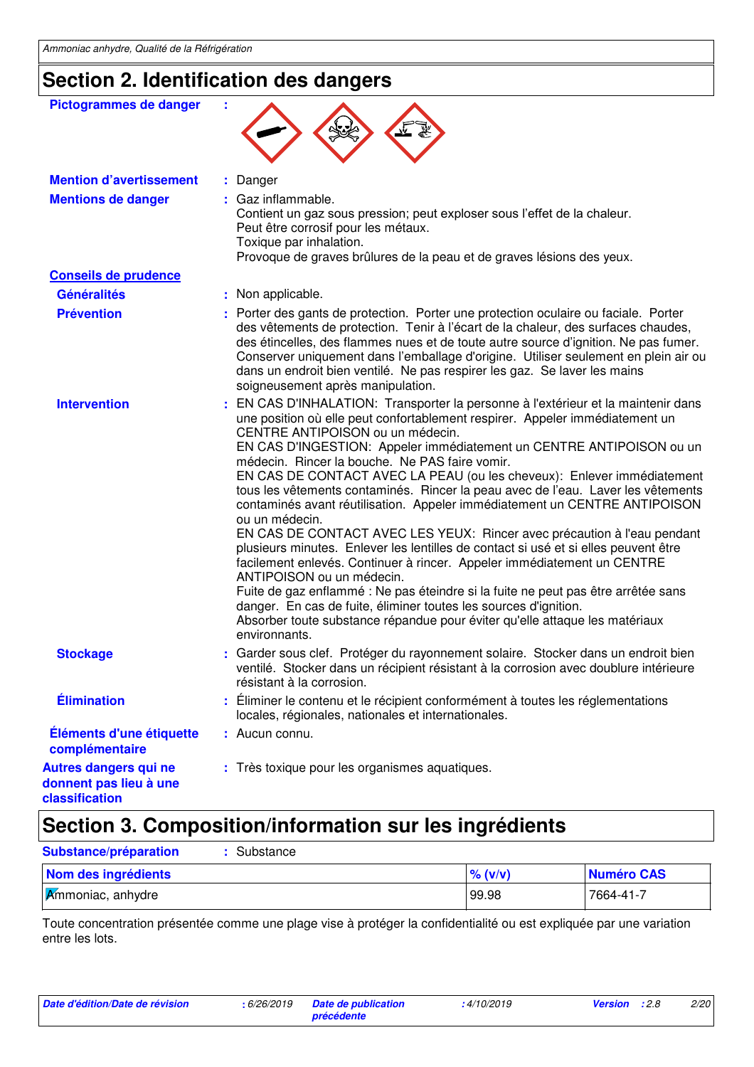## Section 2. Identification des dangers

**Pictogrammes de danger** :

**Mention d'avertissement** : Danger

**Mentions de danger** : Gaz inflammable.
Contient un gaz sous pression; peut exploser sous l'effet de la chaleur.
Peut être corrosif pour les métaux.
Toxique par inhalation.
Provoque de graves brûlures de la peau et de graves lésions des yeux.

**Conseils de prudence**

**Généralités** : Non applicable.

**Prévention** : Porter des gants de protection. Porter une protection oculaire ou faciale. Porter des vêtements de protection. Tenir à l'écart de la chaleur, des surfaces chaudes, des étincelles, des flammes nues et de toute autre source d'ignition. Ne pas fumer. Conserver uniquement dans l'emballage d'origine. Utiliser seulement en plein air ou dans un endroit bien ventilé. Ne pas respirer les gaz. Se laver les mains soigneusement après manipulation.

**Intervention** : EN CAS D'INHALATION: Transporter la personne à l'extérieur et la maintenir dans une position où elle peut confortablement respirer. Appeler immédiatement un CENTRE ANTIPOISON ou un médecin.
EN CAS D'INGESTION: Appeler immédiatement un CENTRE ANTIPOISON ou un médecin. Rincer la bouche. Ne PAS faire vomir.
EN CAS DE CONTACT AVEC LA PEAU (ou les cheveux): Enlever immédiatement tous les vêtements contaminés. Rincer la peau avec de l'eau. Laver les vêtements contaminés avant réutilisation. Appeler immédiatement un CENTRE ANTIPOISON ou un médecin.
EN CAS DE CONTACT AVEC LES YEUX: Rincer avec précaution à l'eau pendant plusieurs minutes. Enlever les lentilles de contact si usé et si elles peuvent être facilement enlevés. Continuer à rincer. Appeler immédiatement un CENTRE ANTIPOISON ou un médecin.
Fuite de gaz enflammé : Ne pas éteindre si la fuite ne peut pas être arrêtée sans danger. En cas de fuite, éliminer toutes les sources d'ignition.
Absorber toute substance répandue pour éviter qu'elle attaque les matériaux environnants.

**Stockage** : Garder sous clef. Protéger du rayonnement solaire. Stocker dans un endroit bien ventilé. Stocker dans un récipient résistant à la corrosion avec doublure intérieure résistant à la corrosion.

**Élimination** : Éliminer le contenu et le récipient conformément à toutes les réglementations locales, régionales, nationales et internationales.

**Éléments d'une étiquette complémentaire** : Aucun connu.

**Autres dangers qui ne donnent pas lieu à une classification** : Très toxique pour les organismes aquatiques.

## Section 3. Composition/information sur les ingrédients

**Substance/préparation** : Substance

| Nom des ingrédients | % (v/v) | Numéro CAS |
|---|---|---|
| Ammoniac, anhydre | 99.98 | 7664-41-7 |

Toute concentration présentée comme une plage vise à protéger la confidentialité ou est expliquée par une variation entre les lots.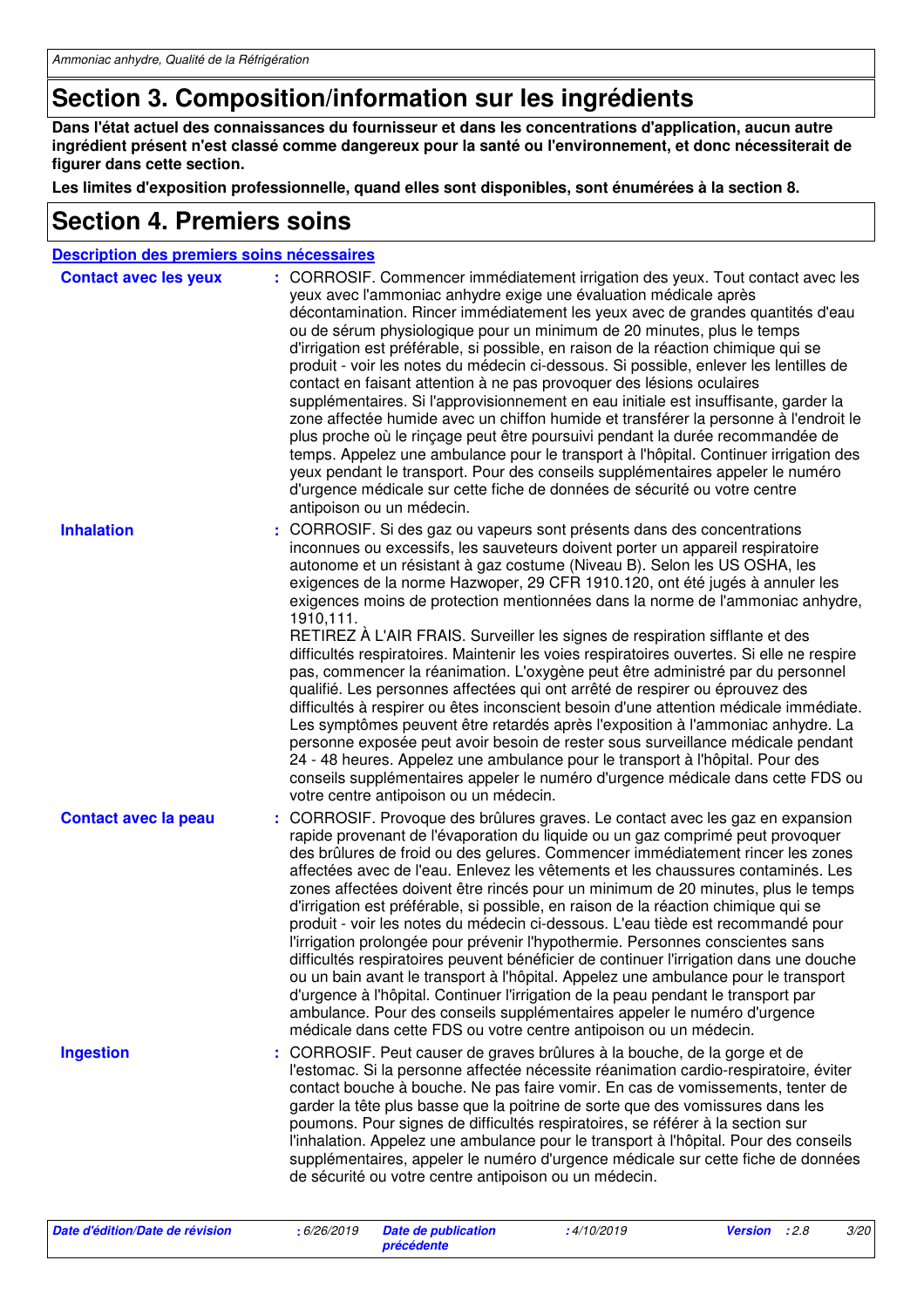## Section 3. Composition/information sur les ingrédients

**Dans l'état actuel des connaissances du fournisseur et dans les concentrations d'application, aucun autre ingrédient présent n'est classé comme dangereux pour la santé ou l'environnement, et donc nécessiterait de figurer dans cette section.**

**Les limites d'exposition professionnelle, quand elles sont disponibles, sont énumérées à la section 8.**

## Section 4. Premiers soins

**Description des premiers soins nécessaires**

**Contact avec les yeux** : CORROSIF. Commencer immédiatement irrigation des yeux. Tout contact avec les yeux avec l'ammoniac anhydre exige une évaluation médicale après décontamination. Rincer immédiatement les yeux avec de grandes quantités d'eau ou de sérum physiologique pour un minimum de 20 minutes, plus le temps d'irrigation est préférable, si possible, en raison de la réaction chimique qui se produit - voir les notes du médecin ci-dessous. Si possible, enlever les lentilles de contact en faisant attention à ne pas provoquer des lésions oculaires supplémentaires. Si l'approvisionnement en eau initiale est insuffisante, garder la zone affectée humide avec un chiffon humide et transférer la personne à l'endroit le plus proche où le rinçage peut être poursuivi pendant la durée recommandée de temps. Appelez une ambulance pour le transport à l'hôpital. Continuer irrigation des yeux pendant le transport. Pour des conseils supplémentaires appeler le numéro d'urgence médicale sur cette fiche de données de sécurité ou votre centre antipoison ou un médecin.

**Inhalation** : CORROSIF. Si des gaz ou vapeurs sont présents dans des concentrations inconnues ou excessifs, les sauveteurs doivent porter un appareil respiratoire autonome et un résistant à gaz costume (Niveau B). Selon les US OSHA, les exigences de la norme Hazwoper, 29 CFR 1910.120, ont été jugés à annuler les exigences moins de protection mentionnées dans la norme de l'ammoniac anhydre, 1910,111.
RETIREZ À L'AIR FRAIS. Surveiller les signes de respiration sifflante et des difficultés respiratoires. Maintenir les voies respiratoires ouvertes. Si elle ne respire pas, commencer la réanimation. L'oxygène peut être administré par du personnel qualifié. Les personnes affectées qui ont arrêté de respirer ou éprouvez des difficultés à respirer ou êtes inconscient besoin d'une attention médicale immédiate. Les symptômes peuvent être retardés après l'exposition à l'ammoniac anhydre. La personne exposée peut avoir besoin de rester sous surveillance médicale pendant 24 - 48 heures. Appelez une ambulance pour le transport à l'hôpital. Pour des conseils supplémentaires appeler le numéro d'urgence médicale dans cette FDS ou votre centre antipoison ou un médecin.

**Contact avec la peau** : CORROSIF. Provoque des brûlures graves. Le contact avec les gaz en expansion rapide provenant de l'évaporation du liquide ou un gaz comprimé peut provoquer des brûlures de froid ou des gelures. Commencer immédiatement rincer les zones affectées avec de l'eau. Enlevez les vêtements et les chaussures contaminés. Les zones affectées doivent être rincés pour un minimum de 20 minutes, plus le temps d'irrigation est préférable, si possible, en raison de la réaction chimique qui se produit - voir les notes du médecin ci-dessous. L'eau tiède est recommandé pour l'irrigation prolongée pour prévenir l'hypothermie. Personnes conscientes sans difficultés respiratoires peuvent bénéficier de continuer l'irrigation dans une douche ou un bain avant le transport à l'hôpital. Appelez une ambulance pour le transport d'urgence à l'hôpital. Continuer l'irrigation de la peau pendant le transport par ambulance. Pour des conseils supplémentaires appeler le numéro d'urgence médicale dans cette FDS ou votre centre antipoison ou un médecin.

**Ingestion** : CORROSIF. Peut causer de graves brûlures à la bouche, de la gorge et de l'estomac. Si la personne affectée nécessite réanimation cardio-respiratoire, éviter contact bouche à bouche. Ne pas faire vomir. En cas de vomissements, tenter de garder la tête plus basse que la poitrine de sorte que des vomissures dans les poumons. Pour signes de difficultés respiratoires, se référer à la section sur l'inhalation. Appelez une ambulance pour le transport à l'hôpital. Pour des conseils supplémentaires, appeler le numéro d'urgence médicale sur cette fiche de données de sécurité ou votre centre antipoison ou un médecin.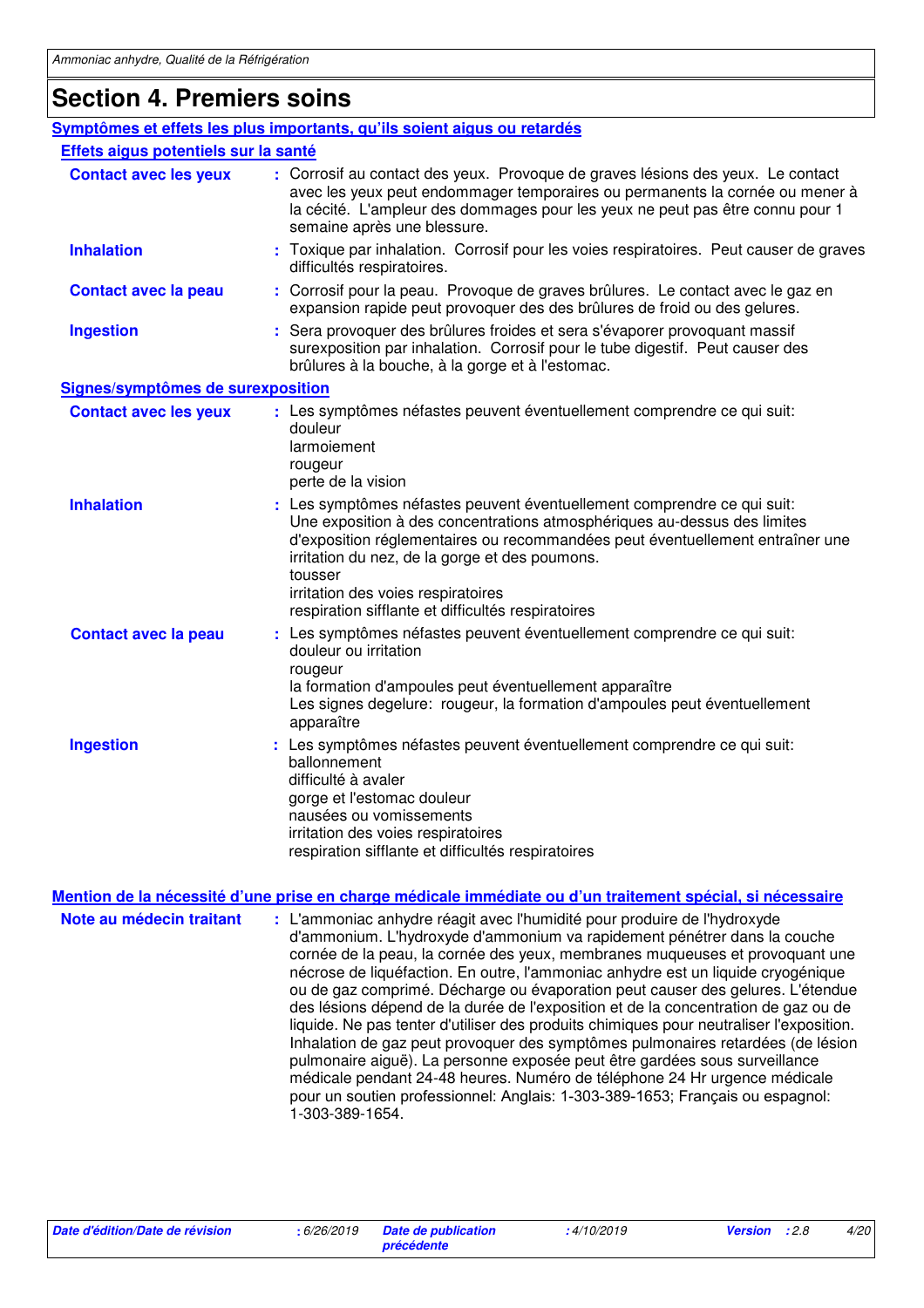# Section 4. Premiers soins

## Symptômes et effets les plus importants, qu'ils soient aigus ou retardés

### Effets aigus potentiels sur la santé

**Contact avec les yeux** : Corrosif au contact des yeux. Provoque de graves lésions des yeux. Le contact avec les yeux peut endommager temporaires ou permanents la cornée ou mener à la cécité. L'ampleur des dommages pour les yeux ne peut pas être connu pour 1 semaine après une blessure.

**Inhalation** : Toxique par inhalation. Corrosif pour les voies respiratoires. Peut causer de graves difficultés respiratoires.

**Contact avec la peau** : Corrosif pour la peau. Provoque de graves brûlures. Le contact avec le gaz en expansion rapide peut provoquer des des brûlures de froid ou des gelures.

**Ingestion** : Sera provoquer des brûlures froides et sera s'évaporer provoquant massif surexposition par inhalation. Corrosif pour le tube digestif. Peut causer des brûlures à la bouche, à la gorge et à l'estomac.

### Signes/symptômes de surexposition

**Contact avec les yeux** : Les symptômes néfastes peuvent éventuellement comprendre ce qui suit:
douleur
larmoiement
rougeur
perte de la vision

**Inhalation** : Les symptômes néfastes peuvent éventuellement comprendre ce qui suit:
Une exposition à des concentrations atmosphériques au-dessus des limites d'exposition réglementaires ou recommandées peut éventuellement entraîner une irritation du nez, de la gorge et des poumons.
tousser
irritation des voies respiratoires
respiration sifflante et difficultés respiratoires

**Contact avec la peau** : Les symptômes néfastes peuvent éventuellement comprendre ce qui suit:
douleur ou irritation
rougeur
la formation d'ampoules peut éventuellement apparaître
Les signes degelure: rougeur, la formation d'ampoules peut éventuellement apparaître

**Ingestion** : Les symptômes néfastes peuvent éventuellement comprendre ce qui suit:
ballonnement
difficulté à avaler
gorge et l'estomac douleur
nausées ou vomissements
irritation des voies respiratoires
respiration sifflante et difficultés respiratoires

## Mention de la nécessité d'une prise en charge médicale immédiate ou d'un traitement spécial, si nécessaire

**Note au médecin traitant** : L'ammoniac anhydre réagit avec l'humidité pour produire de l'hydroxyde d'ammonium. L'hydroxyde d'ammonium va rapidement pénétrer dans la couche cornée de la peau, la cornée des yeux, membranes muqueuses et provoquant une nécrose de liquéfaction. En outre, l'ammoniac anhydre est un liquide cryogénique ou de gaz comprimé. Décharge ou évaporation peut causer des gelures. L'étendue des lésions dépend de la durée de l'exposition et de la concentration de gaz ou de liquide. Ne pas tenter d'utiliser des produits chimiques pour neutraliser l'exposition. Inhalation de gaz peut provoquer des symptômes pulmonaires retardées (de lésion pulmonaire aiguë). La personne exposée peut être gardées sous surveillance médicale pendant 24-48 heures. Numéro de téléphone 24 Hr urgence médicale pour un soutien professionnel: Anglais: 1-303-389-1653; Français ou espagnol: 1-303-389-1654.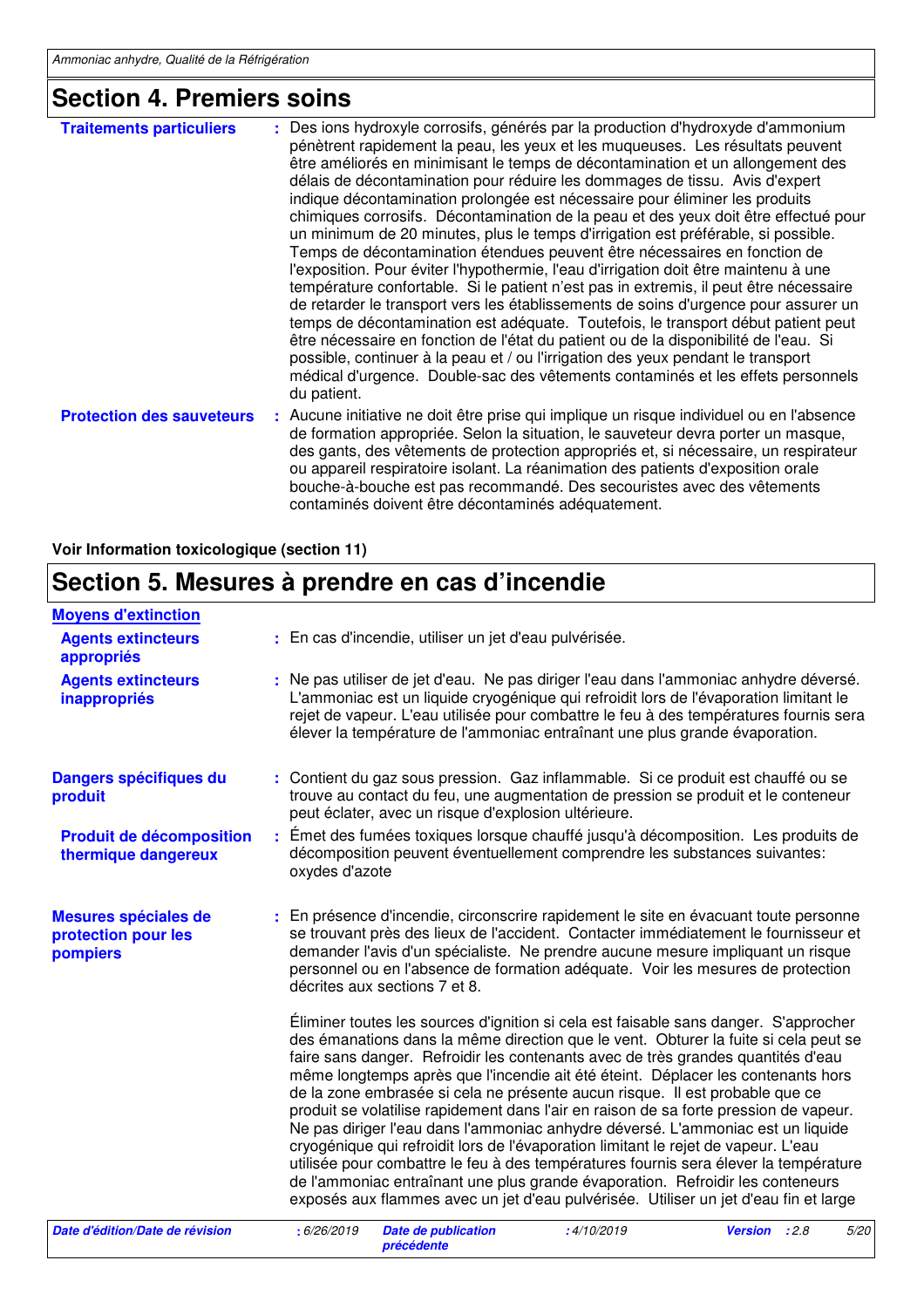## Section 4. Premiers soins

**Traitements particuliers** : Des ions hydroxyle corrosifs, générés par la production d'hydroxyde d'ammonium pénètrent rapidement la peau, les yeux et les muqueuses. Les résultats peuvent être améliorés en minimisant le temps de décontamination et un allongement des délais de décontamination pour réduire les dommages de tissu. Avis d'expert indique décontamination prolongée est nécessaire pour éliminer les produits chimiques corrosifs. Décontamination de la peau et des yeux doit être effectué pour un minimum de 20 minutes, plus le temps d'irrigation est préférable, si possible. Temps de décontamination étendues peuvent être nécessaires en fonction de l'exposition. Pour éviter l'hypothermie, l'eau d'irrigation doit être maintenu à une température confortable. Si le patient n'est pas in extremis, il peut être nécessaire de retarder le transport vers les établissements de soins d'urgence pour assurer un temps de décontamination est adéquate. Toutefois, le transport début patient peut être nécessaire en fonction de l'état du patient ou de la disponibilité de l'eau. Si possible, continuer à la peau et / ou l'irrigation des yeux pendant le transport médical d'urgence. Double-sac des vêtements contaminés et les effets personnels du patient.

**Protection des sauveteurs** : Aucune initiative ne doit être prise qui implique un risque individuel ou en l'absence de formation appropriée. Selon la situation, le sauveteur devra porter un masque, des gants, des vêtements de protection appropriés et, si nécessaire, un respirateur ou appareil respiratoire isolant. La réanimation des patients d'exposition orale bouche-à-bouche est pas recommandé. Des secouristes avec des vêtements contaminés doivent être décontaminés adéquatement.

**Voir Information toxicologique (section 11)**

## Section 5. Mesures à prendre en cas d'incendie

**Moyens d'extinction**

**Agents extincteurs appropriés** : En cas d'incendie, utiliser un jet d'eau pulvérisée.

**Agents extincteurs inappropriés** : Ne pas utiliser de jet d'eau. Ne pas diriger l'eau dans l'ammoniac anhydre déversé. L'ammoniac est un liquide cryogénique qui refroidit lors de l'évaporation limitant le rejet de vapeur. L'eau utilisée pour combattre le feu à des températures fournis sera élever la température de l'ammoniac entraînant une plus grande évaporation.

**Dangers spécifiques du produit** : Contient du gaz sous pression. Gaz inflammable. Si ce produit est chauffé ou se trouve au contact du feu, une augmentation de pression se produit et le conteneur peut éclater, avec un risque d'explosion ultérieure.

**Produit de décomposition thermique dangereux** : Émet des fumées toxiques lorsque chauffé jusqu'à décomposition. Les produits de décomposition peuvent éventuellement comprendre les substances suivantes: oxydes d'azote

**Mesures spéciales de protection pour les pompiers** : En présence d'incendie, circonscrire rapidement le site en évacuant toute personne se trouvant près des lieux de l'accident. Contacter immédiatement le fournisseur et demander l'avis d'un spécialiste. Ne prendre aucune mesure impliquant un risque personnel ou en l'absence de formation adéquate. Voir les mesures de protection décrites aux sections 7 et 8.

Éliminer toutes les sources d'ignition si cela est faisable sans danger. S'approcher des émanations dans la même direction que le vent. Obturer la fuite si cela peut se faire sans danger. Refroidir les contenants avec de très grandes quantités d'eau même longtemps après que l'incendie ait été éteint. Déplacer les contenants hors de la zone embrasée si cela ne présente aucun risque. Il est probable que ce produit se volatilise rapidement dans l'air en raison de sa forte pression de vapeur. Ne pas diriger l'eau dans l'ammoniac anhydre déversé. L'ammoniac est un liquide cryogénique qui refroidit lors de l'évaporation limitant le rejet de vapeur. L'eau utilisée pour combattre le feu à des températures fournis sera élever la température de l'ammoniac entraînant une plus grande évaporation. Refroidir les conteneurs exposés aux flammes avec un jet d'eau pulvérisée. Utiliser un jet d'eau fin et large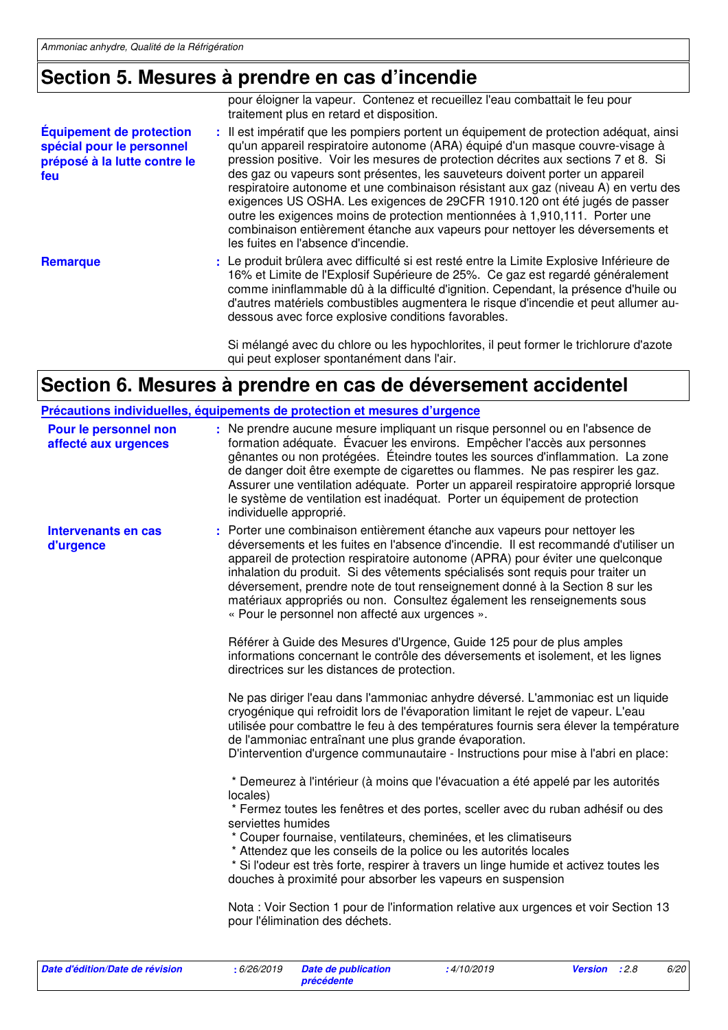## Section 5. Mesures à prendre en cas d'incendie

pour éloigner la vapeur. Contenez et recueillez l'eau combattait le feu pour traitement plus en retard et disposition.

**Équipement de protection spécial pour le personnel préposé à la lutte contre le feu** : Il est impératif que les pompiers portent un équipement de protection adéquat, ainsi qu'un appareil respiratoire autonome (ARA) équipé d'un masque couvre-visage à pression positive. Voir les mesures de protection décrites aux sections 7 et 8. Si des gaz ou vapeurs sont présentes, les sauveteurs doivent porter un appareil respiratoire autonome et une combinaison résistant aux gaz (niveau A) en vertu des exigences US OSHA. Les exigences de 29CFR 1910.120 ont été jugés de passer outre les exigences moins de protection mentionnées à 1,910,111. Porter une combinaison entièrement étanche aux vapeurs pour nettoyer les déversements et les fuites en l'absence d'incendie.

**Remarque** : Le produit brûlera avec difficulté si est resté entre la Limite Explosive Inférieure de 16% et Limite de l'Explosif Supérieure de 25%. Ce gaz est regardé généralement comme ininflammable dû à la difficulté d'ignition. Cependant, la présence d'huile ou d'autres matériels combustibles augmentera le risque d'incendie et peut allumer au-dessous avec force explosive conditions favorables.

Si mélangé avec du chlore ou les hypochlorites, il peut former le trichlorure d'azote qui peut exploser spontanément dans l'air.

## Section 6. Mesures à prendre en cas de déversement accidentel

### Précautions individuelles, équipements de protection et mesures d'urgence

**Pour le personnel non affecté aux urgences** : Ne prendre aucune mesure impliquant un risque personnel ou en l'absence de formation adéquate. Évacuer les environs. Empêcher l'accès aux personnes gênantes ou non protégées. Éteindre toutes les sources d'inflammation. La zone de danger doit être exempte de cigarettes ou flammes. Ne pas respirer les gaz. Assurer une ventilation adéquate. Porter un appareil respiratoire approprié lorsque le système de ventilation est inadéquat. Porter un équipement de protection individuelle approprié.

**Intervenants en cas d'urgence** : Porter une combinaison entièrement étanche aux vapeurs pour nettoyer les déversements et les fuites en l'absence d'incendie. Il est recommandé d'utiliser un appareil de protection respiratoire autonome (APRA) pour éviter une quelconque inhalation du produit. Si des vêtements spécialisés sont requis pour traiter un déversement, prendre note de tout renseignement donné à la Section 8 sur les matériaux appropriés ou non. Consultez également les renseignements sous « Pour le personnel non affecté aux urgences ».

Référer à Guide des Mesures d'Urgence, Guide 125 pour de plus amples informations concernant le contrôle des déversements et isolement, et les lignes directrices sur les distances de protection.

Ne pas diriger l'eau dans l'ammoniac anhydre déversé. L'ammoniac est un liquide cryogénique qui refroidit lors de l'évaporation limitant le rejet de vapeur. L'eau utilisée pour combattre le feu à des températures fournis sera élever la température de l'ammoniac entraînant une plus grande évaporation.
D'intervention d'urgence communautaire - Instructions pour mise à l'abri en place:

* Demeurez à l'intérieur (à moins que l'évacuation a été appelé par les autorités locales)
* Fermez toutes les fenêtres et des portes, sceller avec du ruban adhésif ou des serviettes humides
* Couper fournaise, ventilateurs, cheminées, et les climatiseurs
* Attendez que les conseils de la police ou les autorités locales
* Si l'odeur est très forte, respirer à travers un linge humide et activez toutes les douches à proximité pour absorber les vapeurs en suspension

Nota : Voir Section 1 pour de l'information relative aux urgences et voir Section 13 pour l'élimination des déchets.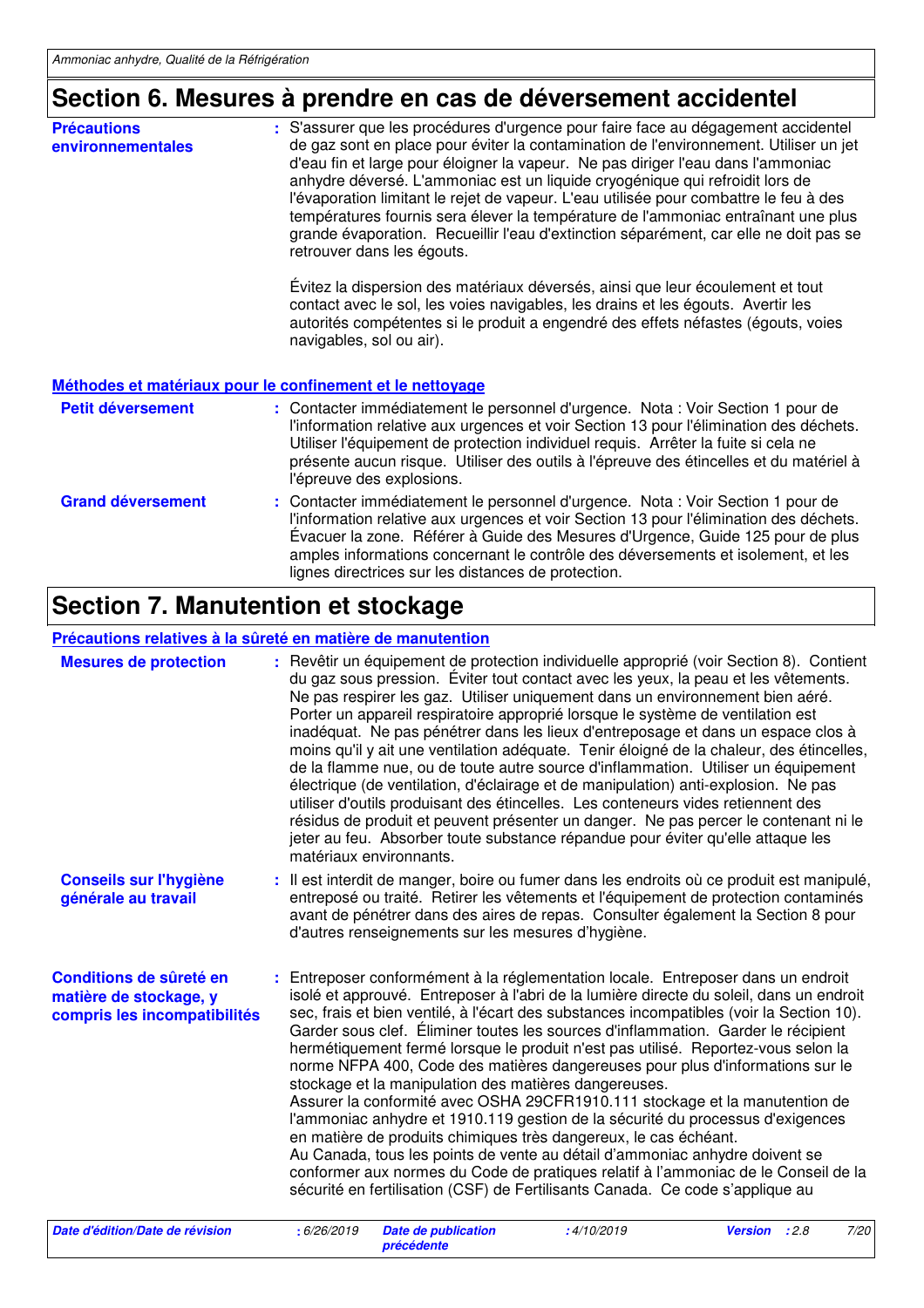## Section 6. Mesures à prendre en cas de déversement accidentel

**Précautions environnementales** : S'assurer que les procédures d'urgence pour faire face au dégagement accidentel de gaz sont en place pour éviter la contamination de l'environnement. Utiliser un jet d'eau fin et large pour éloigner la vapeur. Ne pas diriger l'eau dans l'ammoniac anhydre déversé. L'ammoniac est un liquide cryogénique qui refroidit lors de l'évaporation limitant le rejet de vapeur. L'eau utilisée pour combattre le feu à des températures fournis sera élever la température de l'ammoniac entraînant une plus grande évaporation. Recueillir l'eau d'extinction séparément, car elle ne doit pas se retrouver dans les égouts.

Évitez la dispersion des matériaux déversés, ainsi que leur écoulement et tout contact avec le sol, les voies navigables, les drains et les égouts. Avertir les autorités compétentes si le produit a engendré des effets néfastes (égouts, voies navigables, sol ou air).

### Méthodes et matériaux pour le confinement et le nettoyage

**Petit déversement** : Contacter immédiatement le personnel d'urgence. Nota : Voir Section 1 pour de l'information relative aux urgences et voir Section 13 pour l'élimination des déchets. Utiliser l'équipement de protection individuel requis. Arrêter la fuite si cela ne présente aucun risque. Utiliser des outils à l'épreuve des étincelles et du matériel à l'épreuve des explosions.

**Grand déversement** : Contacter immédiatement le personnel d'urgence. Nota : Voir Section 1 pour de l'information relative aux urgences et voir Section 13 pour l'élimination des déchets. Évacuer la zone. Référer à Guide des Mesures d'Urgence, Guide 125 pour de plus amples informations concernant le contrôle des déversements et isolement, et les lignes directrices sur les distances de protection.

## Section 7. Manutention et stockage

### Précautions relatives à la sûreté en matière de manutention

**Mesures de protection** : Revêtir un équipement de protection individuelle approprié (voir Section 8). Contient du gaz sous pression. Éviter tout contact avec les yeux, la peau et les vêtements. Ne pas respirer les gaz. Utiliser uniquement dans un environnement bien aéré. Porter un appareil respiratoire approprié lorsque le système de ventilation est inadéquat. Ne pas pénétrer dans les lieux d'entreposage et dans un espace clos à moins qu'il y ait une ventilation adéquate. Tenir éloigné de la chaleur, des étincelles, de la flamme nue, ou de toute autre source d'inflammation. Utiliser un équipement électrique (de ventilation, d'éclairage et de manipulation) anti-explosion. Ne pas utiliser d'outils produisant des étincelles. Les conteneurs vides retiennent des résidus de produit et peuvent présenter un danger. Ne pas percer le contenant ni le jeter au feu. Absorber toute substance répandue pour éviter qu'elle attaque les matériaux environnants.

**Conseils sur l'hygiène générale au travail** : Il est interdit de manger, boire ou fumer dans les endroits où ce produit est manipulé, entreposé ou traité. Retirer les vêtements et l'équipement de protection contaminés avant de pénétrer dans des aires de repas. Consulter également la Section 8 pour d'autres renseignements sur les mesures d'hygiène.

**Conditions de sûreté en matière de stockage, y compris les incompatibilités** : Entreposer conformément à la réglementation locale. Entreposer dans un endroit isolé et approuvé. Entreposer à l'abri de la lumière directe du soleil, dans un endroit sec, frais et bien ventilé, à l'écart des substances incompatibles (voir la Section 10). Garder sous clef. Éliminer toutes les sources d'inflammation. Garder le récipient hermétiquement fermé lorsque le produit n'est pas utilisé. Reportez-vous selon la norme NFPA 400, Code des matières dangereuses pour plus d'informations sur le stockage et la manipulation des matières dangereuses.
Assurer la conformité avec OSHA 29CFR1910.111 stockage et la manutention de l'ammoniac anhydre et 1910.119 gestion de la sécurité du processus d'exigences en matière de produits chimiques très dangereux, le cas échéant.
Au Canada, tous les points de vente au détail d'ammoniac anhydre doivent se conformer aux normes du Code de pratiques relatif à l'ammoniac de le Conseil de la sécurité en fertilisation (CSF) de Fertilisants Canada. Ce code s'applique au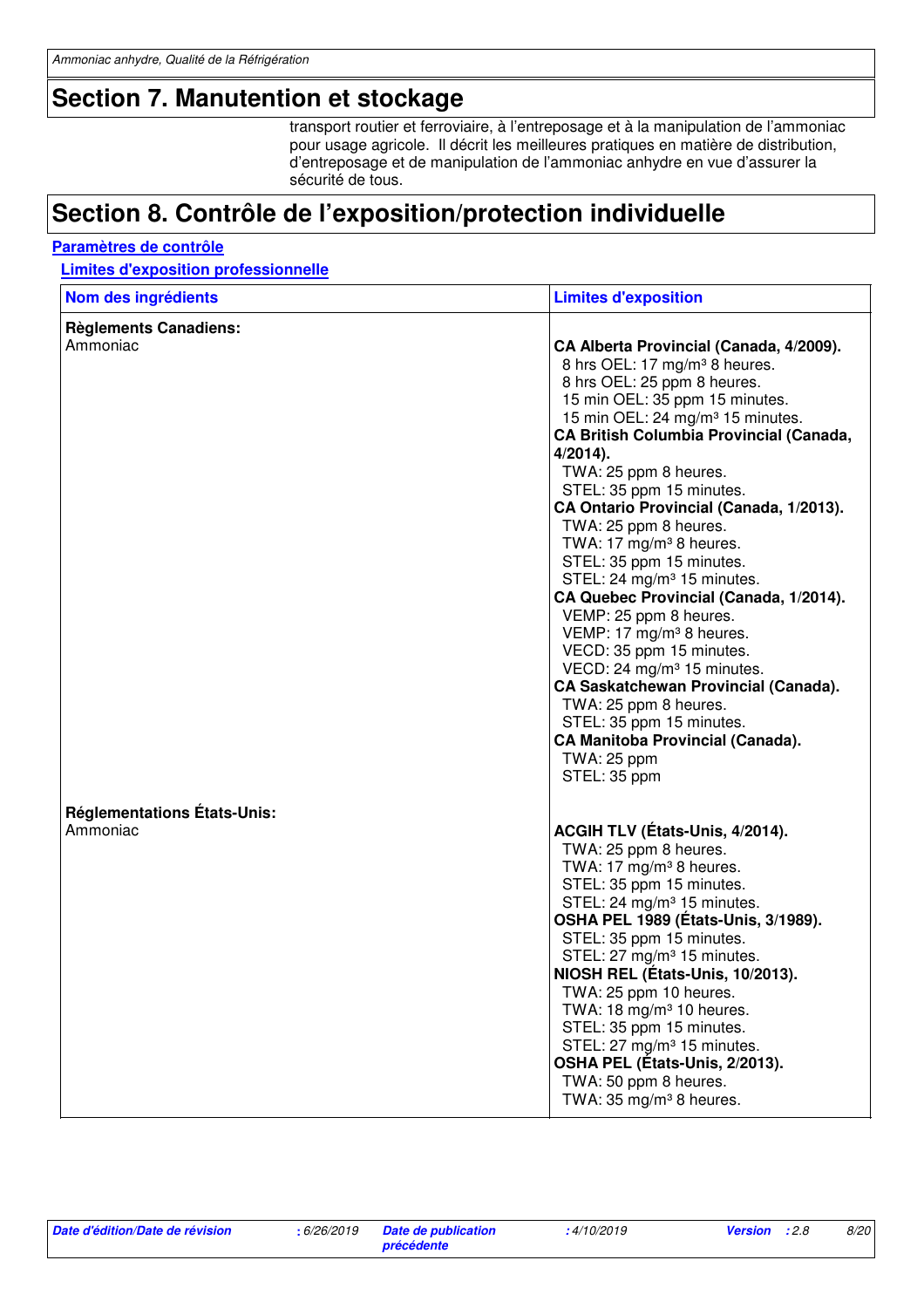## Section 7. Manutention et stockage

transport routier et ferroviaire, à l'entreposage et à la manipulation de l'ammoniac pour usage agricole. Il décrit les meilleures pratiques en matière de distribution, d'entreposage et de manipulation de l'ammoniac anhydre en vue d'assurer la sécurité de tous.

## Section 8. Contrôle de l'exposition/protection individuelle

### Paramètres de contrôle

#### Limites d'exposition professionnelle

| Nom des ingrédients | Limites d'exposition |
|---|---|
| **Règlements Canadiens:** | |
| Ammoniac | **CA Alberta Provincial (Canada, 4/2009).**<br>8 hrs OEL: 17 mg/m³ 8 heures.<br>8 hrs OEL: 25 ppm 8 heures.<br>15 min OEL: 35 ppm 15 minutes.<br>15 min OEL: 24 mg/m³ 15 minutes.<br>**CA British Columbia Provincial (Canada, 4/2014).**<br>TWA: 25 ppm 8 heures.<br>STEL: 35 ppm 15 minutes.<br>**CA Ontario Provincial (Canada, 1/2013).**<br>TWA: 25 ppm 8 heures.<br>TWA: 17 mg/m³ 8 heures.<br>STEL: 35 ppm 15 minutes.<br>STEL: 24 mg/m³ 15 minutes.<br>**CA Quebec Provincial (Canada, 1/2014).**<br>VEMP: 25 ppm 8 heures.<br>VEMP: 17 mg/m³ 8 heures.<br>VECD: 35 ppm 15 minutes.<br>VECD: 24 mg/m³ 15 minutes.<br>**CA Saskatchewan Provincial (Canada).**<br>TWA: 25 ppm 8 heures.<br>STEL: 35 ppm 15 minutes.<br>**CA Manitoba Provincial (Canada).**<br>TWA: 25 ppm<br>STEL: 35 ppm |
| **Réglementations États-Unis:** | |
| Ammoniac | **ACGIH TLV (États-Unis, 4/2014).**<br>TWA: 25 ppm 8 heures.<br>TWA: 17 mg/m³ 8 heures.<br>STEL: 35 ppm 15 minutes.<br>STEL: 24 mg/m³ 15 minutes.<br>**OSHA PEL 1989 (États-Unis, 3/1989).**<br>STEL: 35 ppm 15 minutes.<br>STEL: 27 mg/m³ 15 minutes.<br>**NIOSH REL (États-Unis, 10/2013).**<br>TWA: 25 ppm 10 heures.<br>TWA: 18 mg/m³ 10 heures.<br>STEL: 35 ppm 15 minutes.<br>STEL: 27 mg/m³ 15 minutes.<br>**OSHA PEL (États-Unis, 2/2013).**<br>TWA: 50 ppm 8 heures.<br>TWA: 35 mg/m³ 8 heures. |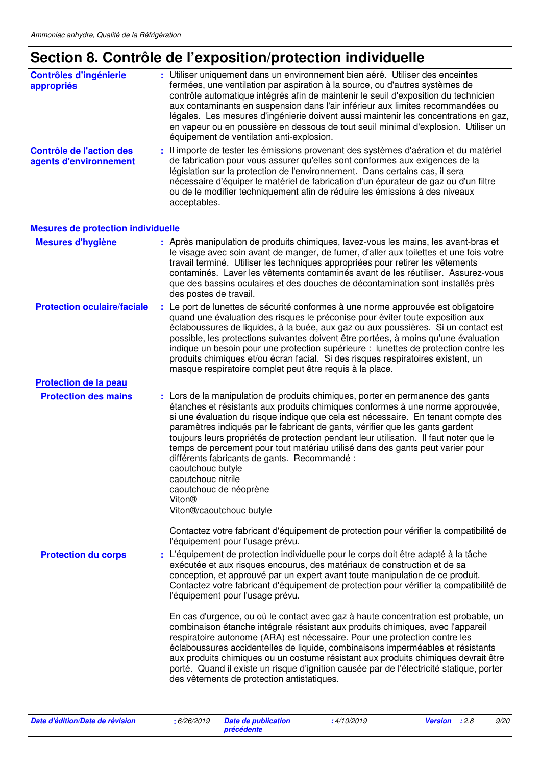# Section 8. Contrôle de l'exposition/protection individuelle

**Contrôles d'ingénierie appropriés** : Utiliser uniquement dans un environnement bien aéré. Utiliser des enceintes fermées, une ventilation par aspiration à la source, ou d'autres systèmes de contrôle automatique intégrés afin de maintenir le seuil d'exposition du technicien aux contaminants en suspension dans l'air inférieur aux limites recommandées ou légales. Les mesures d'ingénierie doivent aussi maintenir les concentrations en gaz, en vapeur ou en poussière en dessous de tout seuil minimal d'explosion. Utiliser un équipement de ventilation anti-explosion.

**Contrôle de l'action des agents d'environnement** : Il importe de tester les émissions provenant des systèmes d'aération et du matériel de fabrication pour vous assurer qu'elles sont conformes aux exigences de la législation sur la protection de l'environnement. Dans certains cas, il sera nécessaire d'équiper le matériel de fabrication d'un épurateur de gaz ou d'un filtre ou de le modifier techniquement afin de réduire les émissions à des niveaux acceptables.

## Mesures de protection individuelle

**Mesures d'hygiène** : Après manipulation de produits chimiques, lavez-vous les mains, les avant-bras et le visage avec soin avant de manger, de fumer, d'aller aux toilettes et une fois votre travail terminé. Utiliser les techniques appropriées pour retirer les vêtements contaminés. Laver les vêtements contaminés avant de les réutiliser. Assurez-vous que des bassins oculaires et des douches de décontamination sont installés près des postes de travail.

**Protection oculaire/faciale** : Le port de lunettes de sécurité conformes à une norme approuvée est obligatoire quand une évaluation des risques le préconise pour éviter toute exposition aux éclaboussures de liquides, à la buée, aux gaz ou aux poussières. Si un contact est possible, les protections suivantes doivent être portées, à moins qu'une évaluation indique un besoin pour une protection supérieure : lunettes de protection contre les produits chimiques et/ou écran facial. Si des risques respiratoires existent, un masque respiratoire complet peut être requis à la place.

### Protection de la peau

**Protection des mains** : Lors de la manipulation de produits chimiques, porter en permanence des gants étanches et résistants aux produits chimiques conformes à une norme approuvée, si une évaluation du risque indique que cela est nécessaire. En tenant compte des paramètres indiqués par le fabricant de gants, vérifier que les gants gardent toujours leurs propriétés de protection pendant leur utilisation. Il faut noter que le temps de percement pour tout matériau utilisé dans des gants peut varier pour différents fabricants de gants. Recommandé :

caoutchouc butyle
caoutchouc nitrile
caoutchouc de néoprène
Viton®
Viton®/caoutchouc butyle

Contactez votre fabricant d'équipement de protection pour vérifier la compatibilité de l'équipement pour l'usage prévu.

**Protection du corps** : L'équipement de protection individuelle pour le corps doit être adapté à la tâche exécutée et aux risques encourus, des matériaux de construction et de sa conception, et approuvé par un expert avant toute manipulation de ce produit. Contactez votre fabricant d'équipement de protection pour vérifier la compatibilité de l'équipement pour l'usage prévu.

En cas d'urgence, ou où le contact avec gaz à haute concentration est probable, un combinaison étanche intégrale résistant aux produits chimiques, avec l'appareil respiratoire autonome (ARA) est nécessaire. Pour une protection contre les éclaboussures accidentelles de liquide, combinaisons imperméables et résistants aux produits chimiques ou un costume résistant aux produits chimiques devrait être porté. Quand il existe un risque d'ignition causée par de l'électricité statique, porter des vêtements de protection antistatiques.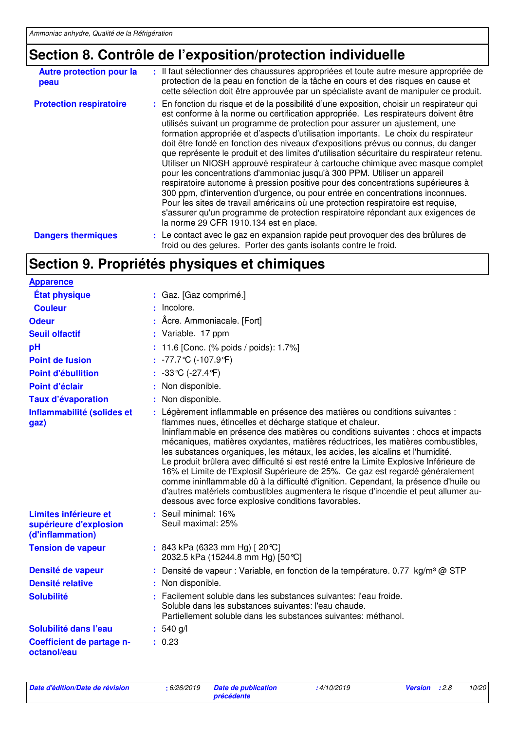## Section 8. Contrôle de l'exposition/protection individuelle

| | |
|---|---|
| **Autre protection pour la peau** | : Il faut sélectionner des chaussures appropriées et toute autre mesure appropriée de protection de la peau en fonction de la tâche en cours et des risques en cause et cette sélection doit être approuvée par un spécialiste avant de manipuler ce produit. |
| **Protection respiratoire** | : En fonction du risque et de la possibilité d'une exposition, choisir un respirateur qui est conforme à la norme ou certification appropriée. Les respirateurs doivent être utilisés suivant un programme de protection pour assurer un ajustement, une formation appropriée et d'aspects d'utilisation importants. Le choix du respirateur doit être fondé en fonction des niveaux d'expositions prévus ou connus, du danger que représente le produit et des limites d'utilisation sécuritaire du respirateur retenu. Utiliser un NIOSH approuvé respirateur à cartouche chimique avec masque complet pour les concentrations d'ammoniac jusqu'à 300 PPM. Utiliser un appareil respiratoire autonome à pression positive pour des concentrations supérieures à 300 ppm, d'intervention d'urgence, ou pour entrée en concentrations inconnues. Pour les sites de travail américains où une protection respiratoire est requise, s'assurer qu'un programme de protection respiratoire répondant aux exigences de la norme 29 CFR 1910.134 est en place. |
| **Dangers thermiques** | : Le contact avec le gaz en expansion rapide peut provoquer des des brûlures de froid ou des gelures. Porter des gants isolants contre le froid. |

## Section 9. Propriétés physiques et chimiques

**Apparence**

| | |
|---|---|
| **État physique** | : Gaz. [Gaz comprimé.] |
| **Couleur** | : Incolore. |
| **Odeur** | : Âcre. Ammoniacale. [Fort] |
| **Seuil olfactif** | : Variable. 17 ppm |
| **pH** | : 11.6 [Conc. (% poids / poids): 1.7%] |
| **Point de fusion** | : -77.7°C (-107.9°F) |
| **Point d'ébullition** | : -33°C (-27.4°F) |
| **Point d'éclair** | : Non disponible. |
| **Taux d'évaporation** | : Non disponible. |
| **Inflammabilité (solides et gaz)** | : Légèrement inflammable en présence des matières ou conditions suivantes : flammes nues, étincelles et décharge statique et chaleur.<br>Ininflammable en présence des matières ou conditions suivantes : chocs et impacts mécaniques, matières oxydantes, matières réductrices, les matières combustibles, les substances organiques, les métaux, les acides, les alcalins et l'humidité.<br>Le produit brûlera avec difficulté si est resté entre la Limite Explosive Inférieure de 16% et Limite de l'Explosif Supérieure de 25%. Ce gaz est regardé généralement comme ininflammable dû à la difficulté d'ignition. Cependant, la présence d'huile ou d'autres matériels combustibles augmentera le risque d'incendie et peut allumer au-dessous avec force explosive conditions favorables. |
| **Limites inférieure et supérieure d'explosion (d'inflammation)** | : Seuil minimal: 16%<br>Seuil maximal: 25% |
| **Tension de vapeur** | : 843 kPa (6323 mm Hg) [ 20°C]<br>2032.5 kPa (15244.8 mm Hg) [50°C] |
| **Densité de vapeur** | : Densité de vapeur : Variable, en fonction de la température. 0.77 kg/m³ @ STP |
| **Densité relative** | : Non disponible. |
| **Solubilité** | : Facilement soluble dans les substances suivantes: l'eau froide.<br>Soluble dans les substances suivantes: l'eau chaude.<br>Partiellement soluble dans les substances suivantes: méthanol. |
| **Solubilité dans l'eau** | : 540 g/l |
| **Coefficient de partage n-octanol/eau** | : 0.23 |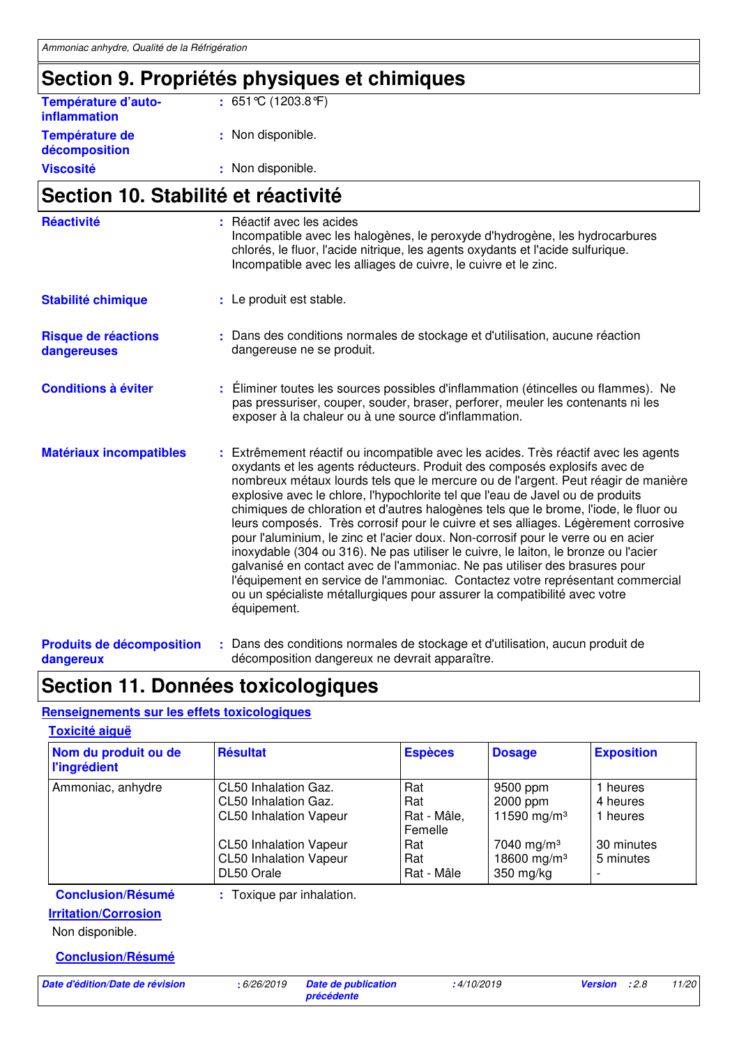## Section 9. Propriétés physiques et chimiques

**Température d'auto-inflammation** : 651°C (1203.8°F)

**Température de décomposition** : Non disponible.

**Viscosité** : Non disponible.

## Section 10. Stabilité et réactivité

**Réactivité** : Réactif avec les acides
Incompatible avec les halogènes, le peroxyde d'hydrogène, les hydrocarbures chlorés, le fluor, l'acide nitrique, les agents oxydants et l'acide sulfurique.
Incompatible avec les alliages de cuivre, le cuivre et le zinc.

**Stabilité chimique** : Le produit est stable.

**Risque de réactions dangereuses** : Dans des conditions normales de stockage et d'utilisation, aucune réaction dangereuse ne se produit.

**Conditions à éviter** : Éliminer toutes les sources possibles d'inflammation (étincelles ou flammes). Ne pas pressuriser, couper, souder, braser, perforer, meuler les contenants ni les exposer à la chaleur ou à une source d'inflammation.

**Matériaux incompatibles** : Extrêmement réactif ou incompatible avec les acides. Très réactif avec les agents oxydants et les agents réducteurs. Produit des composés explosifs avec de nombreux métaux lourds tels que le mercure ou de l'argent. Peut réagir de manière explosive avec le chlore, l'hypochlorite tel que l'eau de Javel ou de produits chimiques de chloration et d'autres halogènes tels que le brome, l'iode, le fluor ou leurs composés. Très corrosif pour le cuivre et ses alliages. Légèrement corrosive pour l'aluminium, le zinc et l'acier doux. Non-corrosif pour le verre ou en acier inoxydable (304 ou 316). Ne pas utiliser le cuivre, le laiton, le bronze ou l'acier galvanisé en contact avec de l'ammoniac. Ne pas utiliser des brasures pour l'équipement en service de l'ammoniac. Contactez votre représentant commercial ou un spécialiste métallurgiques pour assurer la compatibilité avec votre équipement.

**Produits de décomposition dangereux** : Dans des conditions normales de stockage et d'utilisation, aucun produit de décomposition dangereux ne devrait apparaître.

## Section 11. Données toxicologiques

### Renseignements sur les effets toxicologiques

#### Toxicité aiguë

| Nom du produit ou de l'ingrédient | Résultat | Espèces | Dosage | Exposition |
|---|---|---|---|---|
| Ammoniac, anhydre | CL50 Inhalation Gaz. | Rat | 9500 ppm | 1 heures |
| | CL50 Inhalation Gaz. | Rat | 2000 ppm | 4 heures |
| | CL50 Inhalation Vapeur | Rat - Mâle, Femelle | 11590 mg/m³ | 1 heures |
| | CL50 Inhalation Vapeur | Rat | 7040 mg/m³ | 30 minutes |
| | CL50 Inhalation Vapeur | Rat | 18600 mg/m³ | 5 minutes |
| | DL50 Orale | Rat - Mâle | 350 mg/kg | - |

**Conclusion/Résumé** : Toxique par inhalation.

#### Irritation/Corrosion

Non disponible.

**Conclusion/Résumé**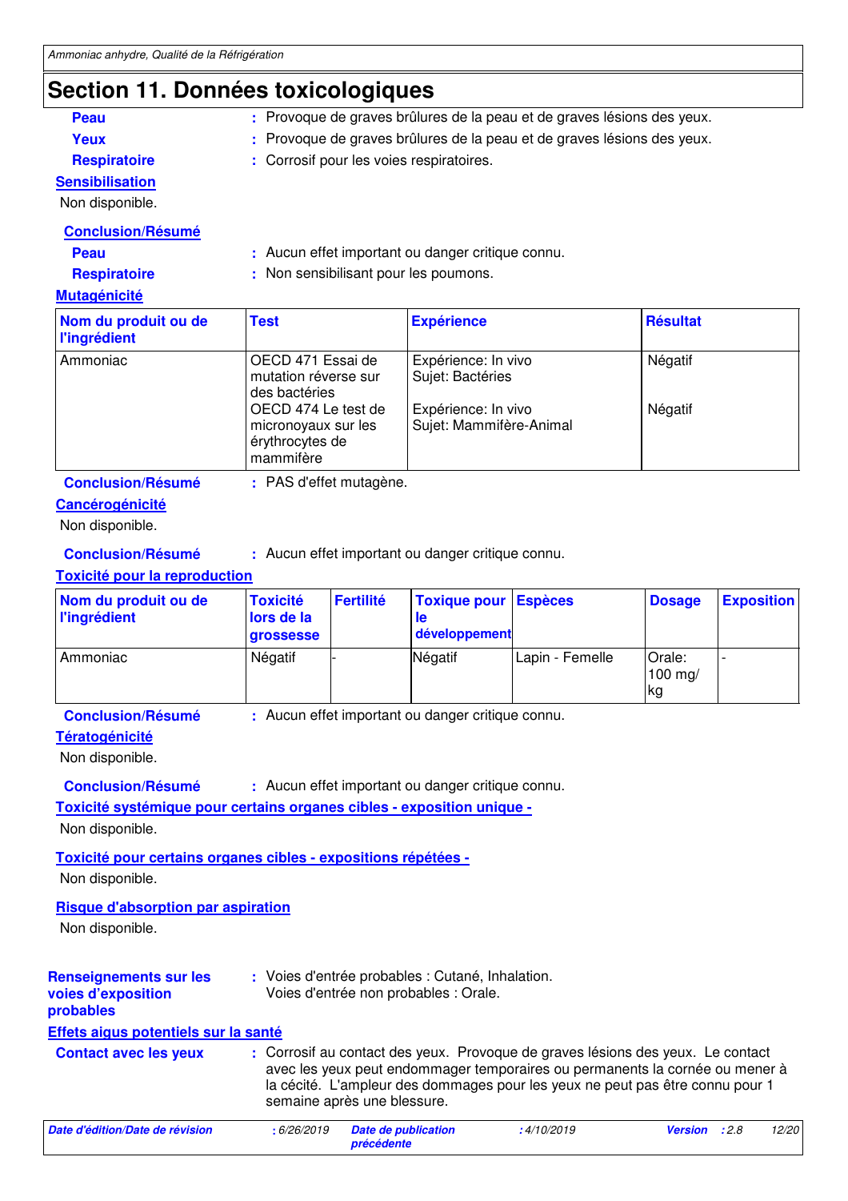## Section 11. Données toxicologiques

**Peau** : Provoque de graves brûlures de la peau et de graves lésions des yeux.

**Yeux** : Provoque de graves brûlures de la peau et de graves lésions des yeux.

**Respiratoire** : Corrosif pour les voies respiratoires.

**Sensibilisation**

Non disponible.

**Conclusion/Résumé**

**Peau** : Aucun effet important ou danger critique connu.

**Respiratoire** : Non sensibilisant pour les poumons.

**Mutagénicité**

| Nom du produit ou de l'ingrédient | Test | Expérience | Résultat |
|---|---|---|---|
| Ammoniac | OECD 471 Essai de mutation réverse sur des bactéries | Expérience: In vivo Sujet: Bactéries | Négatif |
| | OECD 474 Le test de micronoyaux sur les érythrocytes de mammifère | Expérience: In vivo Sujet: Mammifère-Animal | Négatif |

**Conclusion/Résumé** : PAS d'effet mutagène.

**Cancérogénicité**

Non disponible.

**Conclusion/Résumé** : Aucun effet important ou danger critique connu.

**Toxicité pour la reproduction**

| Nom du produit ou de l'ingrédient | Toxicité lors de la grossesse | Fertilité | Toxique pour le développement | Espèces | Dosage | Exposition |
|---|---|---|---|---|---|---|
| Ammoniac | Négatif | - | Négatif | Lapin - Femelle | Orale: 100 mg/kg | - |

**Conclusion/Résumé** : Aucun effet important ou danger critique connu.

**Tératogénicité**

Non disponible.

**Conclusion/Résumé** : Aucun effet important ou danger critique connu.

**Toxicité systémique pour certains organes cibles - exposition unique -**

Non disponible.

**Toxicité pour certains organes cibles - expositions répétées -**

Non disponible.

**Risque d'absorption par aspiration**

Non disponible.

**Renseignements sur les voies d'exposition probables** : Voies d'entrée probables : Cutané, Inhalation.
Voies d'entrée non probables : Orale.

**Effets aigus potentiels sur la santé**

**Contact avec les yeux** : Corrosif au contact des yeux. Provoque de graves lésions des yeux. Le contact avec les yeux peut endommager temporaires ou permanents la cornée ou mener à la cécité. L'ampleur des dommages pour les yeux ne peut pas être connu pour 1 semaine après une blessure.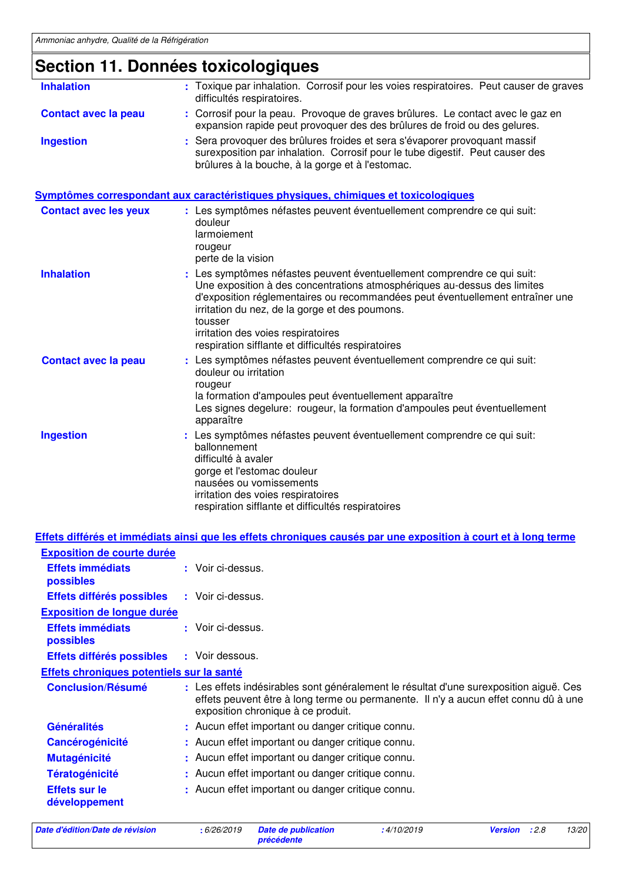## Section 11. Données toxicologiques

**Inhalation** : Toxique par inhalation. Corrosif pour les voies respiratoires. Peut causer de graves difficultés respiratoires.

**Contact avec la peau** : Corrosif pour la peau. Provoque de graves brûlures. Le contact avec le gaz en expansion rapide peut provoquer des des brûlures de froid ou des gelures.

**Ingestion** : Sera provoquer des brûlures froides et sera s'évaporer provoquant massif surexposition par inhalation. Corrosif pour le tube digestif. Peut causer des brûlures à la bouche, à la gorge et à l'estomac.

### Symptômes correspondant aux caractéristiques physiques, chimiques et toxicologiques

**Contact avec les yeux** : Les symptômes néfastes peuvent éventuellement comprendre ce qui suit:
douleur
larmoiement
rougeur
perte de la vision

**Inhalation** : Les symptômes néfastes peuvent éventuellement comprendre ce qui suit:
Une exposition à des concentrations atmosphériques au-dessus des limites d'exposition réglementaires ou recommandées peut éventuellement entraîner une irritation du nez, de la gorge et des poumons.
tousser
irritation des voies respiratoires
respiration sifflante et difficultés respiratoires

**Contact avec la peau** : Les symptômes néfastes peuvent éventuellement comprendre ce qui suit:
douleur ou irritation
rougeur
la formation d'ampoules peut éventuellement apparaître
Les signes degelure: rougeur, la formation d'ampoules peut éventuellement apparaître

**Ingestion** : Les symptômes néfastes peuvent éventuellement comprendre ce qui suit:
ballonnement
difficulté à avaler
gorge et l'estomac douleur
nausées ou vomissements
irritation des voies respiratoires
respiration sifflante et difficultés respiratoires

### Effets différés et immédiats ainsi que les effets chroniques causés par une exposition à court et à long terme

#### Exposition de courte durée

**Effets immédiats possibles** : Voir ci-dessus.

**Effets différés possibles** : Voir ci-dessus.

#### Exposition de longue durée

**Effets immédiats possibles** : Voir ci-dessus.

**Effets différés possibles** : Voir dessous.

#### Effets chroniques potentiels sur la santé

**Conclusion/Résumé** : Les effets indésirables sont généralement le résultat d'une surexposition aiguë. Ces effets peuvent être à long terme ou permanente. Il n'y a aucun effet connu dû à une exposition chronique à ce produit.

**Généralités** : Aucun effet important ou danger critique connu.

**Cancérogénicité** : Aucun effet important ou danger critique connu.

**Mutagénicité** : Aucun effet important ou danger critique connu.

**Tératogénicité** : Aucun effet important ou danger critique connu.

**Effets sur le développement** : Aucun effet important ou danger critique connu.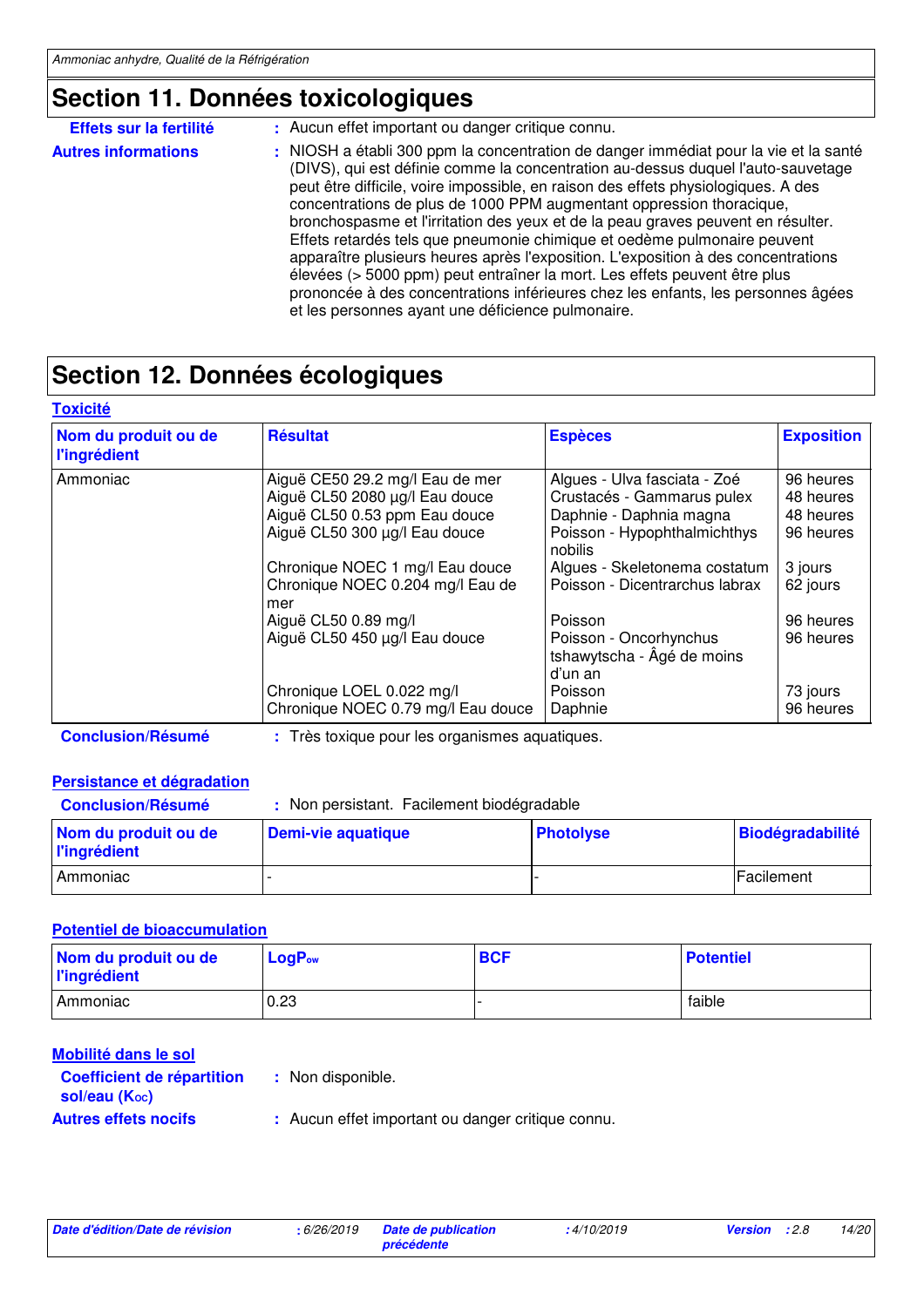## Section 11. Données toxicologiques

**Effets sur la fertilité** : Aucun effet important ou danger critique connu.

**Autres informations** : NIOSH a établi 300 ppm la concentration de danger immédiat pour la vie et la santé (DIVS), qui est définie comme la concentration au-dessus duquel l'auto-sauvetage peut être difficile, voire impossible, en raison des effets physiologiques. A des concentrations de plus de 1000 PPM augmentant oppression thoracique, bronchospasme et l'irritation des yeux et de la peau graves peuvent en résulter. Effets retardés tels que pneumonie chimique et oedème pulmonaire peuvent apparaître plusieurs heures après l'exposition. L'exposition à des concentrations élevées (> 5000 ppm) peut entraîner la mort. Les effets peuvent être plus prononcée à des concentrations inférieures chez les enfants, les personnes âgées et les personnes ayant une déficience pulmonaire.

## Section 12. Données écologiques

### Toxicité

| Nom du produit ou de l'ingrédient | Résultat | Espèces | Exposition |
|---|---|---|---|
| Ammoniac | Aiguë CE50 29.2 mg/l Eau de mer | Algues - Ulva fasciata - Zoé | 96 heures |
| | Aiguë CL50 2080 µg/l Eau douce | Crustacés - Gammarus pulex | 48 heures |
| | Aiguë CL50 0.53 ppm Eau douce | Daphnie - Daphnia magna | 48 heures |
| | Aiguë CL50 300 µg/l Eau douce | Poisson - Hypophthalmichthys nobilis | 96 heures |
| | Chronique NOEC 1 mg/l Eau douce | Algues - Skeletonema costatum | 3 jours |
| | Chronique NOEC 0.204 mg/l Eau de mer | Poisson - Dicentrarchus labrax | 62 jours |
| | Aiguë CL50 0.89 mg/l | Poisson | 96 heures |
| | Aiguë CL50 450 µg/l Eau douce | Poisson - Oncorhynchus tshawytscha - Âgé de moins d'un an | 96 heures |
| | Chronique LOEL 0.022 mg/l | Poisson | 73 jours |
| | Chronique NOEC 0.79 mg/l Eau douce | Daphnie | 96 heures |

**Conclusion/Résumé** : Très toxique pour les organismes aquatiques.

### Persistance et dégradation

**Conclusion/Résumé** : Non persistant. Facilement biodégradable

| Nom du produit ou de l'ingrédient | Demi-vie aquatique | Photolyse | Biodégradabilité |
|---|---|---|---|
| Ammoniac | - | - | Facilement |

### Potentiel de bioaccumulation

| Nom du produit ou de l'ingrédient | $LogP_{ow}$ | BCF | Potentiel |
|---|---|---|---|
| Ammoniac | 0.23 | - | faible |

### Mobilité dans le sol

**Coefficient de répartition sol/eau ($K_{OC}$)** : Non disponible.

**Autres effets nocifs** : Aucun effet important ou danger critique connu.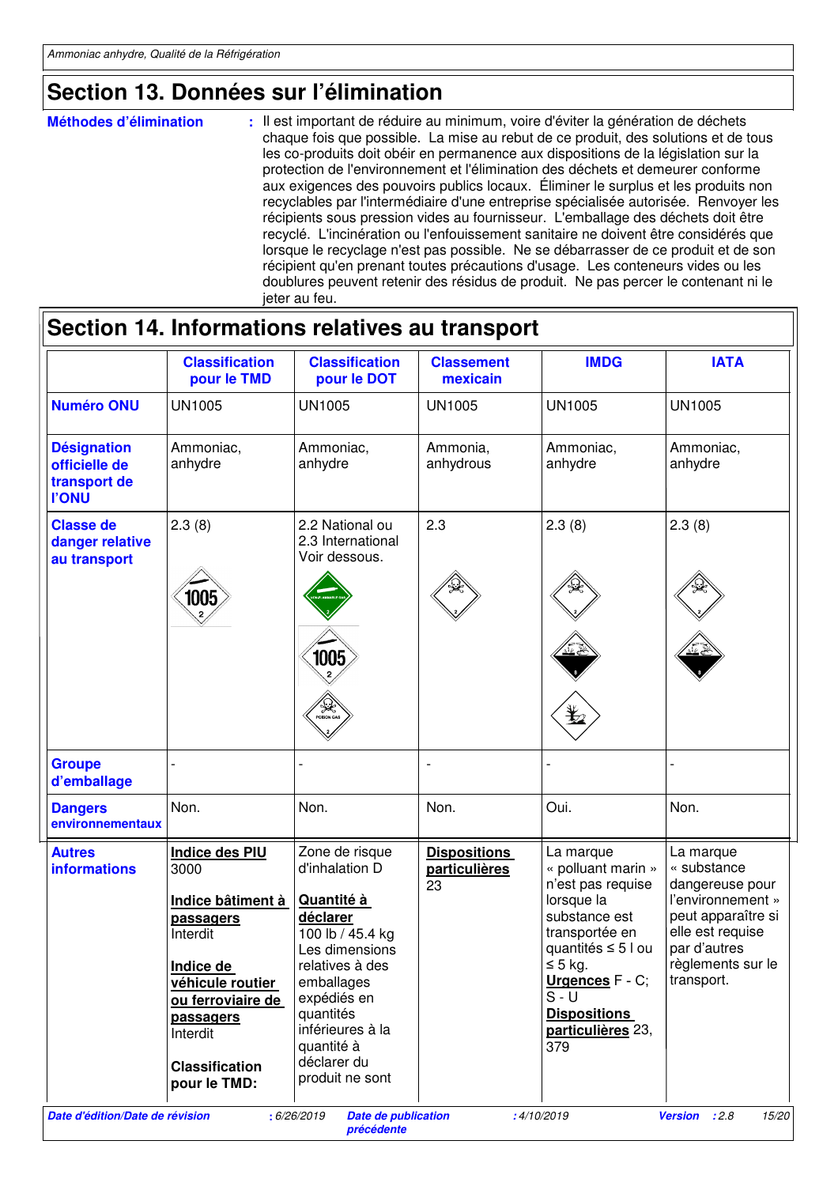## Section 13. Données sur l'élimination

**Méthodes d'élimination** : Il est important de réduire au minimum, voire d'éviter la génération de déchets chaque fois que possible. La mise au rebut de ce produit, des solutions et de tous les co-produits doit obéir en permanence aux dispositions de la législation sur la protection de l'environnement et l'élimination des déchets et demeurer conforme aux exigences des pouvoirs publics locaux. Éliminer le surplus et les produits non recyclables par l'intermédiaire d'une entreprise spécialisée autorisée. Renvoyer les récipients sous pression vides au fournisseur. L'emballage des déchets doit être recyclé. L'incinération ou l'enfouissement sanitaire ne doivent être considérés que lorsque le recyclage n'est pas possible. Ne se débarrasser de ce produit et de son récipient qu'en prenant toutes précautions d'usage. Les conteneurs vides ou les doublures peuvent retenir des résidus de produit. Ne pas percer le contenant ni le jeter au feu.

## Section 14. Informations relatives au transport

| | Classification pour le TMD | Classification pour le DOT | Classement mexicain | IMDG | IATA |
|---|---|---|---|---|---|
| **Numéro ONU** | UN1005 | UN1005 | UN1005 | UN1005 | UN1005 |
| **Désignation officielle de transport de l'ONU** | Ammoniac, anhydre | Ammoniac, anhydre | Ammonia, anhydrous | Ammoniac, anhydre | Ammoniac, anhydre |
| **Classe de danger relative au transport** | 2.3 (8) | 2.2 National ou 2.3 International Voir dessous. | 2.3 | 2.3 (8) | 2.3 (8) |
| **Groupe d'emballage** | - | - | - | - | - |
| **Dangers environnementaux** | Non. | Non. | Non. | Oui. | Non. |
| **Autres informations** | **Indice des PIU** 3000<br>**Indice bâtiment à passagers** Interdit<br>**Indice de véhicule routier ou ferroviaire de passagers** Interdit<br>**Classification pour le TMD:** | Zone de risque d'inhalation D<br>**Quantité à déclarer** 100 lb / 45.4 kg Les dimensions relatives à des emballages expédiés en quantités inférieures à la quantité à déclarer du produit ne sont | **Dispositions particulières** 23 | La marque « polluant marin » n'est pas requise lorsque la substance est transportée en quantités ≤ 5 l ou ≤ 5 kg.<br>**Urgences** F - C; S - U<br>**Dispositions particulières** 23, 379 | La marque « substance dangereuse pour l'environnement » peut apparaître si elle est requise par d'autres règlements sur le transport. |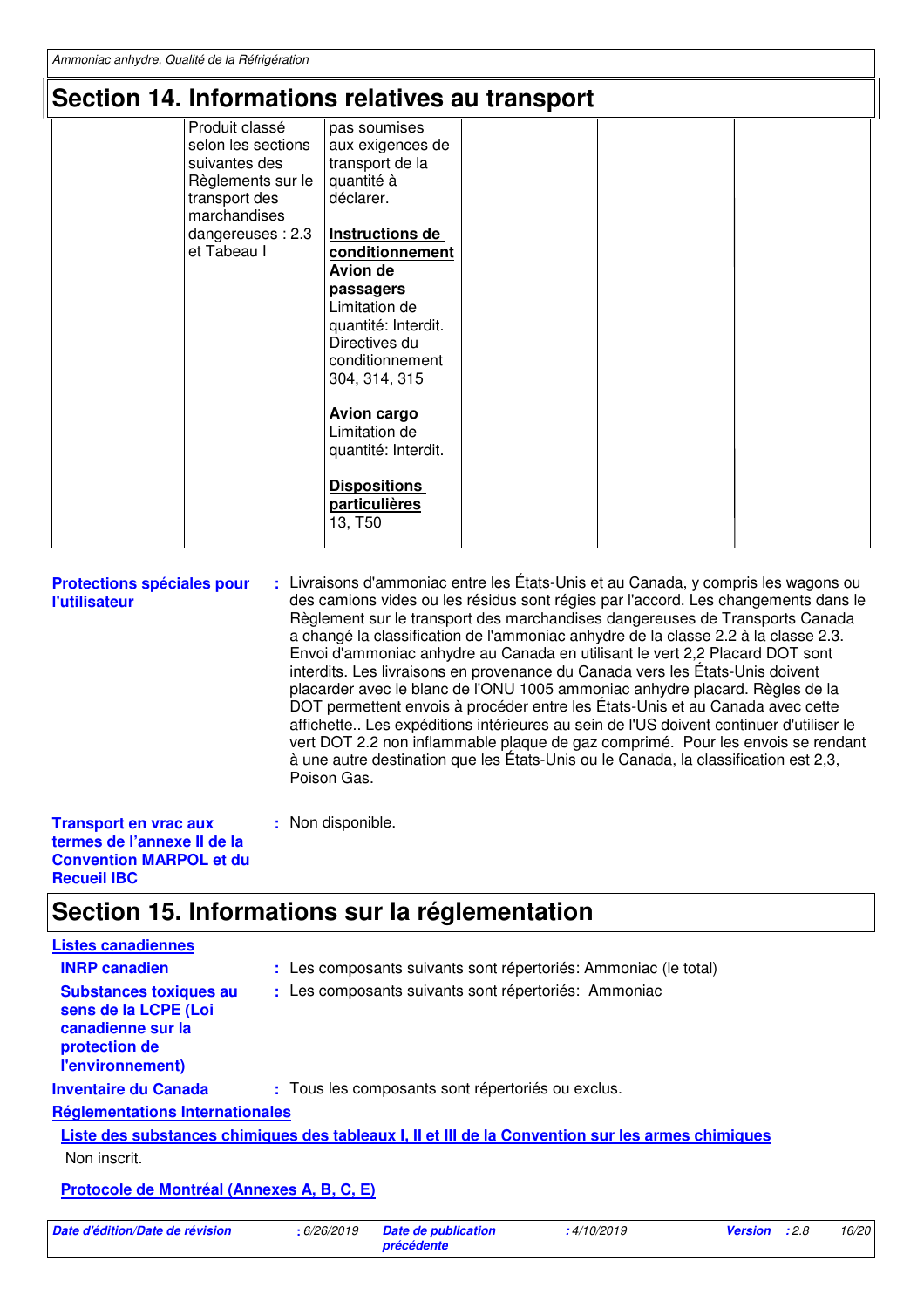## Section 14. Informations relatives au transport

| | | | | | |
|---|---|---|---|---|---|
| | Produit classé selon les sections suivantes des Règlements sur le transport des marchandises dangereuses : 2.3 et Tabeau I | pas soumises aux exigences de transport de la quantité à déclarer.<br><br>**Instructions de conditionnement**<br>**Avion de passagers**<br>Limitation de quantité: Interdit.<br>Directives du conditionnement 304, 314, 315<br><br>**Avion cargo**<br>Limitation de quantité: Interdit.<br><br>**Dispositions particulières**<br>13, T50 | | | |

**Protections spéciales pour l'utilisateur** : Livraisons d'ammoniac entre les États-Unis et au Canada, y compris les wagons ou des camions vides ou les résidus sont régies par l'accord. Les changements dans le Règlement sur le transport des marchandises dangereuses de Transports Canada a changé la classification de l'ammoniac anhydre de la classe 2.2 à la classe 2.3. Envoi d'ammoniac anhydre au Canada en utilisant le vert 2,2 Placard DOT sont interdits. Les livraisons en provenance du Canada vers les États-Unis doivent placarder avec le blanc de l'ONU 1005 ammoniac anhydre placard. Règles de la DOT permettent envois à procéder entre les États-Unis et au Canada avec cette affichette.. Les expéditions intérieures au sein de l'US doivent continuer d'utiliser le vert DOT 2.2 non inflammable plaque de gaz comprimé. Pour les envois se rendant à une autre destination que les États-Unis ou le Canada, la classification est 2,3, Poison Gas.

**Transport en vrac aux termes de l'annexe II de la Convention MARPOL et du Recueil IBC** : Non disponible.

## Section 15. Informations sur la réglementation

**Listes canadiennes**

**INRP canadien** : Les composants suivants sont répertoriés: Ammoniac (le total)

**Substances toxiques au sens de la LCPE (Loi canadienne sur la protection de l'environnement)** : Les composants suivants sont répertoriés: Ammoniac

**Inventaire du Canada** : Tous les composants sont répertoriés ou exclus.

**Réglementations Internationales**

**Liste des substances chimiques des tableaux I, II et III de la Convention sur les armes chimiques**

Non inscrit.

**Protocole de Montréal (Annexes A, B, C, E)**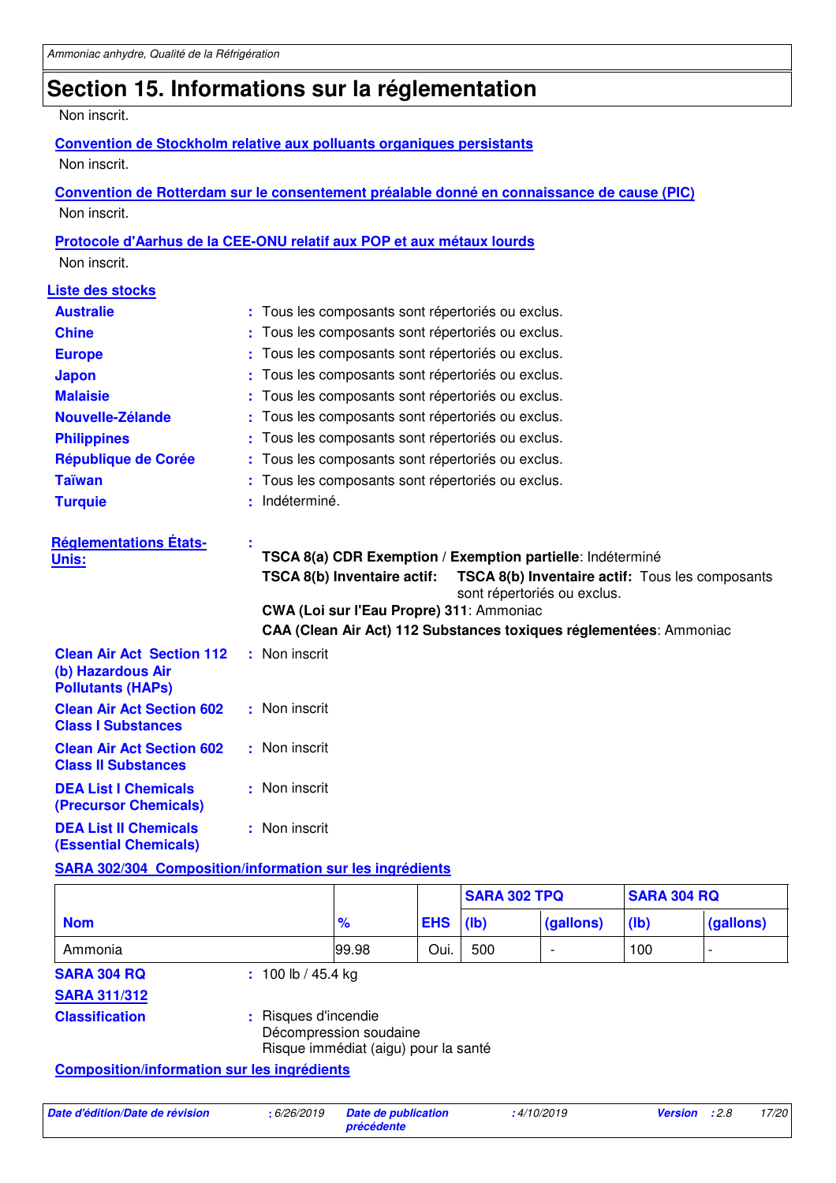## Section 15. Informations sur la réglementation

Non inscrit.

**Convention de Stockholm relative aux polluants organiques persistants**

Non inscrit.

**Convention de Rotterdam sur le consentement préalable donné en connaissance de cause (PIC)**

Non inscrit.

**Protocole d'Aarhus de la CEE-ONU relatif aux POP et aux métaux lourds**

Non inscrit.

**Liste des stocks**

**Australie** : Tous les composants sont répertoriés ou exclus.
**Chine** : Tous les composants sont répertoriés ou exclus.
**Europe** : Tous les composants sont répertoriés ou exclus.
**Japon** : Tous les composants sont répertoriés ou exclus.
**Malaisie** : Tous les composants sont répertoriés ou exclus.
**Nouvelle-Zélande** : Tous les composants sont répertoriés ou exclus.
**Philippines** : Tous les composants sont répertoriés ou exclus.
**République de Corée** : Tous les composants sont répertoriés ou exclus.
**Taïwan** : Tous les composants sont répertoriés ou exclus.
**Turquie** : Indéterminé.

**Réglementations États-Unis:** :
**TSCA 8(a) CDR Exemption / Exemption partielle**: Indéterminé
**TSCA 8(b) Inventaire actif:** **TSCA 8(b) Inventaire actif:** Tous les composants sont répertoriés ou exclus.
**CWA (Loi sur l'Eau Propre) 311**: Ammoniac
**CAA (Clean Air Act) 112 Substances toxiques réglementées**: Ammoniac

**Clean Air Act Section 112 (b) Hazardous Air Pollutants (HAPs)** : Non inscrit

**Clean Air Act Section 602 Class I Substances** : Non inscrit

**Clean Air Act Section 602 Class II Substances** : Non inscrit

**DEA List I Chemicals (Precursor Chemicals)** : Non inscrit

**DEA List II Chemicals (Essential Chemicals)** : Non inscrit

**SARA 302/304 Composition/information sur les ingrédients**

| | | | SARA 302 TPQ | | SARA 304 RQ | |
|---|---|---|---|---|---|---|
| **Nom** | **%** | **EHS** | **(lb)** | **(gallons)** | **(lb)** | **(gallons)** |
| Ammonia | 99.98 | Oui. | 500 | - | 100 | - |

**SARA 304 RQ** : 100 lb / 45.4 kg

**SARA 311/312**

**Classification** : Risques d'incendie
Décompression soudaine
Risque immédiat (aigu) pour la santé

**Composition/information sur les ingrédients**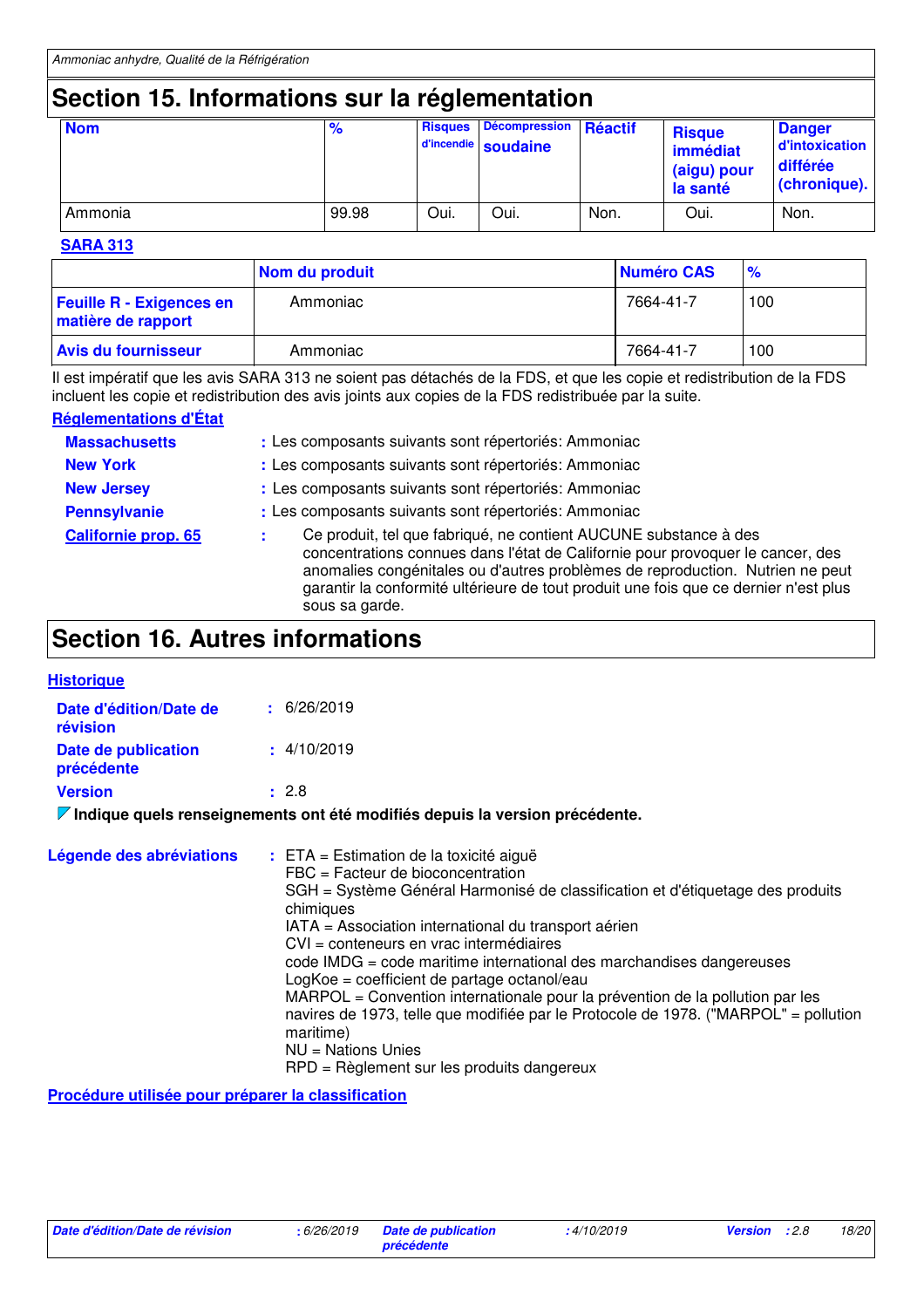## Section 15. Informations sur la réglementation

| Nom | % | Risques d'incendie | Décompression soudaine | Réactif | Risque immédiat (aigu) pour la santé | Danger d'intoxication différée (chronique). |
|---|---|---|---|---|---|---|
| Ammonia | 99.98 | Oui. | Oui. | Non. | Oui. | Non. |

**SARA 313**

| | Nom du produit | Numéro CAS | % |
|---|---|---|---|
| **Feuille R - Exigences en matière de rapport** | Ammoniac | 7664-41-7 | 100 |
| **Avis du fournisseur** | Ammoniac | 7664-41-7 | 100 |

Il est impératif que les avis SARA 313 ne soient pas détachés de la FDS, et que les copie et redistribution de la FDS incluent les copie et redistribution des avis joints aux copies de la FDS redistribuée par la suite.

**Réglementations d'État**

**Massachusetts** : Les composants suivants sont répertoriés: Ammoniac

**New York** : Les composants suivants sont répertoriés: Ammoniac

**New Jersey** : Les composants suivants sont répertoriés: Ammoniac

**Pennsylvanie** : Les composants suivants sont répertoriés: Ammoniac

**Californie prop. 65** : Ce produit, tel que fabriqué, ne contient AUCUNE substance à des concentrations connues dans l'état de Californie pour provoquer le cancer, des anomalies congénitales ou d'autres problèmes de reproduction. Nutrien ne peut garantir la conformité ultérieure de tout produit une fois que ce dernier n'est plus sous sa garde.

## Section 16. Autres informations

**Historique**

**Date d'édition/Date de révision** : 6/26/2019

**Date de publication précédente** : 4/10/2019

**Version** : 2.8

**Indique quels renseignements ont été modifiés depuis la version précédente.**

**Légende des abréviations** :
ETA = Estimation de la toxicité aiguë
FBC = Facteur de bioconcentration
SGH = Système Général Harmonisé de classification et d'étiquetage des produits chimiques
IATA = Association international du transport aérien
CVI = conteneurs en vrac intermédiaires
code IMDG = code maritime international des marchandises dangereuses
LogKoe = coefficient de partage octanol/eau
MARPOL = Convention internationale pour la prévention de la pollution par les navires de 1973, telle que modifiée par le Protocole de 1978. ("MARPOL" = pollution maritime)
NU = Nations Unies
RPD = Règlement sur les produits dangereux

**Procédure utilisée pour préparer la classification**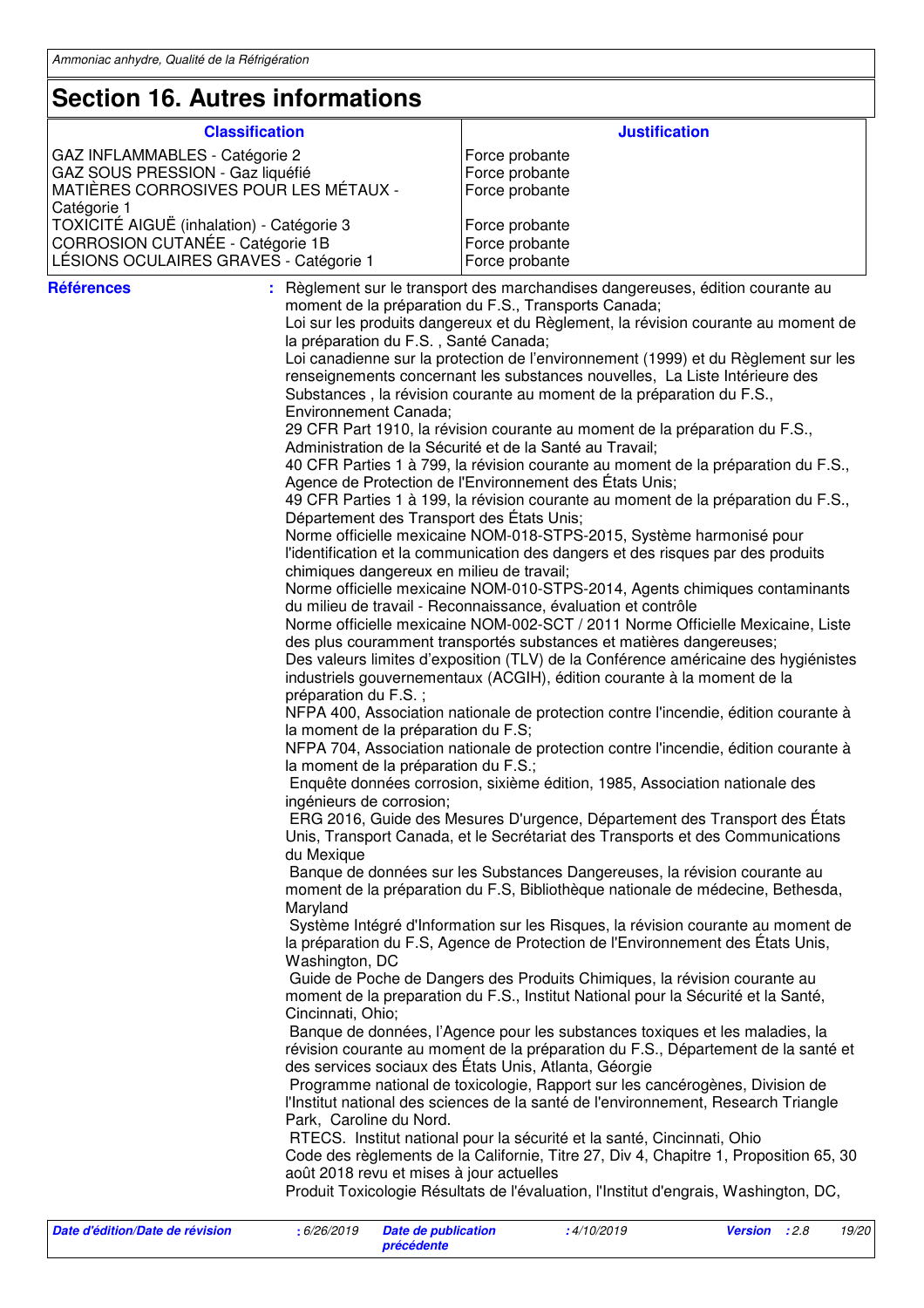## Section 16. Autres informations

| Classification | Justification |
| --- | --- |
| GAZ INFLAMMABLES - Catégorie 2 | Force probante |
| GAZ SOUS PRESSION - Gaz liquéfié | Force probante |
| MATIÈRES CORROSIVES POUR LES MÉTAUX - Catégorie 1 | Force probante |
| TOXICITÉ AIGUË (inhalation) - Catégorie 3 | Force probante |
| CORROSION CUTANÉE - Catégorie 1B | Force probante |
| LÉSIONS OCULAIRES GRAVES - Catégorie 1 | Force probante |

**Références** : Règlement sur le transport des marchandises dangereuses, édition courante au moment de la préparation du F.S., Transports Canada;
Loi sur les produits dangereux et du Règlement, la révision courante au moment de la préparation du F.S. , Santé Canada;
Loi canadienne sur la protection de l'environnement (1999) et du Règlement sur les renseignements concernant les substances nouvelles, La Liste Intérieure des Substances , la révision courante au moment de la préparation du F.S., Environnement Canada;
29 CFR Part 1910, la révision courante au moment de la préparation du F.S., Administration de la Sécurité et de la Santé au Travail;
40 CFR Parties 1 à 799, la révision courante au moment de la préparation du F.S., Agence de Protection de l'Environnement des États Unis;
49 CFR Parties 1 à 199, la révision courante au moment de la préparation du F.S., Département des Transport des États Unis;
Norme officielle mexicaine NOM-018-STPS-2015, Système harmonisé pour l'identification et la communication des dangers et des risques par des produits chimiques dangereux en milieu de travail;
Norme officielle mexicaine NOM-010-STPS-2014, Agents chimiques contaminants du milieu de travail - Reconnaissance, évaluation et contrôle
Norme officielle mexicaine NOM-002-SCT / 2011 Norme Officielle Mexicaine, Liste des plus couramment transportés substances et matières dangereuses;
Des valeurs limites d'exposition (TLV) de la Conférence américaine des hygiénistes industriels gouvernementaux (ACGIH), édition courante à la moment de la préparation du F.S. ;
NFPA 400, Association nationale de protection contre l'incendie, édition courante à la moment de la préparation du F.S;
NFPA 704, Association nationale de protection contre l'incendie, édition courante à la moment de la préparation du F.S.;
Enquête données corrosion, sixième édition, 1985, Association nationale des ingénieurs de corrosion;
ERG 2016, Guide des Mesures D'urgence, Département des Transport des États Unis, Transport Canada, et le Secrétariat des Transports et des Communications du Mexique
Banque de données sur les Substances Dangereuses, la révision courante au moment de la préparation du F.S, Bibliothèque nationale de médecine, Bethesda, Maryland
Système Intégré d'Information sur les Risques, la révision courante au moment de la préparation du F.S, Agence de Protection de l'Environnement des États Unis, Washington, DC
Guide de Poche de Dangers des Produits Chimiques, la révision courante au moment de la preparation du F.S., Institut National pour la Sécurité et la Santé, Cincinnati, Ohio;
Banque de données, l'Agence pour les substances toxiques et les maladies, la révision courante au moment de la préparation du F.S., Département de la santé et des services sociaux des États Unis, Atlanta, Géorgie
Programme national de toxicologie, Rapport sur les cancérogènes, Division de l'Institut national des sciences de la santé de l'environnement, Research Triangle Park, Caroline du Nord.
RTECS. Institut national pour la sécurité et la santé, Cincinnati, Ohio
Code des règlements de la Californie, Titre 27, Div 4, Chapitre 1, Proposition 65, 30 août 2018 revu et mises à jour actuelles
Produit Toxicologie Résultats de l'évaluation, l'Institut d'engrais, Washington, DC,

| Date d'édition/Date de révision | : 6/26/2019 | Date de publication précédente | : 4/10/2019 | Version | : 2.8 |
| --- | --- | --- | --- | --- | --- |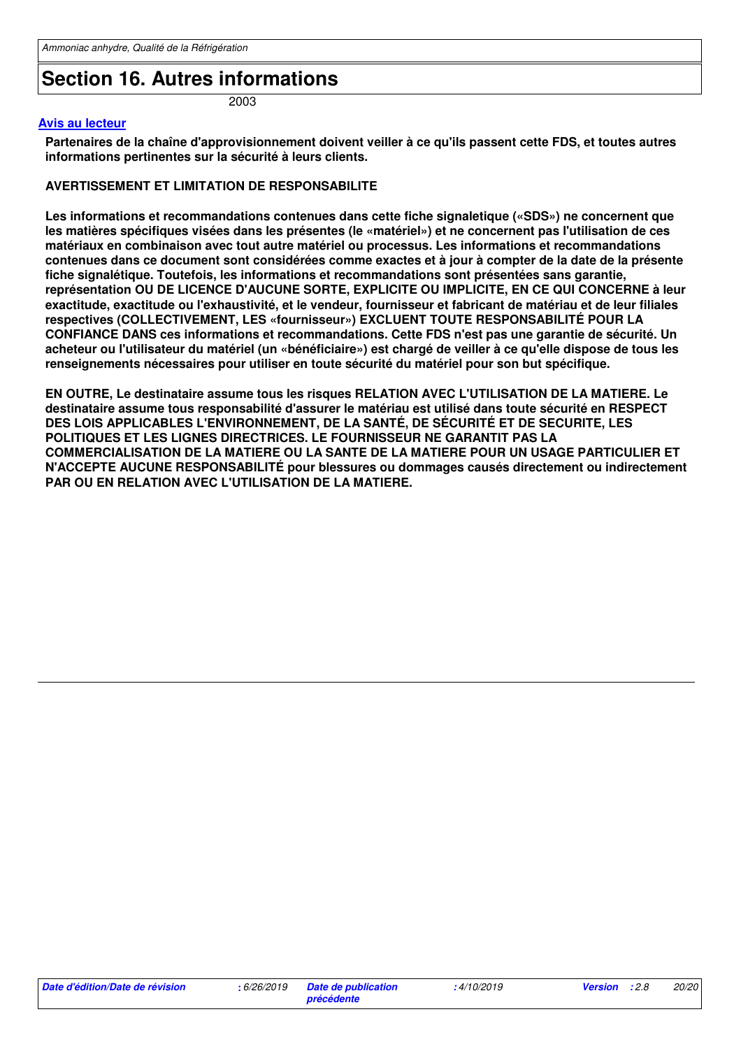## Section 16. Autres informations

2003

**Avis au lecteur**

**Partenaires de la chaîne d'approvisionnement doivent veiller à ce qu'ils passent cette FDS, et toutes autres informations pertinentes sur la sécurité à leurs clients.**

**AVERTISSEMENT ET LIMITATION DE RESPONSABILITE**

**Les informations et recommandations contenues dans cette fiche signaletique («SDS») ne concernent que les matières spécifiques visées dans les présentes (le «matériel») et ne concernent pas l'utilisation de ces matériaux en combinaison avec tout autre matériel ou processus. Les informations et recommandations contenues dans ce document sont considérées comme exactes et à jour à compter de la date de la présente fiche signalétique. Toutefois, les informations et recommandations sont présentées sans garantie, représentation OU DE LICENCE D'AUCUNE SORTE, EXPLICITE OU IMPLICITE, EN CE QUI CONCERNE à leur exactitude, exactitude ou l'exhaustivité, et le vendeur, fournisseur et fabricant de matériau et de leur filiales respectives (COLLECTIVEMENT, LES «fournisseur») EXCLUENT TOUTE RESPONSABILITÉ POUR LA CONFIANCE DANS ces informations et recommandations. Cette FDS n'est pas une garantie de sécurité. Un acheteur ou l'utilisateur du matériel (un «bénéficiaire») est chargé de veiller à ce qu'elle dispose de tous les renseignements nécessaires pour utiliser en toute sécurité du matériel pour son but spécifique.**

**EN OUTRE, Le destinataire assume tous les risques RELATION AVEC L'UTILISATION DE LA MATIERE. Le destinataire assume tous responsabilité d'assurer le matériau est utilisé dans toute sécurité en RESPECT DES LOIS APPLICABLES L'ENVIRONNEMENT, DE LA SANTÉ, DE SÉCURITÉ ET DE SECURITE, LES POLITIQUES ET LES LIGNES DIRECTRICES. LE FOURNISSEUR NE GARANTIT PAS LA COMMERCIALISATION DE LA MATIERE OU LA SANTE DE LA MATIERE POUR UN USAGE PARTICULIER ET N'ACCEPTE AUCUNE RESPONSABILITÉ pour blessures ou dommages causés directement ou indirectement PAR OU EN RELATION AVEC L'UTILISATION DE LA MATIERE.**